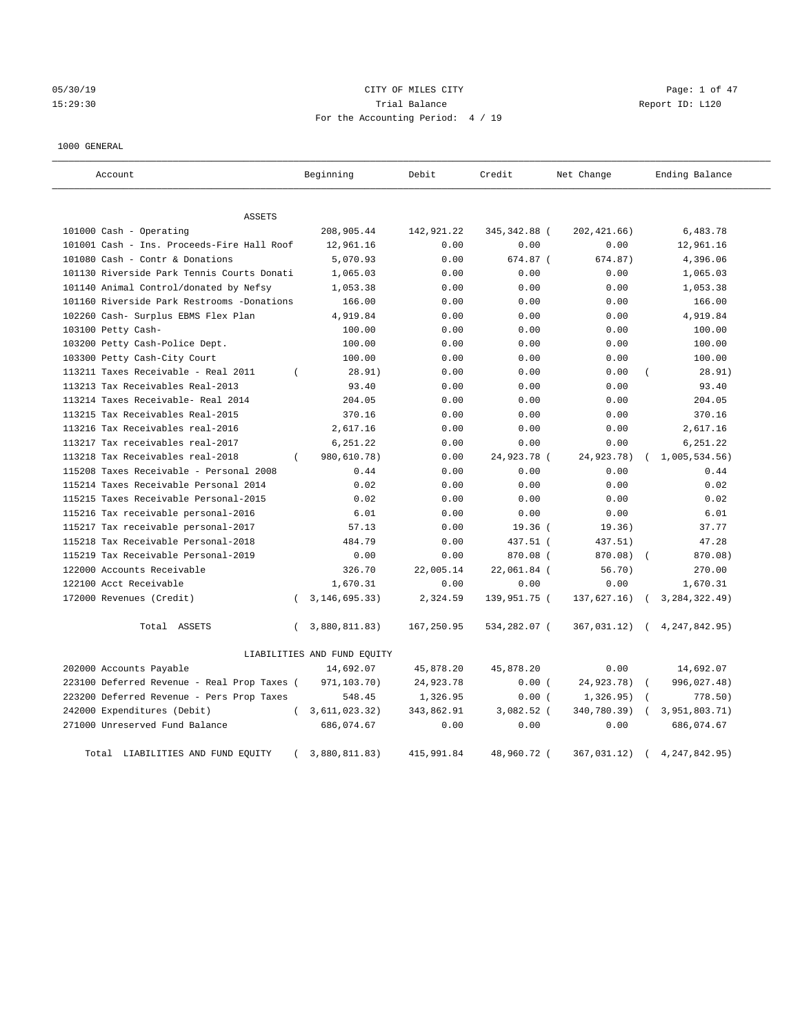CITY OF MILES CITY

Trial Balance

For the Accounting Period: 4 / 19

05/30/19
15:29:30

Report ID: L120

1000 GENERAL

| Account | Beginning | Debit | Credit | Net Change | Ending Balance |
|---|---|---|---|---|---|
| ASSETS | | | | | |
| 101000 Cash - Operating | 208,905.44 | 142,921.22 | 345,342.88 ( | 202,421.66) | 6,483.78 |
| 101001 Cash - Ins. Proceeds-Fire Hall Roof | 12,961.16 | 0.00 | 0.00 | 0.00 | 12,961.16 |
| 101080 Cash - Contr & Donations | 5,070.93 | 0.00 | 674.87 ( | 674.87) | 4,396.06 |
| 101130 Riverside Park Tennis Courts Donati | 1,065.03 | 0.00 | 0.00 | 0.00 | 1,065.03 |
| 101140 Animal Control/donated by Nefsy | 1,053.38 | 0.00 | 0.00 | 0.00 | 1,053.38 |
| 101160 Riverside Park Restrooms -Donations | 166.00 | 0.00 | 0.00 | 0.00 | 166.00 |
| 102260 Cash- Surplus EBMS Flex Plan | 4,919.84 | 0.00 | 0.00 | 0.00 | 4,919.84 |
| 103100 Petty Cash- | 100.00 | 0.00 | 0.00 | 0.00 | 100.00 |
| 103200 Petty Cash-Police Dept. | 100.00 | 0.00 | 0.00 | 0.00 | 100.00 |
| 103300 Petty Cash-City Court | 100.00 | 0.00 | 0.00 | 0.00 | 100.00 |
| 113211 Taxes Receivable - Real 2011 | ( 28.91) | 0.00 | 0.00 | 0.00 | ( 28.91) |
| 113213 Tax Receivables Real-2013 | 93.40 | 0.00 | 0.00 | 0.00 | 93.40 |
| 113214 Taxes Receivable- Real 2014 | 204.05 | 0.00 | 0.00 | 0.00 | 204.05 |
| 113215 Tax Receivables Real-2015 | 370.16 | 0.00 | 0.00 | 0.00 | 370.16 |
| 113216 Tax Receivables real-2016 | 2,617.16 | 0.00 | 0.00 | 0.00 | 2,617.16 |
| 113217 Tax receivables real-2017 | 6,251.22 | 0.00 | 0.00 | 0.00 | 6,251.22 |
| 113218 Tax Receivables real-2018 | ( 980,610.78) | 0.00 | 24,923.78 ( | 24,923.78) | ( 1,005,534.56) |
| 115208 Taxes Receivable - Personal 2008 | 0.44 | 0.00 | 0.00 | 0.00 | 0.44 |
| 115214 Taxes Receivable Personal 2014 | 0.02 | 0.00 | 0.00 | 0.00 | 0.02 |
| 115215 Taxes Receivable Personal-2015 | 0.02 | 0.00 | 0.00 | 0.00 | 0.02 |
| 115216 Tax receivable personal-2016 | 6.01 | 0.00 | 0.00 | 0.00 | 6.01 |
| 115217 Tax receivable personal-2017 | 57.13 | 0.00 | 19.36 ( | 19.36) | 37.77 |
| 115218 Tax Receivable Personal-2018 | 484.79 | 0.00 | 437.51 ( | 437.51) | 47.28 |
| 115219 Tax Receivable Personal-2019 | 0.00 | 0.00 | 870.08 ( | 870.08) | ( 870.08) |
| 122000 Accounts Receivable | 326.70 | 22,005.14 | 22,061.84 ( | 56.70) | 270.00 |
| 122100 Acct Receivable | 1,670.31 | 0.00 | 0.00 | 0.00 | 1,670.31 |
| 172000 Revenues (Credit) | ( 3,146,695.33) | 2,324.59 | 139,951.75 ( | 137,627.16) | ( 3,284,322.49) |
| Total ASSETS | ( 3,880,811.83) | 167,250.95 | 534,282.07 ( | 367,031.12) | ( 4,247,842.95) |
| LIABILITIES AND FUND EQUITY | | | | | |
| 202000 Accounts Payable | 14,692.07 | 45,878.20 | 45,878.20 | 0.00 | 14,692.07 |
| 223100 Deferred Revenue - Real Prop Taxes | ( 971,103.70) | 24,923.78 | 0.00 ( | 24,923.78) | ( 996,027.48) |
| 223200 Deferred Revenue - Pers Prop Taxes | 548.45 | 1,326.95 | 0.00 ( | 1,326.95) | ( 778.50) |
| 242000 Expenditures (Debit) | ( 3,611,023.32) | 343,862.91 | 3,082.52 ( | 340,780.39) | ( 3,951,803.71) |
| 271000 Unreserved Fund Balance | 686,074.67 | 0.00 | 0.00 | 0.00 | 686,074.67 |
| Total LIABILITIES AND FUND EQUITY | ( 3,880,811.83) | 415,991.84 | 48,960.72 ( | 367,031.12) | ( 4,247,842.95) |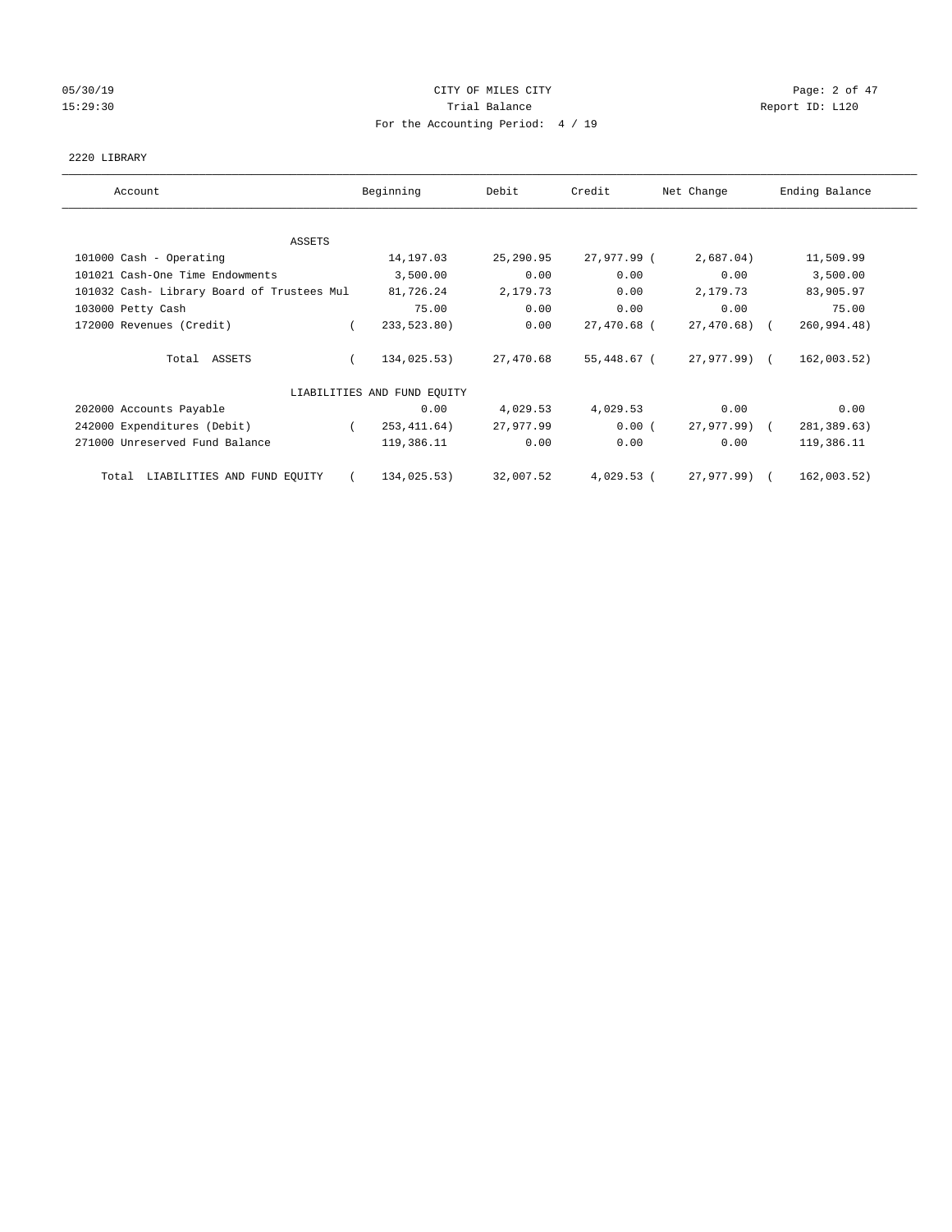CITY OF MILES CITY
Trial Balance
For the Accounting Period: 4 / 19

05/30/19
15:29:30

Report ID: L120

2220 LIBRARY

| Account | Beginning | Debit | Credit | Net Change | Ending Balance |
|---|---|---|---|---|---|
| ASSETS | | | | | |
| 101000 Cash - Operating | 14,197.03 | 25,290.95 | 27,977.99 | ( 2,687.04) | 11,509.99 |
| 101021 Cash-One Time Endowments | 3,500.00 | 0.00 | 0.00 | 0.00 | 3,500.00 |
| 101032 Cash- Library Board of Trustees Mul | 81,726.24 | 2,179.73 | 0.00 | 2,179.73 | 83,905.97 |
| 103000 Petty Cash | 75.00 | 0.00 | 0.00 | 0.00 | 75.00 |
| 172000 Revenues (Credit) | ( 233,523.80) | 0.00 | 27,470.68 | ( 27,470.68) | ( 260,994.48) |
| Total ASSETS | ( 134,025.53) | 27,470.68 | 55,448.67 | ( 27,977.99) | ( 162,003.52) |
| LIABILITIES AND FUND EQUITY | | | | | |
| 202000 Accounts Payable | 0.00 | 4,029.53 | 4,029.53 | 0.00 | 0.00 |
| 242000 Expenditures (Debit) | ( 253,411.64) | 27,977.99 | 0.00 | ( 27,977.99) | ( 281,389.63) |
| 271000 Unreserved Fund Balance | 119,386.11 | 0.00 | 0.00 | 0.00 | 119,386.11 |
| Total LIABILITIES AND FUND EQUITY | ( 134,025.53) | 32,007.52 | 4,029.53 | ( 27,977.99) | ( 162,003.52) |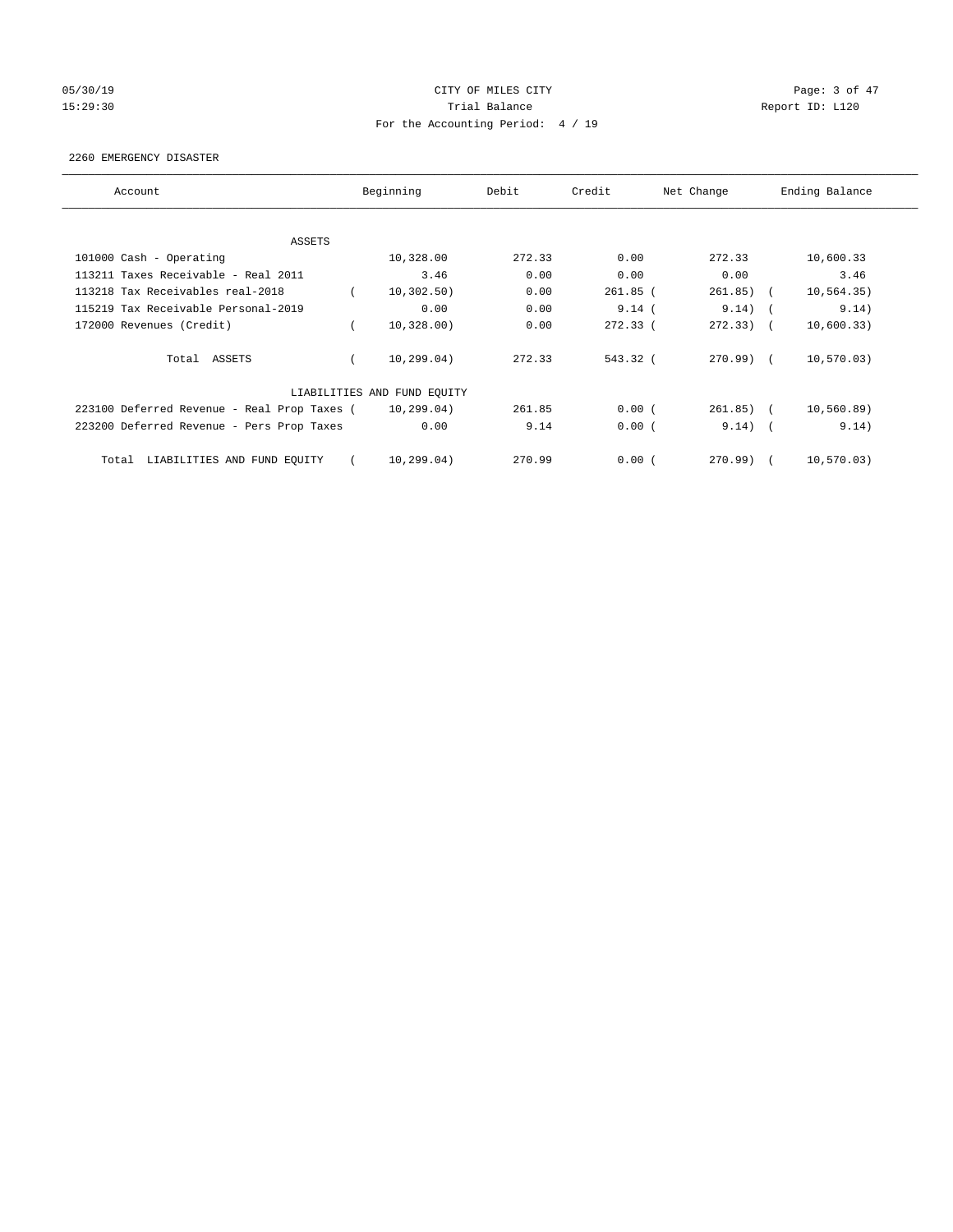CITY OF MILES CITY

Trial Balance

For the Accounting Period: 4 / 19

05/30/19 15:29:30 Report ID: L120

2260 EMERGENCY DISASTER

| Account | Beginning | Debit | Credit | Net Change | Ending Balance |
|---|---|---|---|---|---|
| ASSETS | | | | | |
| 101000 Cash - Operating | 10,328.00 | 272.33 | 0.00 | 272.33 | 10,600.33 |
| 113211 Taxes Receivable - Real 2011 | 3.46 | 0.00 | 0.00 | 0.00 | 3.46 |
| 113218 Tax Receivables real-2018 | ( 10,302.50) | 0.00 | 261.85 | ( 261.85) | ( 10,564.35) |
| 115219 Tax Receivable Personal-2019 | 0.00 | 0.00 | 9.14 | ( 9.14) | ( 9.14) |
| 172000 Revenues (Credit) | ( 10,328.00) | 0.00 | 272.33 | ( 272.33) | ( 10,600.33) |
| Total ASSETS | ( 10,299.04) | 272.33 | 543.32 | ( 270.99) | ( 10,570.03) |
| LIABILITIES AND FUND EQUITY | | | | | |
| 223100 Deferred Revenue - Real Prop Taxes | ( 10,299.04) | 261.85 | 0.00 | ( 261.85) | ( 10,560.89) |
| 223200 Deferred Revenue - Pers Prop Taxes | 0.00 | 9.14 | 0.00 | ( 9.14) | ( 9.14) |
| Total LIABILITIES AND FUND EQUITY | ( 10,299.04) | 270.99 | 0.00 | ( 270.99) | ( 10,570.03) |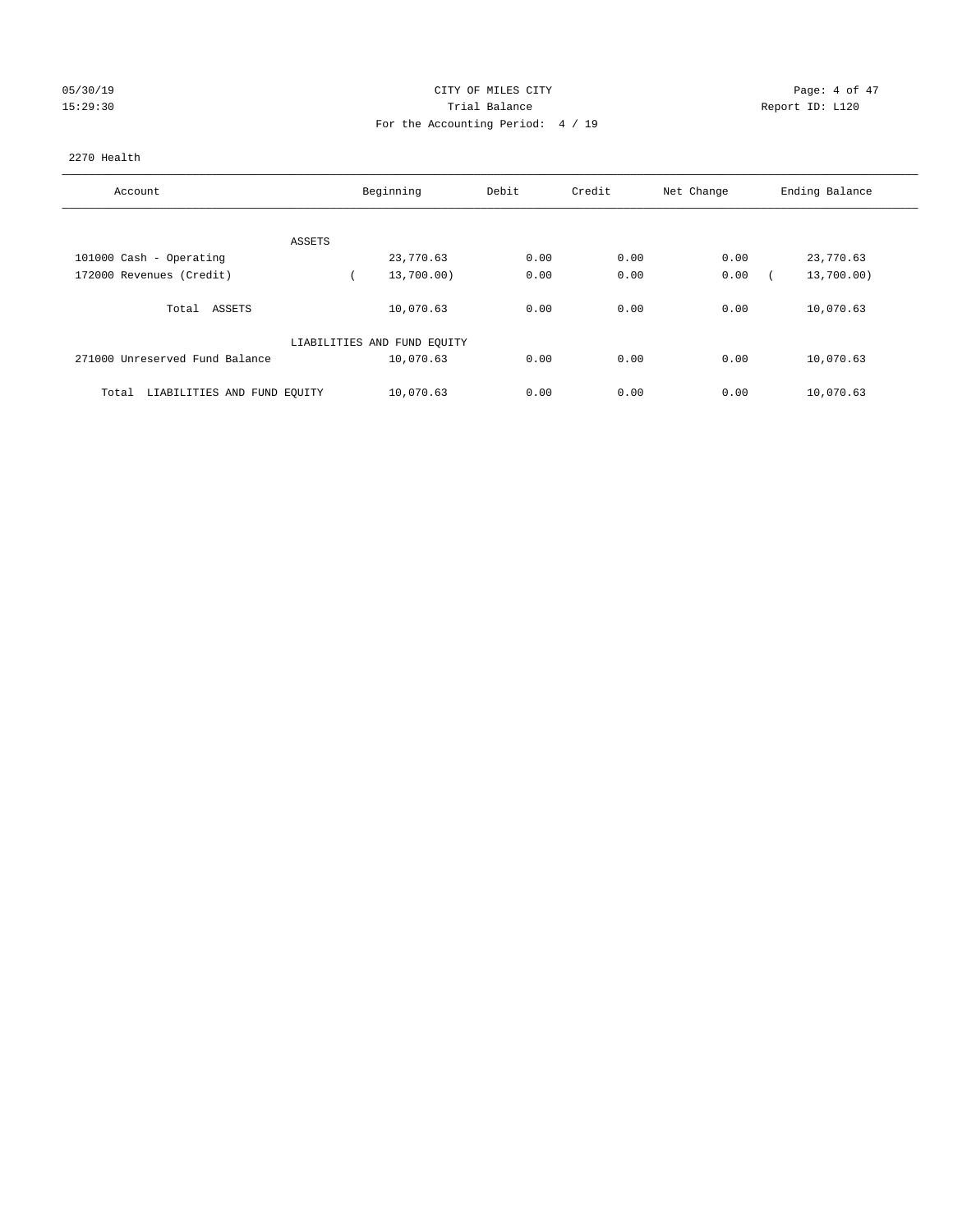CITY OF MILES CITY
Trial Balance
For the Accounting Period: 4 / 19

05/30/19
15:29:30

Report ID: L120

2270 Health

| Account | Beginning | Debit | Credit | Net Change | Ending Balance |
|---|---|---|---|---|---|
| ASSETS | | | | | |
| 101000 Cash - Operating | 23,770.63 | 0.00 | 0.00 | 0.00 | 23,770.63 |
| 172000 Revenues (Credit) | ( 13,700.00) | 0.00 | 0.00 | 0.00 | ( 13,700.00) |
| Total ASSETS | 10,070.63 | 0.00 | 0.00 | 0.00 | 10,070.63 |
| LIABILITIES AND FUND EQUITY | | | | | |
| 271000 Unreserved Fund Balance | 10,070.63 | 0.00 | 0.00 | 0.00 | 10,070.63 |
| Total LIABILITIES AND FUND EQUITY | 10,070.63 | 0.00 | 0.00 | 0.00 | 10,070.63 |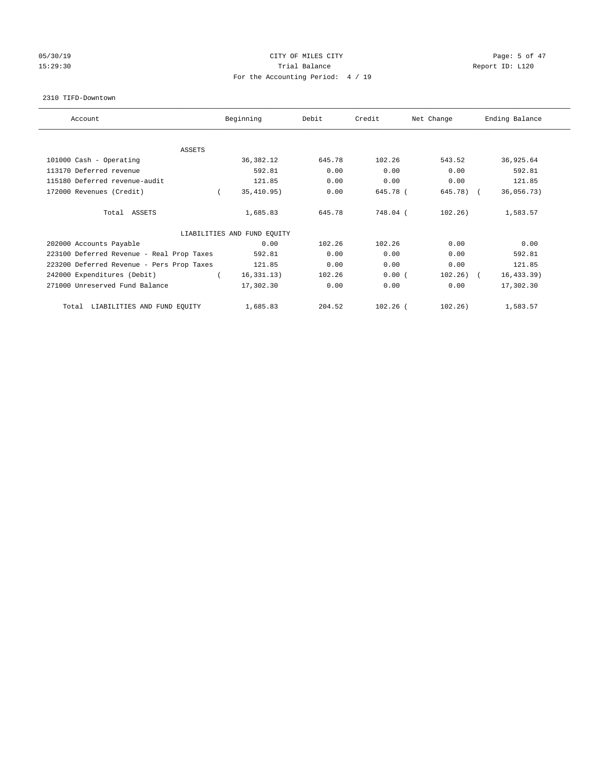CITY OF MILES CITY
Trial Balance
For the Accounting Period: 4 / 19

05/30/19
15:29:30

Report ID: L120

2310 TIFD-Downtown

| Account | Beginning | Debit | Credit | Net Change | Ending Balance |
|---|---|---|---|---|---|
| ASSETS | | | | | |
| 101000 Cash - Operating | 36,382.12 | 645.78 | 102.26 | 543.52 | 36,925.64 |
| 113170 Deferred revenue | 592.81 | 0.00 | 0.00 | 0.00 | 592.81 |
| 115180 Deferred revenue-audit | 121.85 | 0.00 | 0.00 | 0.00 | 121.85 |
| 172000 Revenues (Credit) | ( 35,410.95) | 0.00 | 645.78 | ( 645.78) | ( 36,056.73) |
| Total ASSETS | 1,685.83 | 645.78 | 748.04 | ( 102.26) | 1,583.57 |
| LIABILITIES AND FUND EQUITY | | | | | |
| 202000 Accounts Payable | 0.00 | 102.26 | 102.26 | 0.00 | 0.00 |
| 223100 Deferred Revenue - Real Prop Taxes | 592.81 | 0.00 | 0.00 | 0.00 | 592.81 |
| 223200 Deferred Revenue - Pers Prop Taxes | 121.85 | 0.00 | 0.00 | 0.00 | 121.85 |
| 242000 Expenditures (Debit) | ( 16,331.13) | 102.26 | 0.00 | ( 102.26) | ( 16,433.39) |
| 271000 Unreserved Fund Balance | 17,302.30 | 0.00 | 0.00 | 0.00 | 17,302.30 |
| Total LIABILITIES AND FUND EQUITY | 1,685.83 | 204.52 | 102.26 | ( 102.26) | 1,583.57 |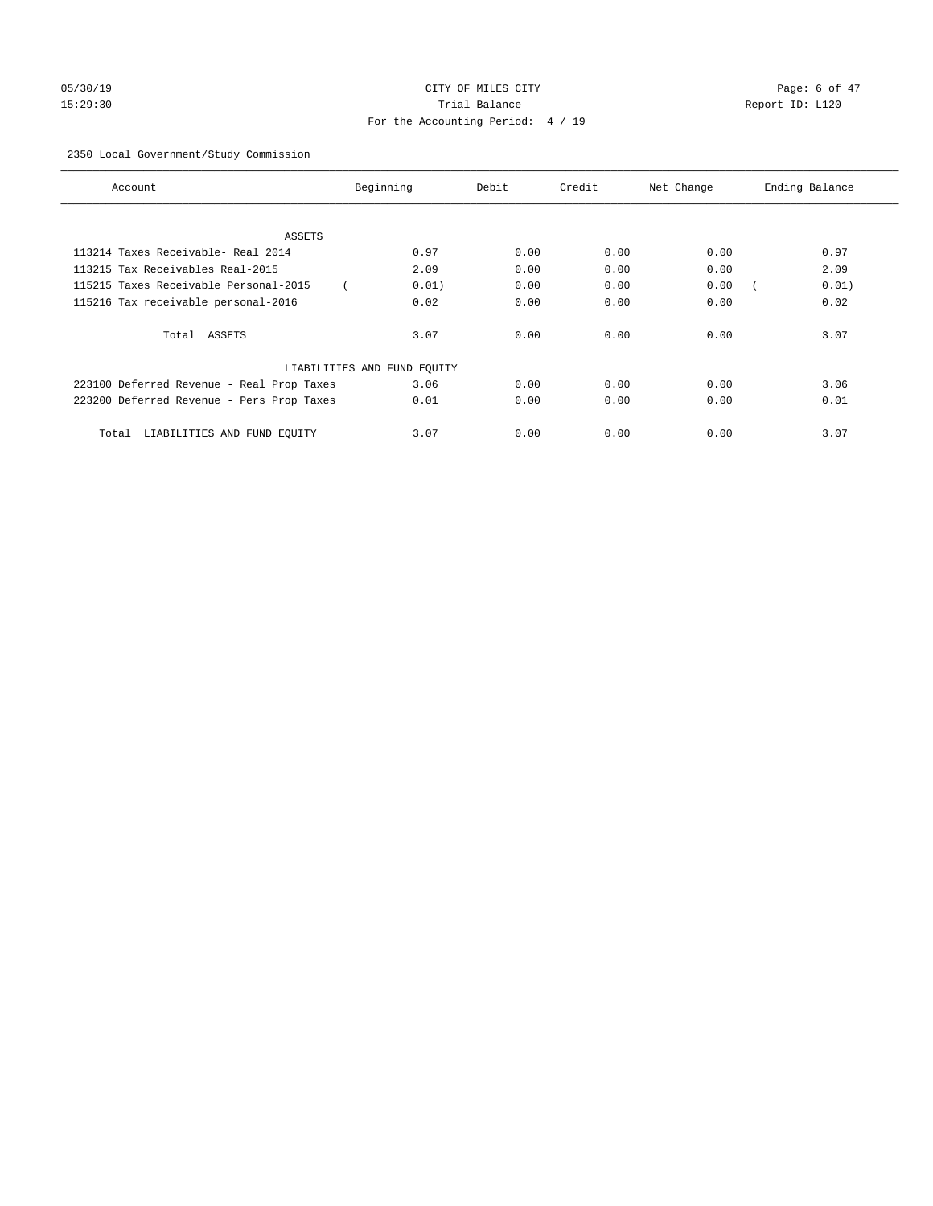CITY OF MILES CITY
Trial Balance
For the Accounting Period: 4 / 19

05/30/19
15:29:30

Report ID: L120

2350 Local Government/Study Commission

| Account | Beginning | Debit | Credit | Net Change | Ending Balance |
|---|---|---|---|---|---|
| ASSETS | | | | | |
| 113214 Taxes Receivable- Real 2014 | 0.97 | 0.00 | 0.00 | 0.00 | 0.97 |
| 113215 Tax Receivables Real-2015 | 2.09 | 0.00 | 0.00 | 0.00 | 2.09 |
| 115215 Taxes Receivable Personal-2015 | ( 0.01) | 0.00 | 0.00 | 0.00 | ( 0.01) |
| 115216 Tax receivable personal-2016 | 0.02 | 0.00 | 0.00 | 0.00 | 0.02 |
| Total ASSETS | 3.07 | 0.00 | 0.00 | 0.00 | 3.07 |
| LIABILITIES AND FUND EQUITY | | | | | |
| 223100 Deferred Revenue - Real Prop Taxes | 3.06 | 0.00 | 0.00 | 0.00 | 3.06 |
| 223200 Deferred Revenue - Pers Prop Taxes | 0.01 | 0.00 | 0.00 | 0.00 | 0.01 |
| Total LIABILITIES AND FUND EQUITY | 3.07 | 0.00 | 0.00 | 0.00 | 3.07 |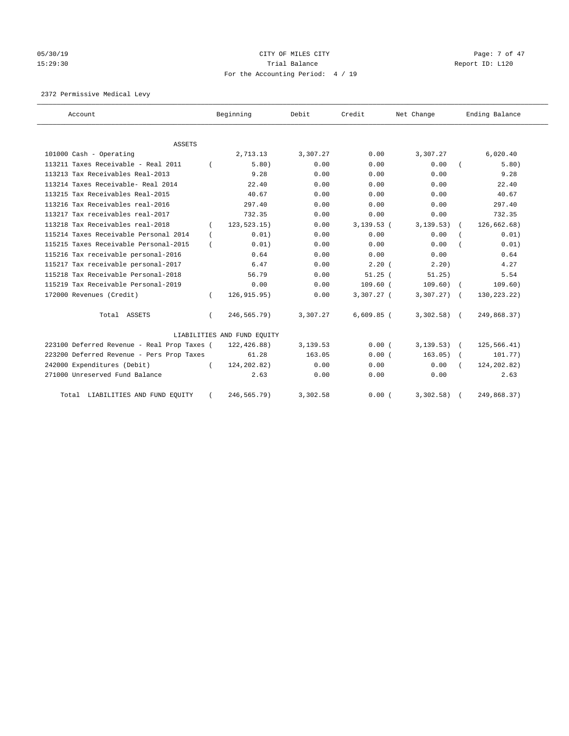CITY OF MILES CITY

Trial Balance

For the Accounting Period: 4 / 19

05/30/19 15:29:30

Report ID: L120

2372 Permissive Medical Levy

| Account | Beginning | Debit | Credit | Net Change | Ending Balance |
|---|---|---|---|---|---|
| ASSETS | | | | | |
| 101000 Cash - Operating | 2,713.13 | 3,307.27 | 0.00 | 3,307.27 | 6,020.40 |
| 113211 Taxes Receivable - Real 2011 | ( 5.80) | 0.00 | 0.00 | 0.00 | ( 5.80) |
| 113213 Tax Receivables Real-2013 | 9.28 | 0.00 | 0.00 | 0.00 | 9.28 |
| 113214 Taxes Receivable- Real 2014 | 22.40 | 0.00 | 0.00 | 0.00 | 22.40 |
| 113215 Tax Receivables Real-2015 | 40.67 | 0.00 | 0.00 | 0.00 | 40.67 |
| 113216 Tax Receivables real-2016 | 297.40 | 0.00 | 0.00 | 0.00 | 297.40 |
| 113217 Tax receivables real-2017 | 732.35 | 0.00 | 0.00 | 0.00 | 732.35 |
| 113218 Tax Receivables real-2018 | ( 123,523.15) | 0.00 | 3,139.53 | ( 3,139.53) | ( 126,662.68) |
| 115214 Taxes Receivable Personal 2014 | ( 0.01) | 0.00 | 0.00 | 0.00 | ( 0.01) |
| 115215 Taxes Receivable Personal-2015 | ( 0.01) | 0.00 | 0.00 | 0.00 | ( 0.01) |
| 115216 Tax receivable personal-2016 | 0.64 | 0.00 | 0.00 | 0.00 | 0.64 |
| 115217 Tax receivable personal-2017 | 6.47 | 0.00 | 2.20 | ( 2.20) | 4.27 |
| 115218 Tax Receivable Personal-2018 | 56.79 | 0.00 | 51.25 | ( 51.25) | 5.54 |
| 115219 Tax Receivable Personal-2019 | 0.00 | 0.00 | 109.60 | ( 109.60) | ( 109.60) |
| 172000 Revenues (Credit) | ( 126,915.95) | 0.00 | 3,307.27 | ( 3,307.27) | ( 130,223.22) |
| Total ASSETS | ( 246,565.79) | 3,307.27 | 6,609.85 | ( 3,302.58) | ( 249,868.37) |
| LIABILITIES AND FUND EQUITY | | | | | |
| 223100 Deferred Revenue - Real Prop Taxes | ( 122,426.88) | 3,139.53 | 0.00 | ( 3,139.53) | ( 125,566.41) |
| 223200 Deferred Revenue - Pers Prop Taxes | 61.28 | 163.05 | 0.00 | ( 163.05) | ( 101.77) |
| 242000 Expenditures (Debit) | ( 124,202.82) | 0.00 | 0.00 | 0.00 | ( 124,202.82) |
| 271000 Unreserved Fund Balance | 2.63 | 0.00 | 0.00 | 0.00 | 2.63 |
| Total LIABILITIES AND FUND EQUITY | ( 246,565.79) | 3,302.58 | 0.00 | ( 3,302.58) | ( 249,868.37) |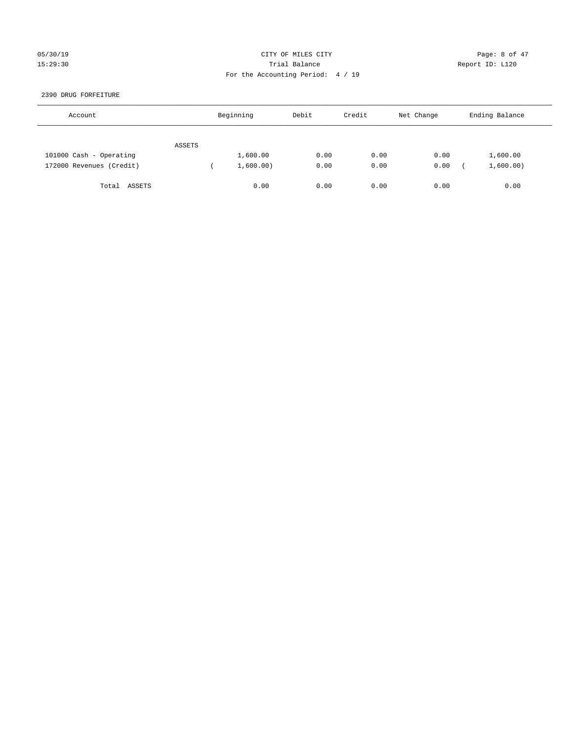05/30/19 CITY OF MILES CITY

15:29:30 Trial Balance Report ID: L120

For the Accounting Period: 4 / 19

2390 DRUG FORFEITURE

| Account | Beginning | Debit | Credit | Net Change | Ending Balance |
|---|---|---|---|---|---|
| ASSETS | | | | | |
| 101000 Cash - Operating | 1,600.00 | 0.00 | 0.00 | 0.00 | 1,600.00 |
| 172000 Revenues (Credit) | ( 1,600.00) | 0.00 | 0.00 | 0.00 | ( 1,600.00) |
| Total ASSETS | 0.00 | 0.00 | 0.00 | 0.00 | 0.00 |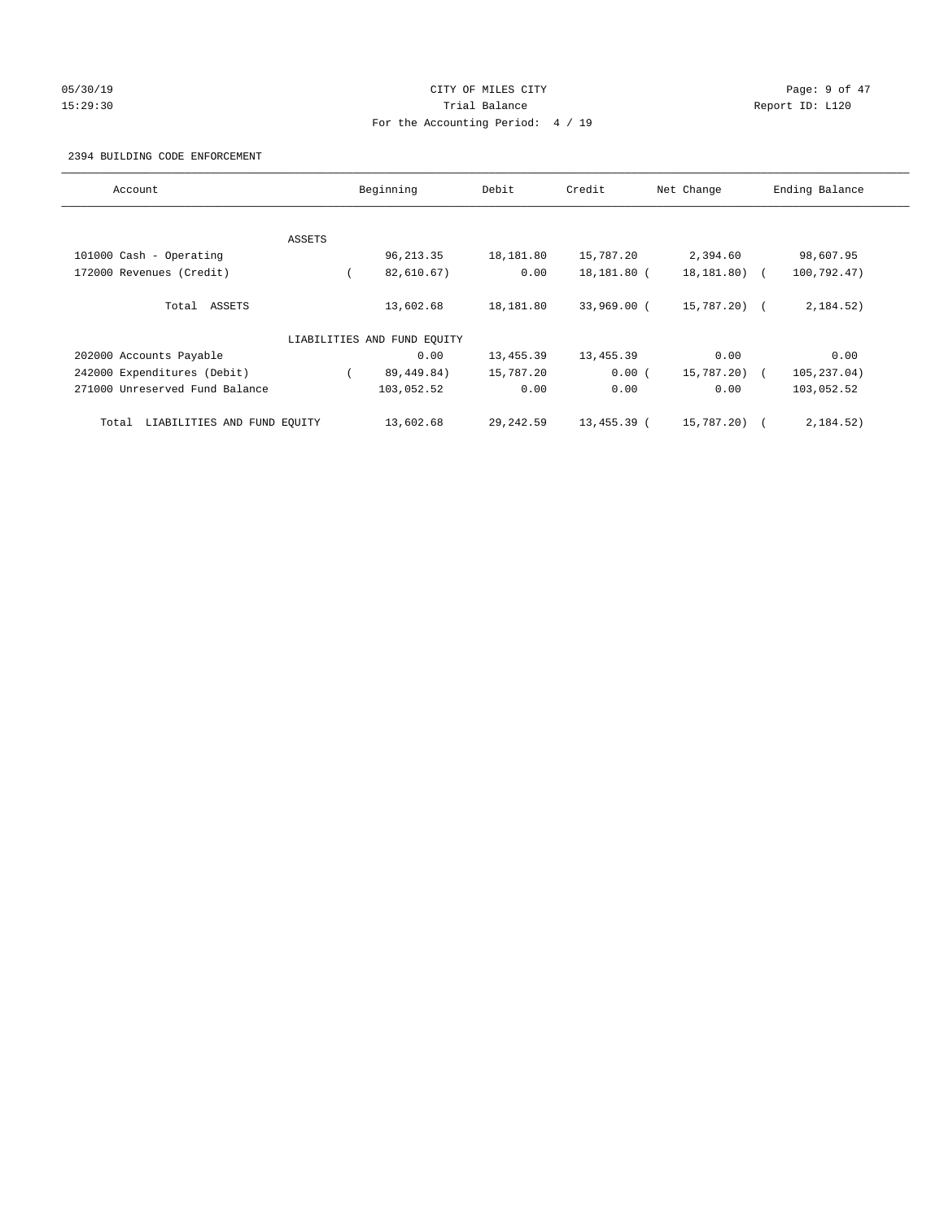CITY OF MILES CITY

Trial Balance

For the Accounting Period: 4 / 19

05/30/19 15:29:30 Report ID: L120

2394 BUILDING CODE ENFORCEMENT

| Account | Beginning | Debit | Credit | Net Change | Ending Balance |
|---|---|---|---|---|---|
| ASSETS | | | | | |
| 101000 Cash - Operating | 96,213.35 | 18,181.80 | 15,787.20 | 2,394.60 | 98,607.95 |
| 172000 Revenues (Credit) | ( 82,610.67) | 0.00 | 18,181.80 | ( 18,181.80) | ( 100,792.47) |
| Total ASSETS | 13,602.68 | 18,181.80 | 33,969.00 | ( 15,787.20) | ( 2,184.52) |
| LIABILITIES AND FUND EQUITY | | | | | |
| 202000 Accounts Payable | 0.00 | 13,455.39 | 13,455.39 | 0.00 | 0.00 |
| 242000 Expenditures (Debit) | ( 89,449.84) | 15,787.20 | 0.00 | ( 15,787.20) | ( 105,237.04) |
| 271000 Unreserved Fund Balance | 103,052.52 | 0.00 | 0.00 | 0.00 | 103,052.52 |
| Total LIABILITIES AND FUND EQUITY | 13,602.68 | 29,242.59 | 13,455.39 | ( 15,787.20) | ( 2,184.52) |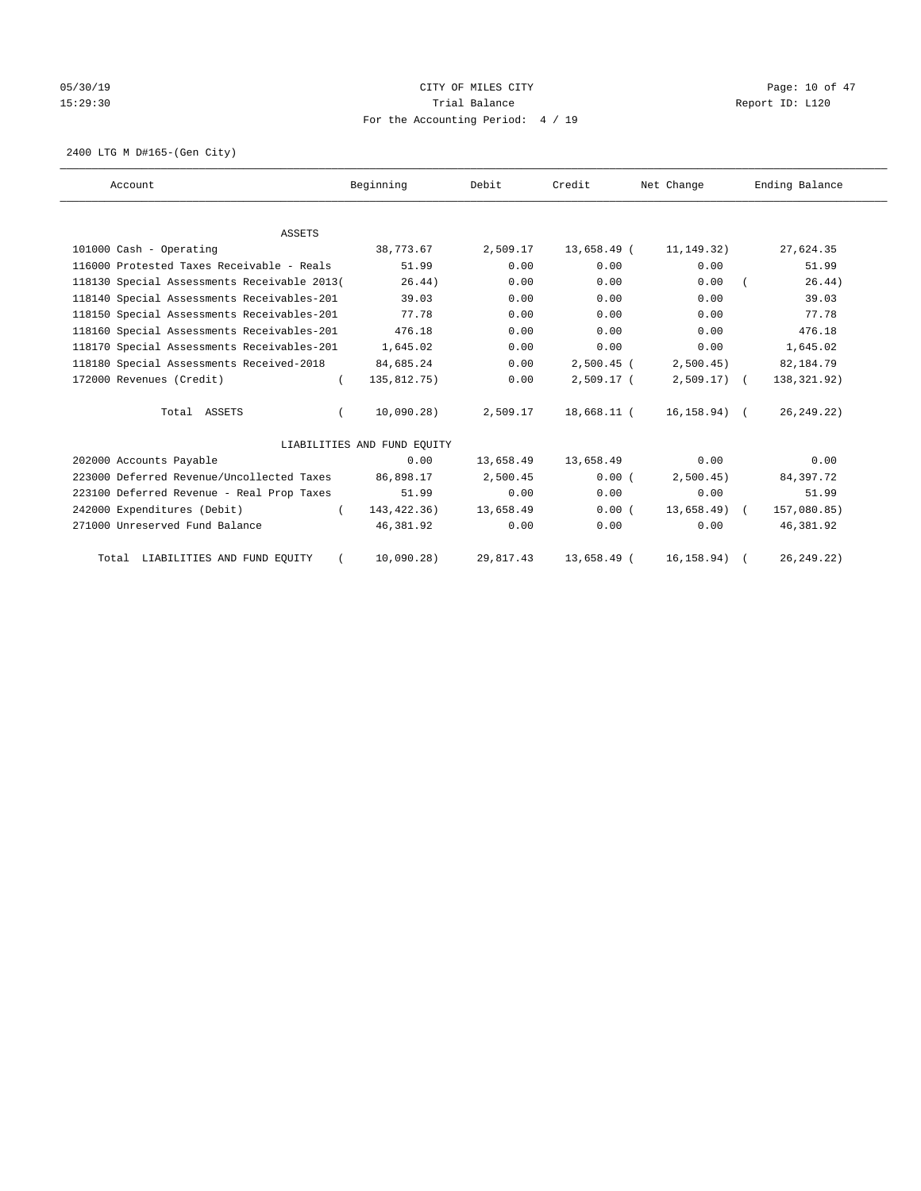CITY OF MILES CITY

Trial Balance

For the Accounting Period: 4 / 19

05/30/19
15:29:30

Report ID: L120

2400 LTG M D#165-(Gen City)

| Account | Beginning | Debit | Credit | Net Change | Ending Balance |
|---|---|---|---|---|---|
| ASSETS | | | | | |
| 101000 Cash - Operating | 38,773.67 | 2,509.17 | 13,658.49 | ( 11,149.32) | 27,624.35 |
| 116000 Protested Taxes Receivable - Reals | 51.99 | 0.00 | 0.00 | 0.00 | 51.99 |
| 118130 Special Assessments Receivable 2013 | ( 26.44) | 0.00 | 0.00 | 0.00 | ( 26.44) |
| 118140 Special Assessments Receivables-201 | 39.03 | 0.00 | 0.00 | 0.00 | 39.03 |
| 118150 Special Assessments Receivables-201 | 77.78 | 0.00 | 0.00 | 0.00 | 77.78 |
| 118160 Special Assessments Receivables-201 | 476.18 | 0.00 | 0.00 | 0.00 | 476.18 |
| 118170 Special Assessments Receivables-201 | 1,645.02 | 0.00 | 0.00 | 0.00 | 1,645.02 |
| 118180 Special Assessments Received-2018 | 84,685.24 | 0.00 | 2,500.45 | ( 2,500.45) | 82,184.79 |
| 172000 Revenues (Credit) | ( 135,812.75) | 0.00 | 2,509.17 | ( 2,509.17) | ( 138,321.92) |
| Total ASSETS | ( 10,090.28) | 2,509.17 | 18,668.11 | ( 16,158.94) | ( 26,249.22) |
| LIABILITIES AND FUND EQUITY | | | | | |
| 202000 Accounts Payable | 0.00 | 13,658.49 | 13,658.49 | 0.00 | 0.00 |
| 223000 Deferred Revenue/Uncollected Taxes | 86,898.17 | 2,500.45 | 0.00 | ( 2,500.45) | 84,397.72 |
| 223100 Deferred Revenue - Real Prop Taxes | 51.99 | 0.00 | 0.00 | 0.00 | 51.99 |
| 242000 Expenditures (Debit) | ( 143,422.36) | 13,658.49 | 0.00 | ( 13,658.49) | ( 157,080.85) |
| 271000 Unreserved Fund Balance | 46,381.92 | 0.00 | 0.00 | 0.00 | 46,381.92 |
| Total LIABILITIES AND FUND EQUITY | ( 10,090.28) | 29,817.43 | 13,658.49 | ( 16,158.94) | ( 26,249.22) |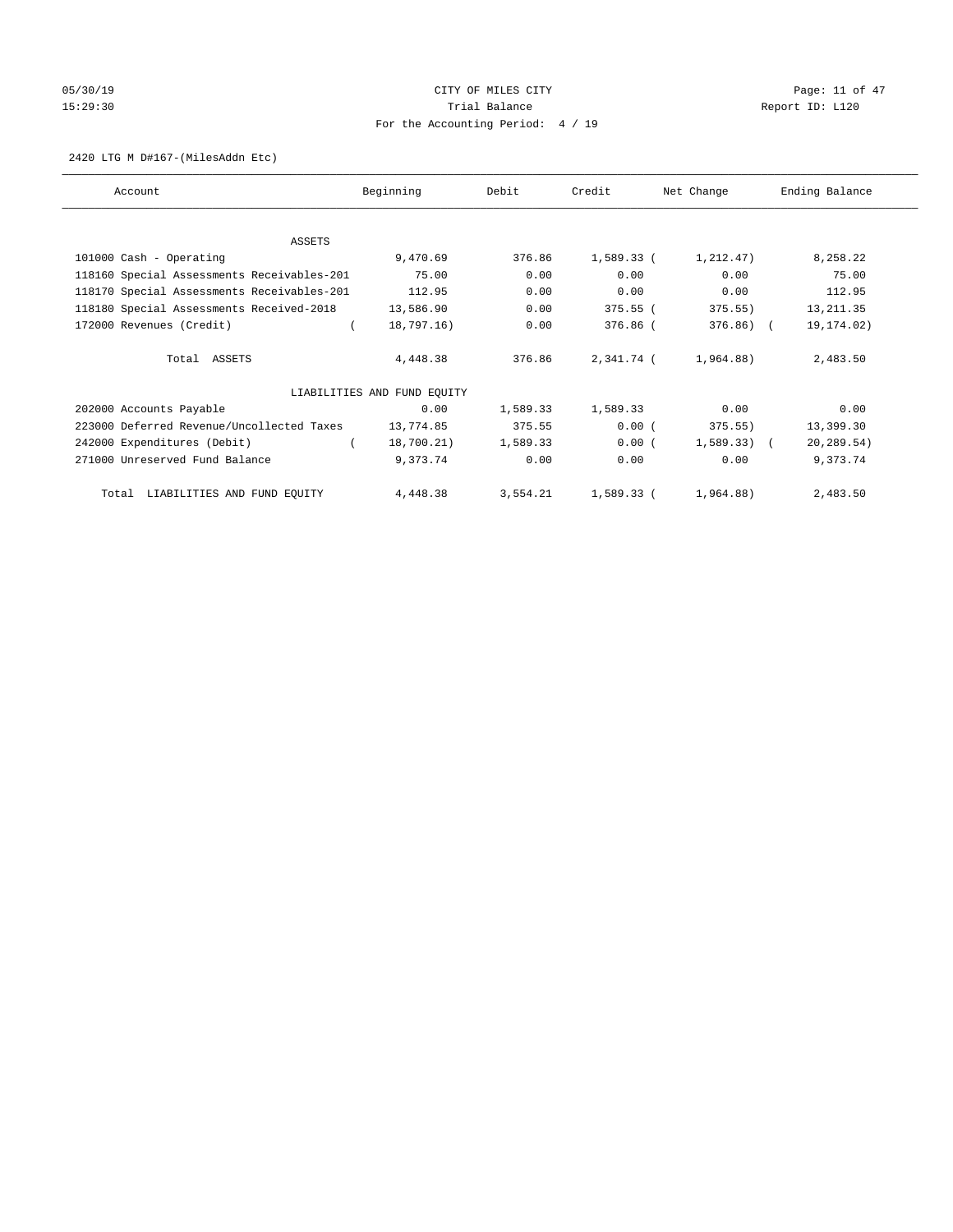05/30/19 CITY OF MILES CITY
15:29:30 Trial Balance Report ID: L120
For the Accounting Period: 4 / 19

2420 LTG M D#167-(MilesAddn Etc)

| Account | Beginning | Debit | Credit | Net Change | Ending Balance |
|---|---|---|---|---|---|
| ASSETS | | | | | |
| 101000 Cash - Operating | 9,470.69 | 376.86 | 1,589.33 | (1,212.47) | 8,258.22 |
| 118160 Special Assessments Receivables-201 | 75.00 | 0.00 | 0.00 | 0.00 | 75.00 |
| 118170 Special Assessments Receivables-201 | 112.95 | 0.00 | 0.00 | 0.00 | 112.95 |
| 118180 Special Assessments Received-2018 | 13,586.90 | 0.00 | 375.55 | (375.55) | 13,211.35 |
| 172000 Revenues (Credit) | (18,797.16) | 0.00 | 376.86 | (376.86) | (19,174.02) |
| Total ASSETS | 4,448.38 | 376.86 | 2,341.74 | (1,964.88) | 2,483.50 |
| LIABILITIES AND FUND EQUITY | | | | | |
| 202000 Accounts Payable | 0.00 | 1,589.33 | 1,589.33 | 0.00 | 0.00 |
| 223000 Deferred Revenue/Uncollected Taxes | 13,774.85 | 375.55 | 0.00 | (375.55) | 13,399.30 |
| 242000 Expenditures (Debit) | (18,700.21) | 1,589.33 | 0.00 | (1,589.33) | (20,289.54) |
| 271000 Unreserved Fund Balance | 9,373.74 | 0.00 | 0.00 | 0.00 | 9,373.74 |
| Total LIABILITIES AND FUND EQUITY | 4,448.38 | 3,554.21 | 1,589.33 | (1,964.88) | 2,483.50 |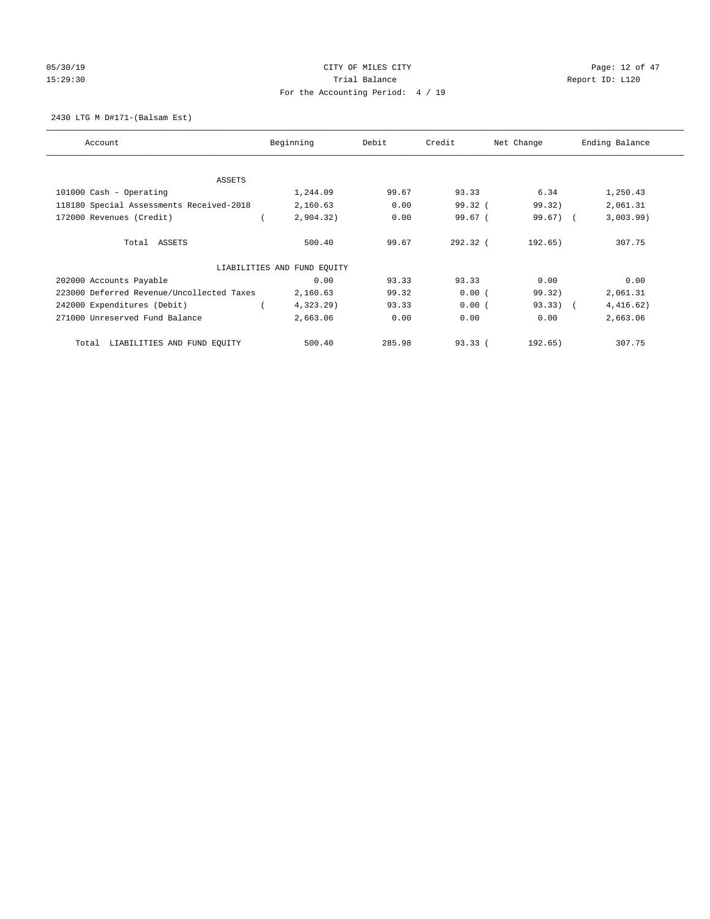# CITY OF MILES CITY

Trial Balance

For the Accounting Period: 4 / 19

05/30/19 15:29:30

Report ID: L120

2430 LTG M D#171-(Balsam Est)

| Account | Beginning | Debit | Credit | Net Change | Ending Balance |
|---|---|---|---|---|---|
| ASSETS | | | | | |
| 101000 Cash - Operating | 1,244.09 | 99.67 | 93.33 | 6.34 | 1,250.43 |
| 118180 Special Assessments Received-2018 | 2,160.63 | 0.00 | 99.32 | ( 99.32) | 2,061.31 |
| 172000 Revenues (Credit) | ( 2,904.32) | 0.00 | 99.67 | ( 99.67) | ( 3,003.99) |
| Total ASSETS | 500.40 | 99.67 | 292.32 | ( 192.65) | 307.75 |
| LIABILITIES AND FUND EQUITY | | | | | |
| 202000 Accounts Payable | 0.00 | 93.33 | 93.33 | 0.00 | 0.00 |
| 223000 Deferred Revenue/Uncollected Taxes | 2,160.63 | 99.32 | 0.00 | ( 99.32) | 2,061.31 |
| 242000 Expenditures (Debit) | ( 4,323.29) | 93.33 | 0.00 | ( 93.33) | ( 4,416.62) |
| 271000 Unreserved Fund Balance | 2,663.06 | 0.00 | 0.00 | 0.00 | 2,663.06 |
| Total LIABILITIES AND FUND EQUITY | 500.40 | 285.98 | 93.33 | ( 192.65) | 307.75 |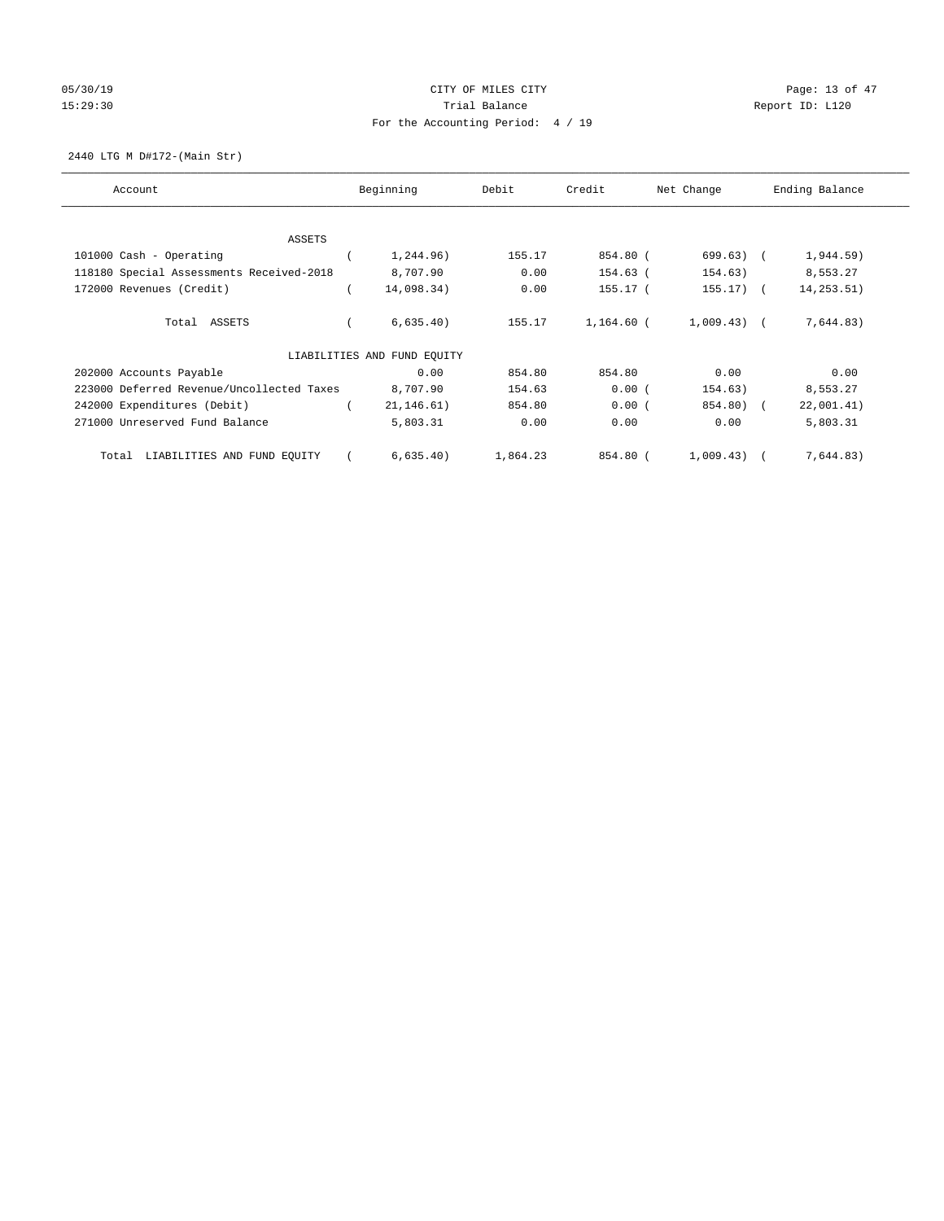CITY OF MILES CITY
Trial Balance
For the Accounting Period: 4 / 19

05/30/19
15:29:30

Report ID: L120

2440 LTG M D#172-(Main Str)

| Account | Beginning | Debit | Credit | Net Change | Ending Balance |
|---|---|---|---|---|---|
| ASSETS | | | | | |
| 101000 Cash - Operating | ( 1,244.96) | 155.17 | 854.80 | ( 699.63) | ( 1,944.59) |
| 118180 Special Assessments Received-2018 | 8,707.90 | 0.00 | 154.63 | ( 154.63) | 8,553.27 |
| 172000 Revenues (Credit) | ( 14,098.34) | 0.00 | 155.17 | ( 155.17) | ( 14,253.51) |
| Total ASSETS | ( 6,635.40) | 155.17 | 1,164.60 | ( 1,009.43) | ( 7,644.83) |
| LIABILITIES AND FUND EQUITY | | | | | |
| 202000 Accounts Payable | 0.00 | 854.80 | 854.80 | 0.00 | 0.00 |
| 223000 Deferred Revenue/Uncollected Taxes | 8,707.90 | 154.63 | 0.00 | ( 154.63) | 8,553.27 |
| 242000 Expenditures (Debit) | ( 21,146.61) | 854.80 | 0.00 | ( 854.80) | ( 22,001.41) |
| 271000 Unreserved Fund Balance | 5,803.31 | 0.00 | 0.00 | 0.00 | 5,803.31 |
| Total LIABILITIES AND FUND EQUITY | ( 6,635.40) | 1,864.23 | 854.80 | ( 1,009.43) | ( 7,644.83) |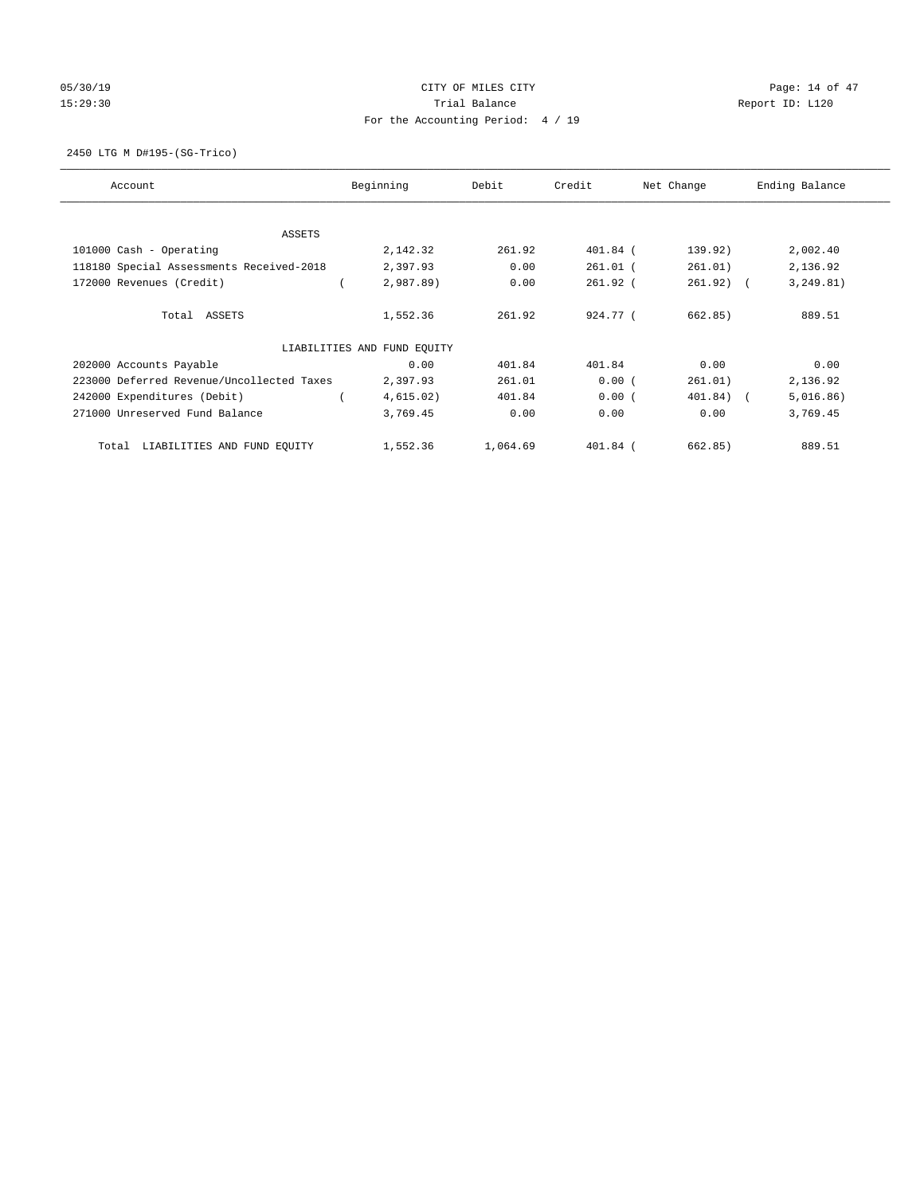CITY OF MILES CITY

Trial Balance

For the Accounting Period: 4 / 19

05/30/19 15:29:30 — Report ID: L120

2450 LTG M D#195-(SG-Trico)

| Account | Beginning | Debit | Credit | Net Change | Ending Balance |
|---|---|---|---|---|---|
| ASSETS | | | | | |
| 101000 Cash - Operating | 2,142.32 | 261.92 | 401.84 | ( 139.92) | 2,002.40 |
| 118180 Special Assessments Received-2018 | 2,397.93 | 0.00 | 261.01 | ( 261.01) | 2,136.92 |
| 172000 Revenues (Credit) | ( 2,987.89) | 0.00 | 261.92 | ( 261.92) | ( 3,249.81) |
| Total ASSETS | 1,552.36 | 261.92 | 924.77 | ( 662.85) | 889.51 |
| LIABILITIES AND FUND EQUITY | | | | | |
| 202000 Accounts Payable | 0.00 | 401.84 | 401.84 | 0.00 | 0.00 |
| 223000 Deferred Revenue/Uncollected Taxes | 2,397.93 | 261.01 | 0.00 | ( 261.01) | 2,136.92 |
| 242000 Expenditures (Debit) | ( 4,615.02) | 401.84 | 0.00 | ( 401.84) | ( 5,016.86) |
| 271000 Unreserved Fund Balance | 3,769.45 | 0.00 | 0.00 | 0.00 | 3,769.45 |
| Total LIABILITIES AND FUND EQUITY | 1,552.36 | 1,064.69 | 401.84 | ( 662.85) | 889.51 |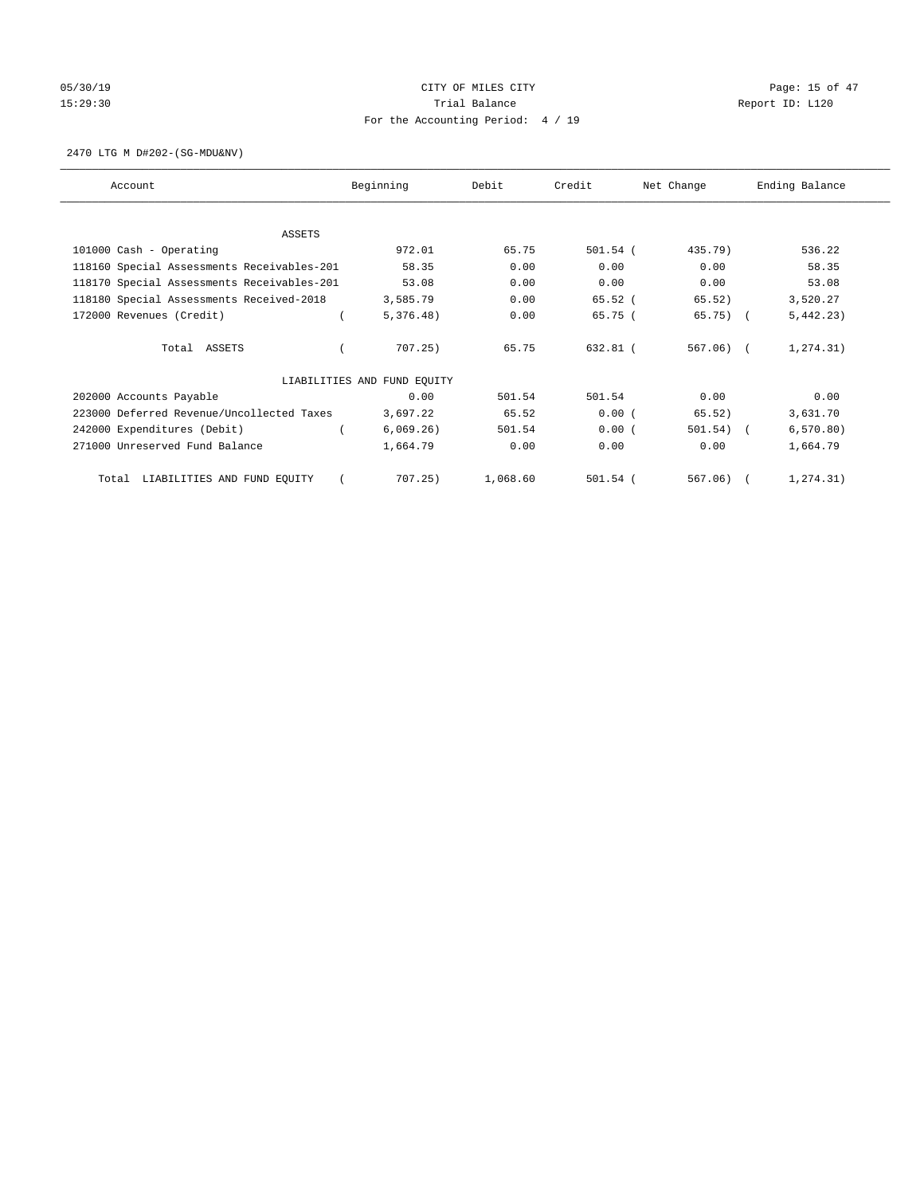CITY OF MILES CITY

Trial Balance

For the Accounting Period: 4 / 19

05/30/19 15:29:30 — Report ID: L120

2470 LTG M D#202-(SG-MDU&NV)

| Account | Beginning | Debit | Credit | Net Change | Ending Balance |
|---|---|---|---|---|---|
| ASSETS | | | | | |
| 101000 Cash - Operating | 972.01 | 65.75 | 501.54 | ( 435.79) | 536.22 |
| 118160 Special Assessments Receivables-201 | 58.35 | 0.00 | 0.00 | 0.00 | 58.35 |
| 118170 Special Assessments Receivables-201 | 53.08 | 0.00 | 0.00 | 0.00 | 53.08 |
| 118180 Special Assessments Received-2018 | 3,585.79 | 0.00 | 65.52 | ( 65.52) | 3,520.27 |
| 172000 Revenues (Credit) | ( 5,376.48) | 0.00 | 65.75 | ( 65.75) | ( 5,442.23) |
| Total ASSETS | ( 707.25) | 65.75 | 632.81 | ( 567.06) | ( 1,274.31) |
| LIABILITIES AND FUND EQUITY | | | | | |
| 202000 Accounts Payable | 0.00 | 501.54 | 501.54 | 0.00 | 0.00 |
| 223000 Deferred Revenue/Uncollected Taxes | 3,697.22 | 65.52 | 0.00 | ( 65.52) | 3,631.70 |
| 242000 Expenditures (Debit) | ( 6,069.26) | 501.54 | 0.00 | ( 501.54) | ( 6,570.80) |
| 271000 Unreserved Fund Balance | 1,664.79 | 0.00 | 0.00 | 0.00 | 1,664.79 |
| Total LIABILITIES AND FUND EQUITY | ( 707.25) | 1,068.60 | 501.54 | ( 567.06) | ( 1,274.31) |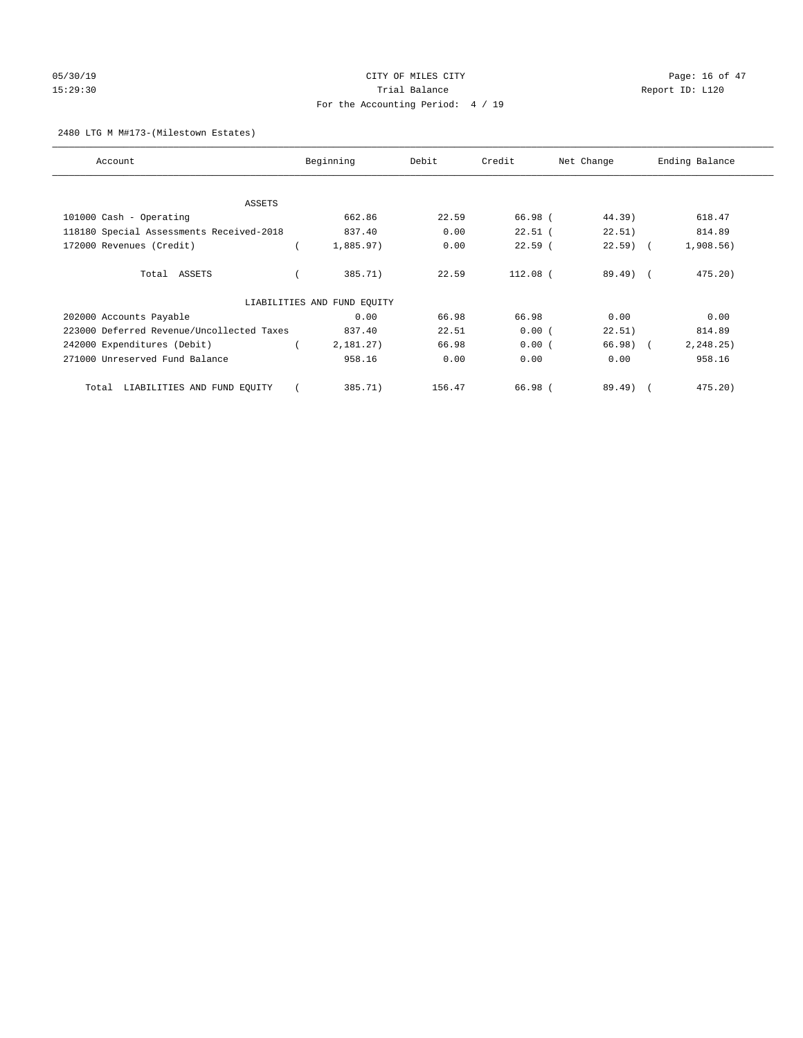CITY OF MILES CITY
Trial Balance
For the Accounting Period: 4 / 19

05/30/19
15:29:30

Report ID: L120

2480 LTG M M#173-(Milestown Estates)

| Account | Beginning | Debit | Credit | Net Change | Ending Balance |
|---|---|---|---|---|---|
| ASSETS | | | | | |
| 101000 Cash - Operating | 662.86 | 22.59 | 66.98 | ( 44.39) | 618.47 |
| 118180 Special Assessments Received-2018 | 837.40 | 0.00 | 22.51 | ( 22.51) | 814.89 |
| 172000 Revenues (Credit) | ( 1,885.97) | 0.00 | 22.59 | ( 22.59) | ( 1,908.56) |
| Total ASSETS | ( 385.71) | 22.59 | 112.08 | ( 89.49) | ( 475.20) |
| LIABILITIES AND FUND EQUITY | | | | | |
| 202000 Accounts Payable | 0.00 | 66.98 | 66.98 | 0.00 | 0.00 |
| 223000 Deferred Revenue/Uncollected Taxes | 837.40 | 22.51 | 0.00 | ( 22.51) | 814.89 |
| 242000 Expenditures (Debit) | ( 2,181.27) | 66.98 | 0.00 | ( 66.98) | ( 2,248.25) |
| 271000 Unreserved Fund Balance | 958.16 | 0.00 | 0.00 | 0.00 | 958.16 |
| Total LIABILITIES AND FUND EQUITY | ( 385.71) | 156.47 | 66.98 | ( 89.49) | ( 475.20) |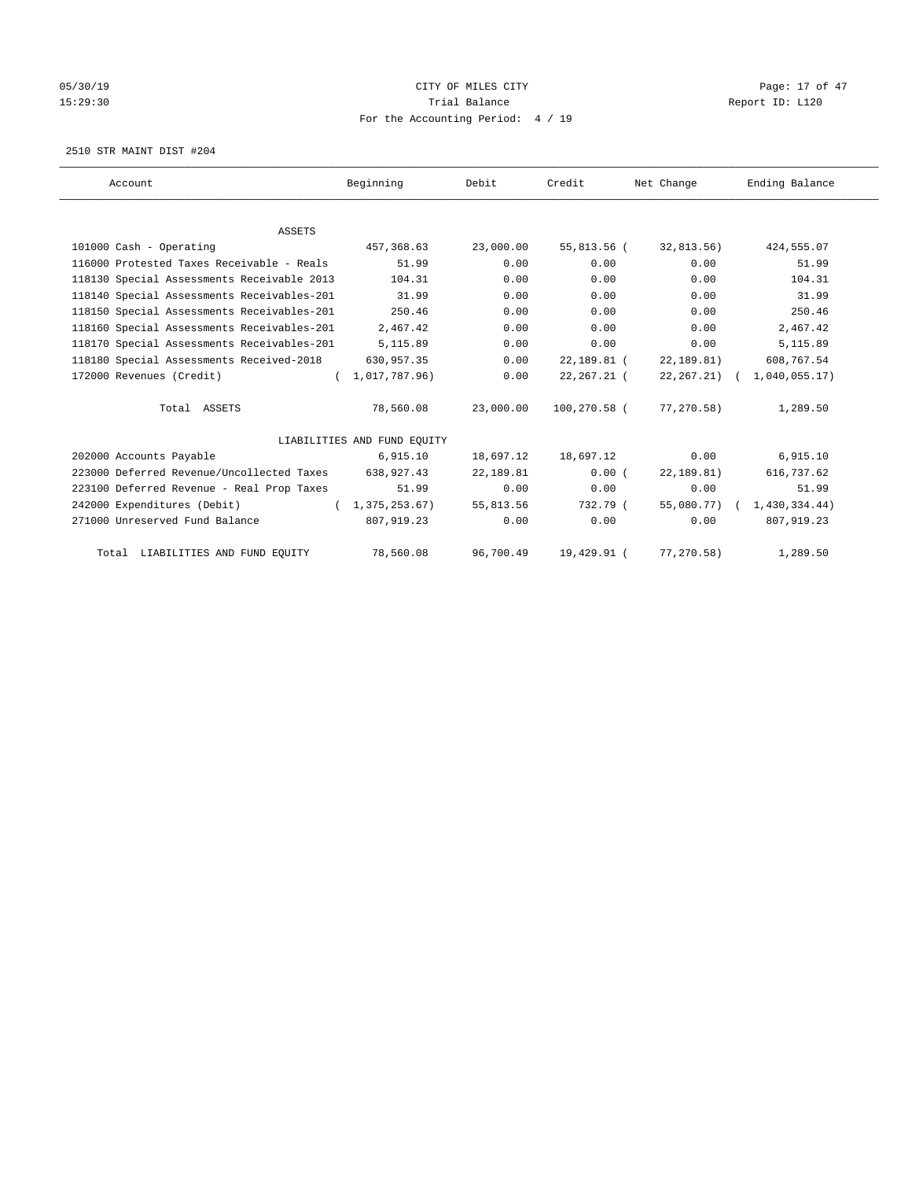CITY OF MILES CITY
Trial Balance
For the Accounting Period: 4 / 19

05/30/19
15:29:30

Report ID: L120

2510 STR MAINT DIST #204

| Account | Beginning | Debit | Credit | Net Change | Ending Balance |
|---|---|---|---|---|---|
| ASSETS | | | | | |
| 101000 Cash - Operating | 457,368.63 | 23,000.00 | 55,813.56 | ( 32,813.56) | 424,555.07 |
| 116000 Protested Taxes Receivable - Reals | 51.99 | 0.00 | 0.00 | 0.00 | 51.99 |
| 118130 Special Assessments Receivable 2013 | 104.31 | 0.00 | 0.00 | 0.00 | 104.31 |
| 118140 Special Assessments Receivables-201 | 31.99 | 0.00 | 0.00 | 0.00 | 31.99 |
| 118150 Special Assessments Receivables-201 | 250.46 | 0.00 | 0.00 | 0.00 | 250.46 |
| 118160 Special Assessments Receivables-201 | 2,467.42 | 0.00 | 0.00 | 0.00 | 2,467.42 |
| 118170 Special Assessments Receivables-201 | 5,115.89 | 0.00 | 0.00 | 0.00 | 5,115.89 |
| 118180 Special Assessments Received-2018 | 630,957.35 | 0.00 | 22,189.81 | ( 22,189.81) | 608,767.54 |
| 172000 Revenues (Credit) | ( 1,017,787.96) | 0.00 | 22,267.21 | ( 22,267.21) | ( 1,040,055.17) |
| Total ASSETS | 78,560.08 | 23,000.00 | 100,270.58 | ( 77,270.58) | 1,289.50 |
| LIABILITIES AND FUND EQUITY | | | | | |
| 202000 Accounts Payable | 6,915.10 | 18,697.12 | 18,697.12 | 0.00 | 6,915.10 |
| 223000 Deferred Revenue/Uncollected Taxes | 638,927.43 | 22,189.81 | 0.00 | ( 22,189.81) | 616,737.62 |
| 223100 Deferred Revenue - Real Prop Taxes | 51.99 | 0.00 | 0.00 | 0.00 | 51.99 |
| 242000 Expenditures (Debit) | ( 1,375,253.67) | 55,813.56 | 732.79 | ( 55,080.77) | ( 1,430,334.44) |
| 271000 Unreserved Fund Balance | 807,919.23 | 0.00 | 0.00 | 0.00 | 807,919.23 |
| Total LIABILITIES AND FUND EQUITY | 78,560.08 | 96,700.49 | 19,429.91 | ( 77,270.58) | 1,289.50 |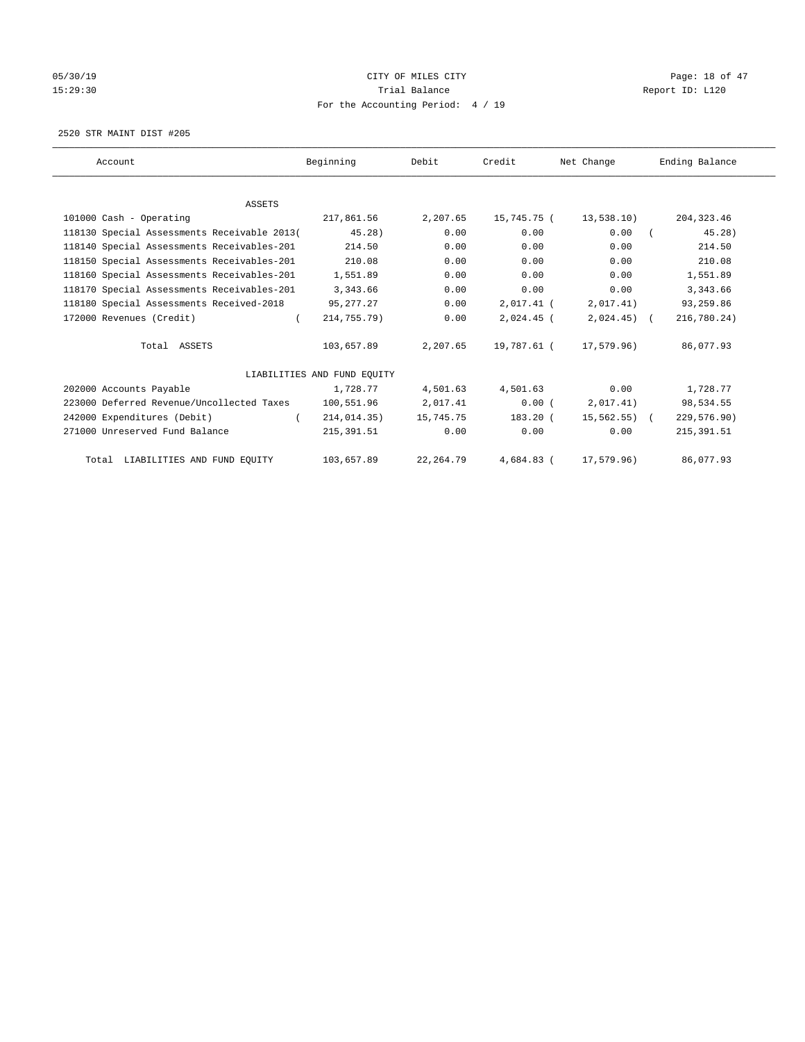CITY OF MILES CITY

Trial Balance

For the Accounting Period: 4 / 19

05/30/19 15:29:30 Report ID: L120

2520 STR MAINT DIST #205

| Account | Beginning | Debit | Credit | Net Change | Ending Balance |
|---|---|---|---|---|---|
| ASSETS | | | | | |
| 101000 Cash - Operating | 217,861.56 | 2,207.65 | 15,745.75 | ( 13,538.10) | 204,323.46 |
| 118130 Special Assessments Receivable 2013 | ( 45.28) | 0.00 | 0.00 | 0.00 | ( 45.28) |
| 118140 Special Assessments Receivables-201 | 214.50 | 0.00 | 0.00 | 0.00 | 214.50 |
| 118150 Special Assessments Receivables-201 | 210.08 | 0.00 | 0.00 | 0.00 | 210.08 |
| 118160 Special Assessments Receivables-201 | 1,551.89 | 0.00 | 0.00 | 0.00 | 1,551.89 |
| 118170 Special Assessments Receivables-201 | 3,343.66 | 0.00 | 0.00 | 0.00 | 3,343.66 |
| 118180 Special Assessments Received-2018 | 95,277.27 | 0.00 | 2,017.41 | ( 2,017.41) | 93,259.86 |
| 172000 Revenues (Credit) | ( 214,755.79) | 0.00 | 2,024.45 | ( 2,024.45) | ( 216,780.24) |
| Total ASSETS | 103,657.89 | 2,207.65 | 19,787.61 | ( 17,579.96) | 86,077.93 |
| LIABILITIES AND FUND EQUITY | | | | | |
| 202000 Accounts Payable | 1,728.77 | 4,501.63 | 4,501.63 | 0.00 | 1,728.77 |
| 223000 Deferred Revenue/Uncollected Taxes | 100,551.96 | 2,017.41 | 0.00 | ( 2,017.41) | 98,534.55 |
| 242000 Expenditures (Debit) | ( 214,014.35) | 15,745.75 | 183.20 | ( 15,562.55) | ( 229,576.90) |
| 271000 Unreserved Fund Balance | 215,391.51 | 0.00 | 0.00 | 0.00 | 215,391.51 |
| Total LIABILITIES AND FUND EQUITY | 103,657.89 | 22,264.79 | 4,684.83 | ( 17,579.96) | 86,077.93 |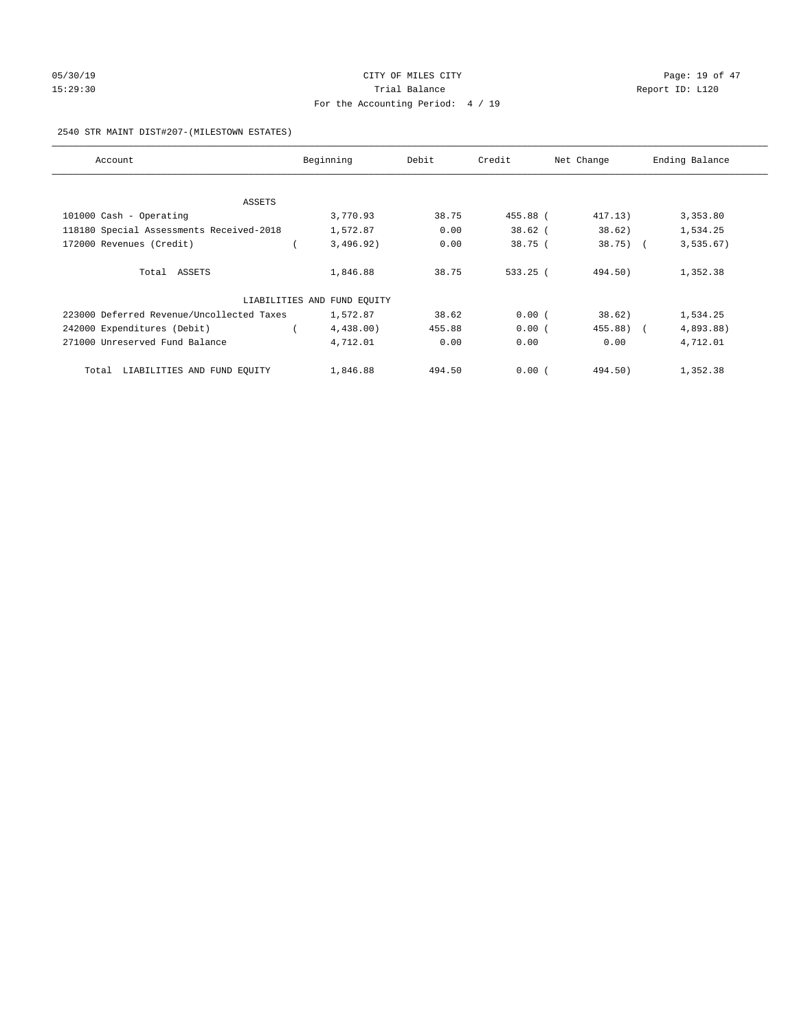CITY OF MILES CITY

Trial Balance

For the Accounting Period: 4 / 19

05/30/19 15:29:30 Report ID: L120

2540 STR MAINT DIST#207-(MILESTOWN ESTATES)

| Account | Beginning | Debit | Credit | Net Change | Ending Balance |
|---|---|---|---|---|---|
| ASSETS | | | | | |
| 101000 Cash - Operating | 3,770.93 | 38.75 | 455.88 | ( 417.13) | 3,353.80 |
| 118180 Special Assessments Received-2018 | 1,572.87 | 0.00 | 38.62 | ( 38.62) | 1,534.25 |
| 172000 Revenues (Credit) | ( 3,496.92) | 0.00 | 38.75 | ( 38.75) | ( 3,535.67) |
| Total ASSETS | 1,846.88 | 38.75 | 533.25 | ( 494.50) | 1,352.38 |
| LIABILITIES AND FUND EQUITY | | | | | |
| 223000 Deferred Revenue/Uncollected Taxes | 1,572.87 | 38.62 | 0.00 | ( 38.62) | 1,534.25 |
| 242000 Expenditures (Debit) | ( 4,438.00) | 455.88 | 0.00 | ( 455.88) | ( 4,893.88) |
| 271000 Unreserved Fund Balance | 4,712.01 | 0.00 | 0.00 | 0.00 | 4,712.01 |
| Total LIABILITIES AND FUND EQUITY | 1,846.88 | 494.50 | 0.00 | ( 494.50) | 1,352.38 |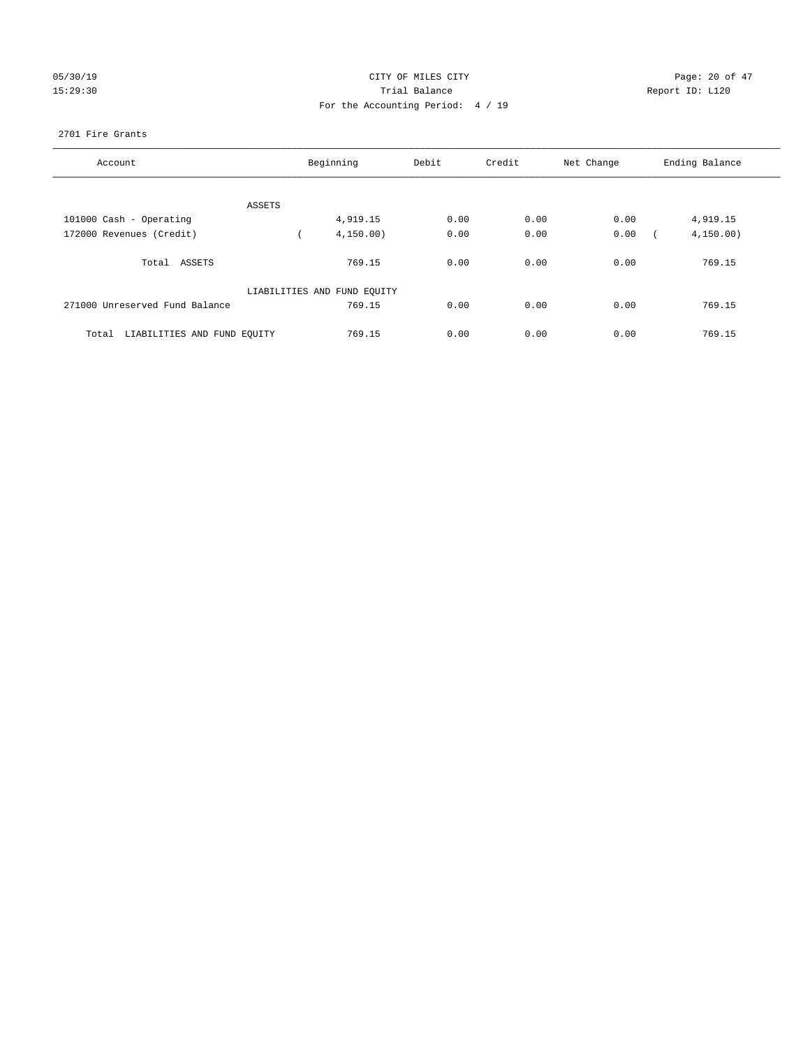CITY OF MILES CITY
Trial Balance
For the Accounting Period: 4 / 19

05/30/19
15:29:30

Report ID: L120

2701 Fire Grants

| Account | Beginning | Debit | Credit | Net Change | Ending Balance |
|---|---|---|---|---|---|
| ASSETS | | | | | |
| 101000 Cash - Operating | 4,919.15 | 0.00 | 0.00 | 0.00 | 4,919.15 |
| 172000 Revenues (Credit) | ( 4,150.00) | 0.00 | 0.00 | 0.00 | ( 4,150.00) |
| Total ASSETS | 769.15 | 0.00 | 0.00 | 0.00 | 769.15 |
| LIABILITIES AND FUND EQUITY | | | | | |
| 271000 Unreserved Fund Balance | 769.15 | 0.00 | 0.00 | 0.00 | 769.15 |
| Total LIABILITIES AND FUND EQUITY | 769.15 | 0.00 | 0.00 | 0.00 | 769.15 |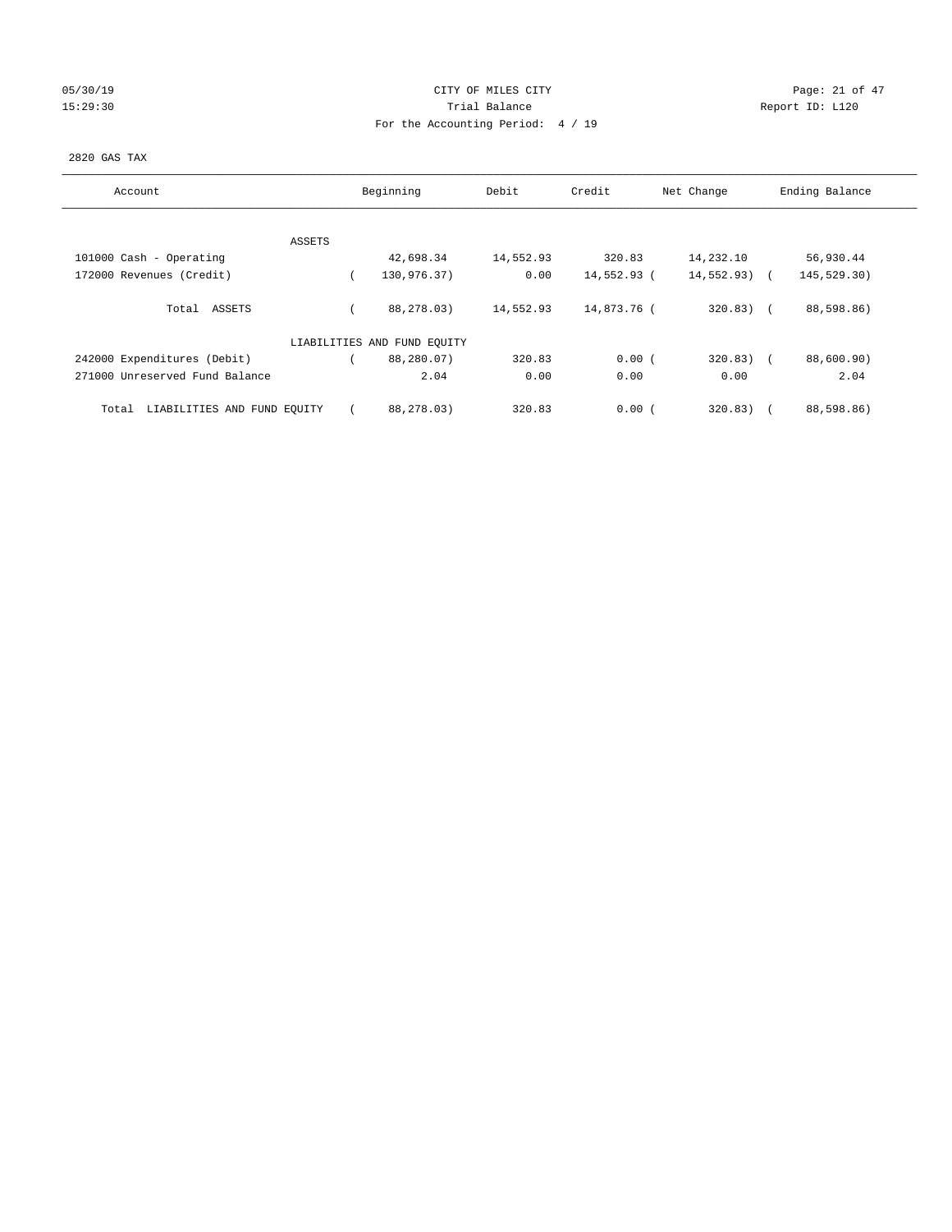CITY OF MILES CITY

Trial Balance

For the Accounting Period: 4 / 19

05/30/19 15:29:30 Report ID: L120

2820 GAS TAX

| Account | Beginning | Debit | Credit | Net Change | Ending Balance |
|---|---|---|---|---|---|
| ASSETS | | | | | |
| 101000 Cash - Operating | 42,698.34 | 14,552.93 | 320.83 | 14,232.10 | 56,930.44 |
| 172000 Revenues (Credit) | ( 130,976.37) | 0.00 | 14,552.93 | ( 14,552.93) | ( 145,529.30) |
| Total ASSETS | ( 88,278.03) | 14,552.93 | 14,873.76 | ( 320.83) | ( 88,598.86) |
| LIABILITIES AND FUND EQUITY | | | | | |
| 242000 Expenditures (Debit) | ( 88,280.07) | 320.83 | 0.00 | ( 320.83) | ( 88,600.90) |
| 271000 Unreserved Fund Balance | 2.04 | 0.00 | 0.00 | 0.00 | 2.04 |
| Total LIABILITIES AND FUND EQUITY | ( 88,278.03) | 320.83 | 0.00 | ( 320.83) | ( 88,598.86) |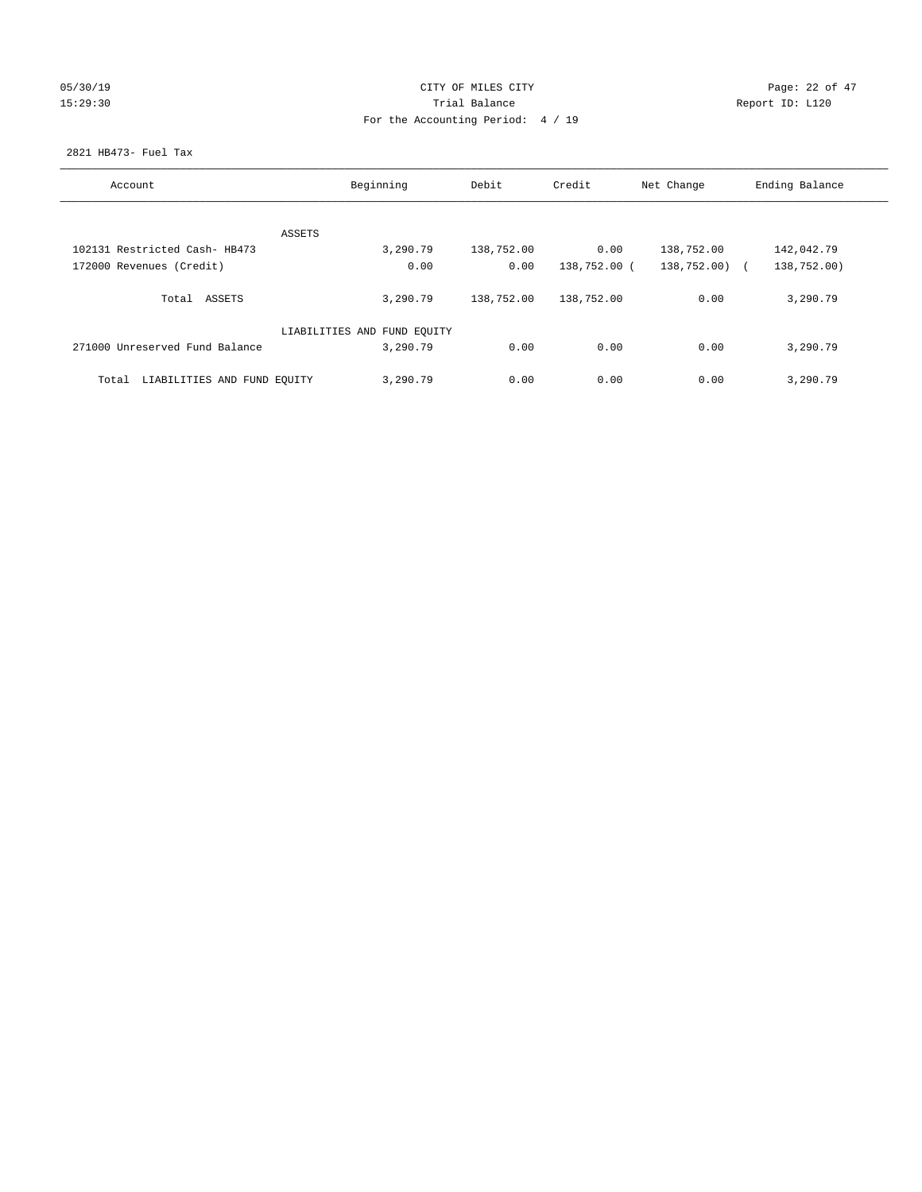CITY OF MILES CITY
Trial Balance
For the Accounting Period: 4 / 19

05/30/19
15:29:30

Report ID: L120

2821 HB473- Fuel Tax

| Account | Beginning | Debit | Credit | Net Change | Ending Balance |
|---|---|---|---|---|---|
| ASSETS | | | | | |
| 102131 Restricted Cash- HB473 | 3,290.79 | 138,752.00 | 0.00 | 138,752.00 | 142,042.79 |
| 172000 Revenues (Credit) | 0.00 | 0.00 | 138,752.00 ( | 138,752.00) ( | 138,752.00) |
| Total ASSETS | 3,290.79 | 138,752.00 | 138,752.00 | 0.00 | 3,290.79 |
| LIABILITIES AND FUND EQUITY | | | | | |
| 271000 Unreserved Fund Balance | 3,290.79 | 0.00 | 0.00 | 0.00 | 3,290.79 |
| Total LIABILITIES AND FUND EQUITY | 3,290.79 | 0.00 | 0.00 | 0.00 | 3,290.79 |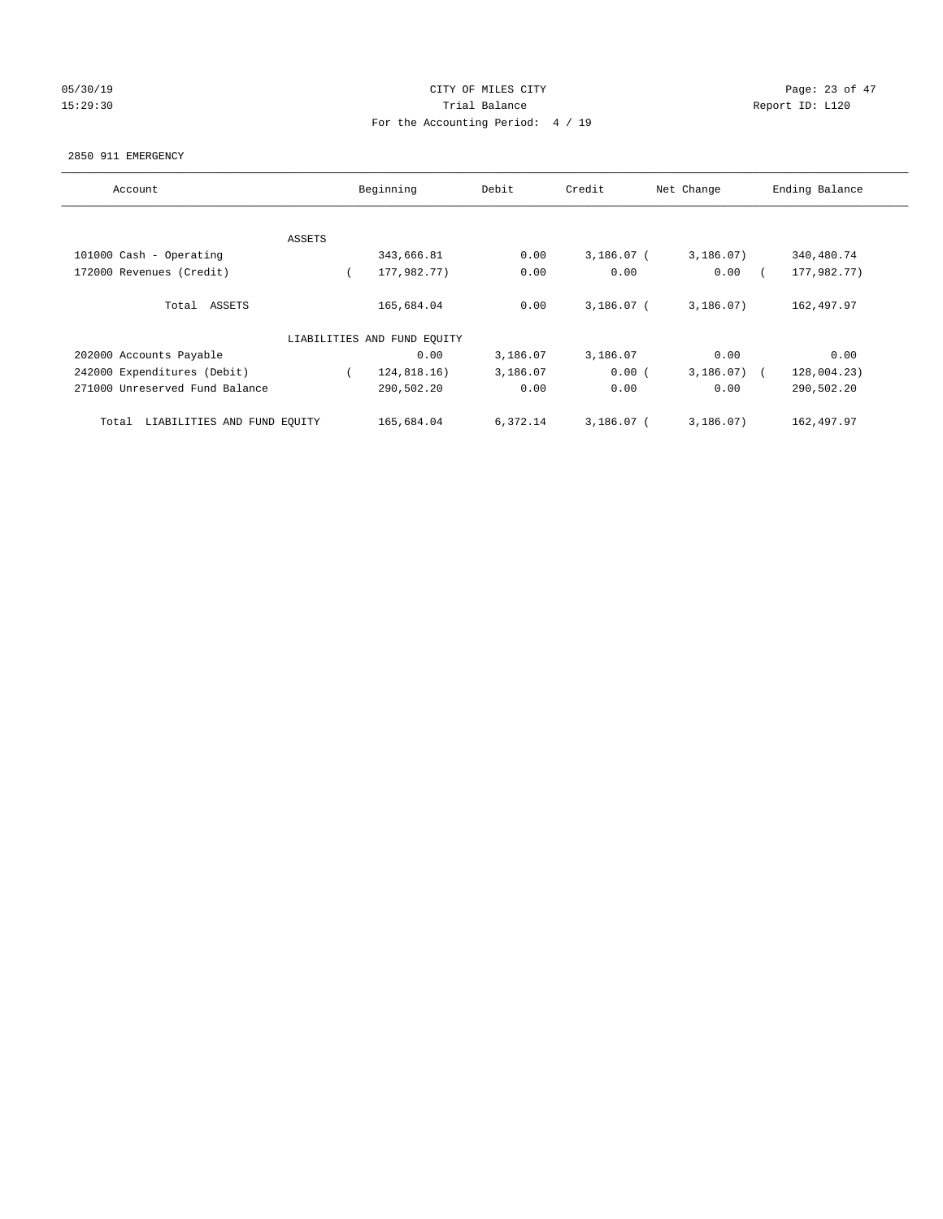05/30/19 CITY OF MILES CITY
15:29:30 Trial Balance Report ID: L120
For the Accounting Period: 4 / 19

2850 911 EMERGENCY

| Account | Beginning | Debit | Credit | Net Change | Ending Balance |
|---|---|---|---|---|---|
| ASSETS | | | | | |
| 101000 Cash - Operating | 343,666.81 | 0.00 | 3,186.07 | (3,186.07) | 340,480.74 |
| 172000 Revenues (Credit) | (177,982.77) | 0.00 | 0.00 | 0.00 | (177,982.77) |
| Total ASSETS | 165,684.04 | 0.00 | 3,186.07 | (3,186.07) | 162,497.97 |
| LIABILITIES AND FUND EQUITY | | | | | |
| 202000 Accounts Payable | 0.00 | 3,186.07 | 3,186.07 | 0.00 | 0.00 |
| 242000 Expenditures (Debit) | (124,818.16) | 3,186.07 | 0.00 | (3,186.07) | (128,004.23) |
| 271000 Unreserved Fund Balance | 290,502.20 | 0.00 | 0.00 | 0.00 | 290,502.20 |
| Total LIABILITIES AND FUND EQUITY | 165,684.04 | 6,372.14 | 3,186.07 | (3,186.07) | 162,497.97 |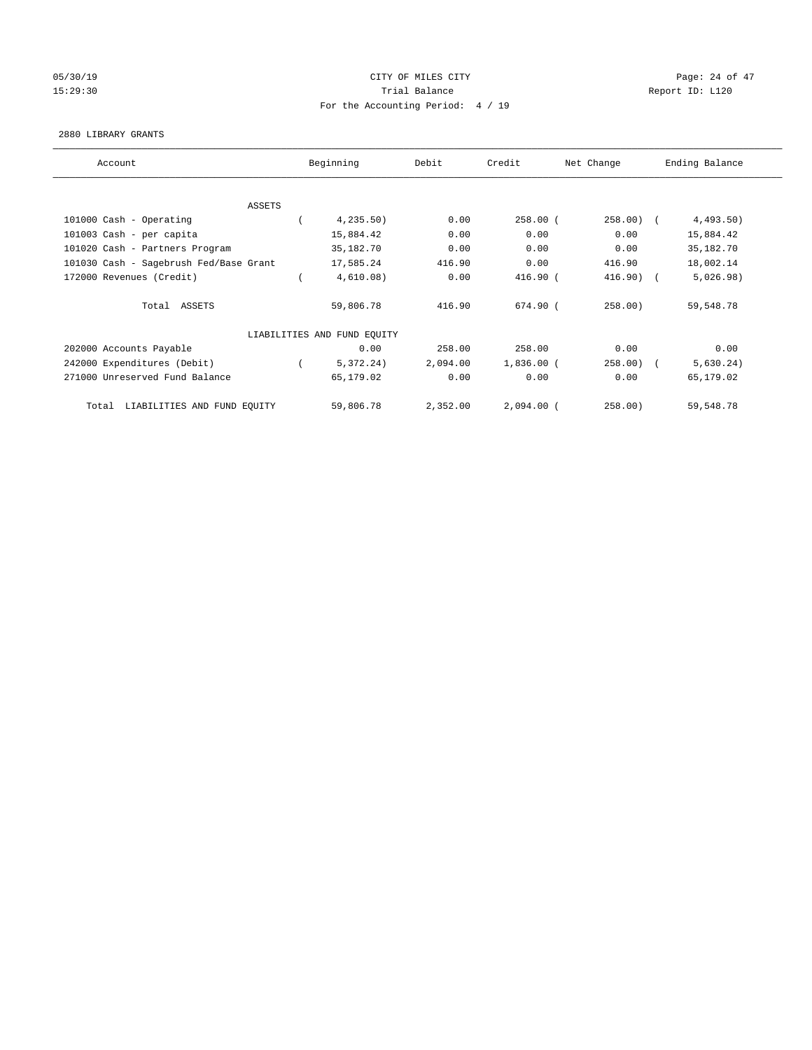CITY OF MILES CITY
Trial Balance
For the Accounting Period: 4 / 19

05/30/19
15:29:30

Report ID: L120

2880 LIBRARY GRANTS

| Account | Beginning | Debit | Credit | Net Change | Ending Balance |
|---|---|---|---|---|---|
| ASSETS | | | | | |
| 101000 Cash - Operating | ( 4,235.50) | 0.00 | 258.00 | ( 258.00) | ( 4,493.50) |
| 101003 Cash - per capita | 15,884.42 | 0.00 | 0.00 | 0.00 | 15,884.42 |
| 101020 Cash - Partners Program | 35,182.70 | 0.00 | 0.00 | 0.00 | 35,182.70 |
| 101030 Cash - Sagebrush Fed/Base Grant | 17,585.24 | 416.90 | 0.00 | 416.90 | 18,002.14 |
| 172000 Revenues (Credit) | ( 4,610.08) | 0.00 | 416.90 | ( 416.90) | ( 5,026.98) |
| Total ASSETS | 59,806.78 | 416.90 | 674.90 | ( 258.00) | 59,548.78 |
| LIABILITIES AND FUND EQUITY | | | | | |
| 202000 Accounts Payable | 0.00 | 258.00 | 258.00 | 0.00 | 0.00 |
| 242000 Expenditures (Debit) | ( 5,372.24) | 2,094.00 | 1,836.00 | ( 258.00) | ( 5,630.24) |
| 271000 Unreserved Fund Balance | 65,179.02 | 0.00 | 0.00 | 0.00 | 65,179.02 |
| Total LIABILITIES AND FUND EQUITY | 59,806.78 | 2,352.00 | 2,094.00 | ( 258.00) | 59,548.78 |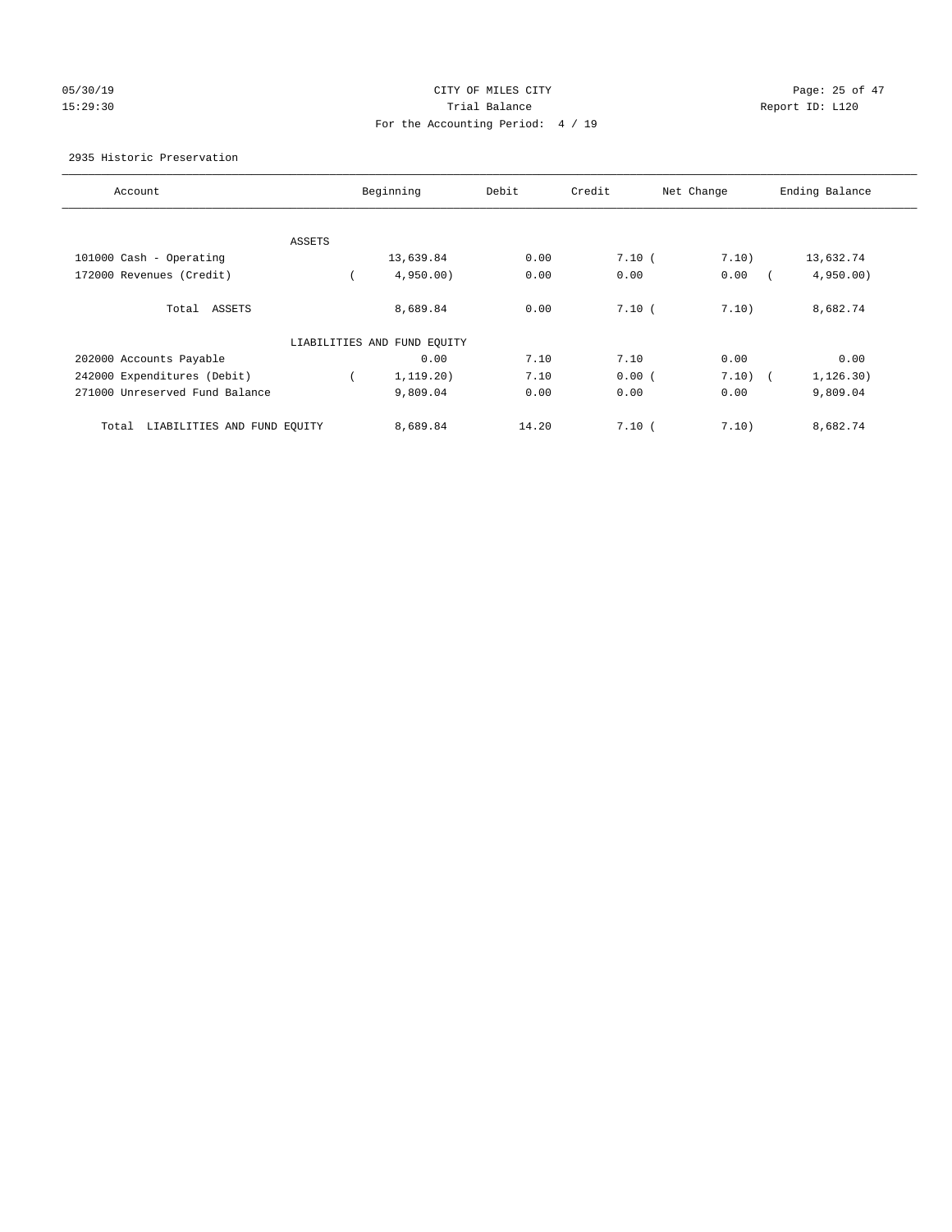CITY OF MILES CITY

Trial Balance

For the Accounting Period: 4 / 19

05/30/19 15:29:30 — Report ID: L120

2935 Historic Preservation

| Account | Beginning | Debit | Credit | Net Change | Ending Balance |
|---|---|---|---|---|---|
| ASSETS | | | | | |
| 101000 Cash - Operating | 13,639.84 | 0.00 | 7.10 | ( 7.10) | 13,632.74 |
| 172000 Revenues (Credit) | ( 4,950.00) | 0.00 | 0.00 | 0.00 | ( 4,950.00) |
| Total ASSETS | 8,689.84 | 0.00 | 7.10 | ( 7.10) | 8,682.74 |
| LIABILITIES AND FUND EQUITY | | | | | |
| 202000 Accounts Payable | 0.00 | 7.10 | 7.10 | 0.00 | 0.00 |
| 242000 Expenditures (Debit) | ( 1,119.20) | 7.10 | 0.00 | ( 7.10) | ( 1,126.30) |
| 271000 Unreserved Fund Balance | 9,809.04 | 0.00 | 0.00 | 0.00 | 9,809.04 |
| Total LIABILITIES AND FUND EQUITY | 8,689.84 | 14.20 | 7.10 | ( 7.10) | 8,682.74 |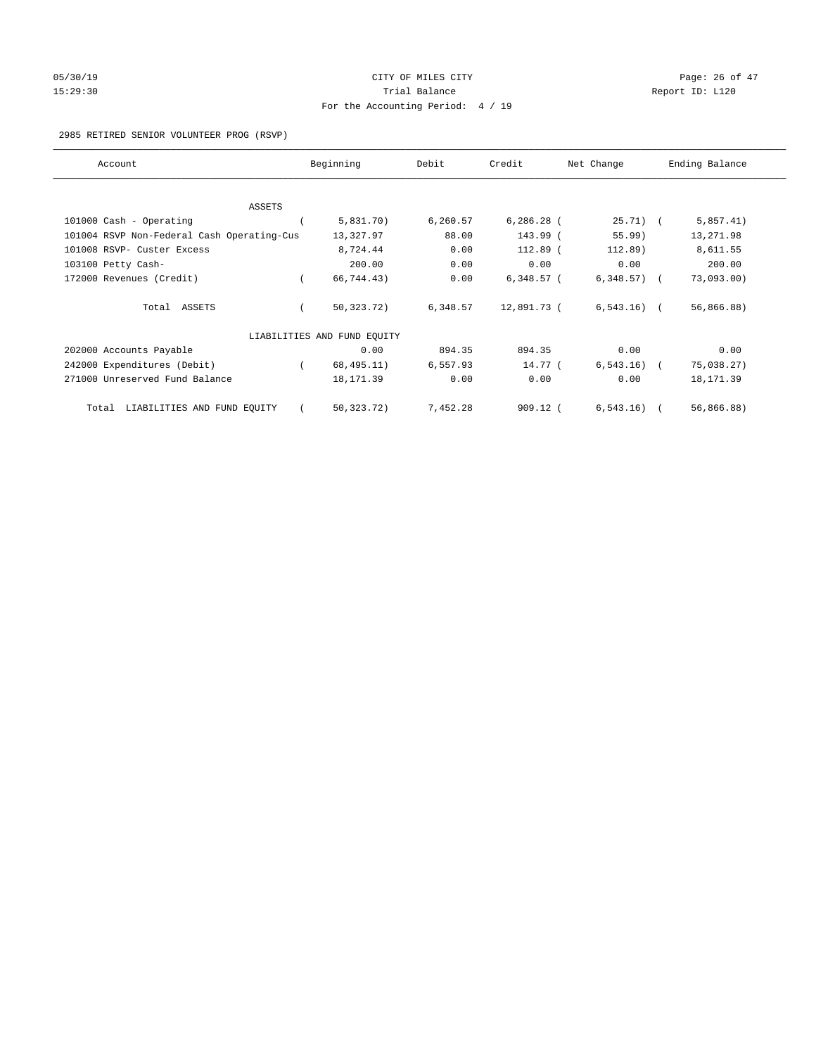CITY OF MILES CITY

Trial Balance

For the Accounting Period: 4 / 19

05/30/19 15:29:30 Report ID: L120

2985 RETIRED SENIOR VOLUNTEER PROG (RSVP)

| Account | Beginning | Debit | Credit | Net Change | Ending Balance |
|---|---|---|---|---|---|
| ASSETS | | | | | |
| 101000 Cash - Operating | ( 5,831.70) | 6,260.57 | 6,286.28 | ( 25.71) | ( 5,857.41) |
| 101004 RSVP Non-Federal Cash Operating-Cus | 13,327.97 | 88.00 | 143.99 | ( 55.99) | 13,271.98 |
| 101008 RSVP- Custer Excess | 8,724.44 | 0.00 | 112.89 | ( 112.89) | 8,611.55 |
| 103100 Petty Cash- | 200.00 | 0.00 | 0.00 | 0.00 | 200.00 |
| 172000 Revenues (Credit) | ( 66,744.43) | 0.00 | 6,348.57 | ( 6,348.57) | ( 73,093.00) |
| Total ASSETS | ( 50,323.72) | 6,348.57 | 12,891.73 | ( 6,543.16) | ( 56,866.88) |
| LIABILITIES AND FUND EQUITY | | | | | |
| 202000 Accounts Payable | 0.00 | 894.35 | 894.35 | 0.00 | 0.00 |
| 242000 Expenditures (Debit) | ( 68,495.11) | 6,557.93 | 14.77 | ( 6,543.16) | ( 75,038.27) |
| 271000 Unreserved Fund Balance | 18,171.39 | 0.00 | 0.00 | 0.00 | 18,171.39 |
| Total LIABILITIES AND FUND EQUITY | ( 50,323.72) | 7,452.28 | 909.12 | ( 6,543.16) | ( 56,866.88) |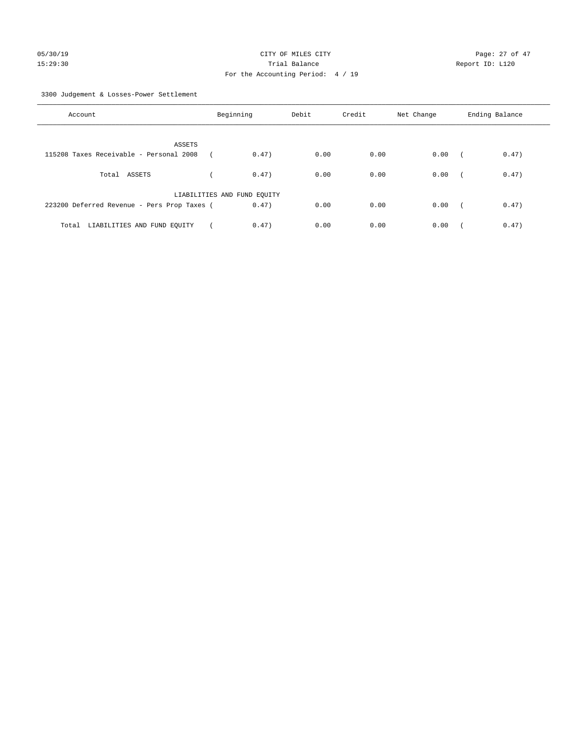CITY OF MILES CITY
Trial Balance
For the Accounting Period: 4 / 19

05/30/19
15:29:30

Report ID: L120

3300 Judgement & Losses-Power Settlement

| Account | Beginning | Debit | Credit | Net Change | Ending Balance |
|---|---|---|---|---|---|
| ASSETS | | | | | |
| 115208 Taxes Receivable - Personal 2008 | ( 0.47) | 0.00 | 0.00 | 0.00 | ( 0.47) |
| Total ASSETS | ( 0.47) | 0.00 | 0.00 | 0.00 | ( 0.47) |
| LIABILITIES AND FUND EQUITY | | | | | |
| 223200 Deferred Revenue - Pers Prop Taxes | ( 0.47) | 0.00 | 0.00 | 0.00 | ( 0.47) |
| Total LIABILITIES AND FUND EQUITY | ( 0.47) | 0.00 | 0.00 | 0.00 | ( 0.47) |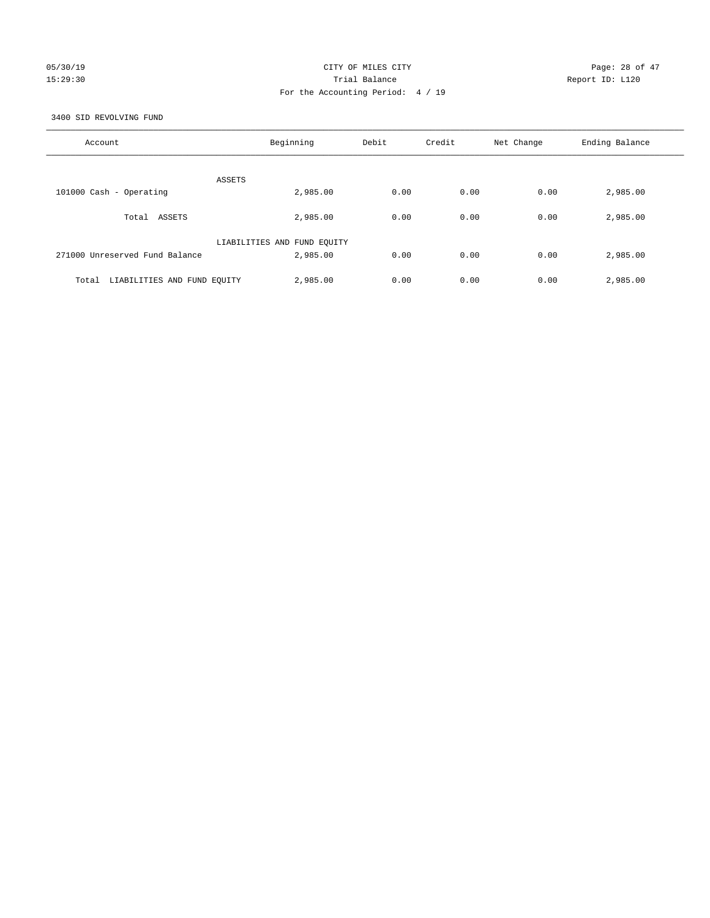CITY OF MILES CITY
Trial Balance
For the Accounting Period: 4 / 19

05/30/19
15:29:30

Report ID: L120

3400 SID REVOLVING FUND

| Account | Beginning | Debit | Credit | Net Change | Ending Balance |
|---|---|---|---|---|---|
| ASSETS | | | | | |
| 101000 Cash - Operating | 2,985.00 | 0.00 | 0.00 | 0.00 | 2,985.00 |
| Total ASSETS | 2,985.00 | 0.00 | 0.00 | 0.00 | 2,985.00 |
| LIABILITIES AND FUND EQUITY | | | | | |
| 271000 Unreserved Fund Balance | 2,985.00 | 0.00 | 0.00 | 0.00 | 2,985.00 |
| Total LIABILITIES AND FUND EQUITY | 2,985.00 | 0.00 | 0.00 | 0.00 | 2,985.00 |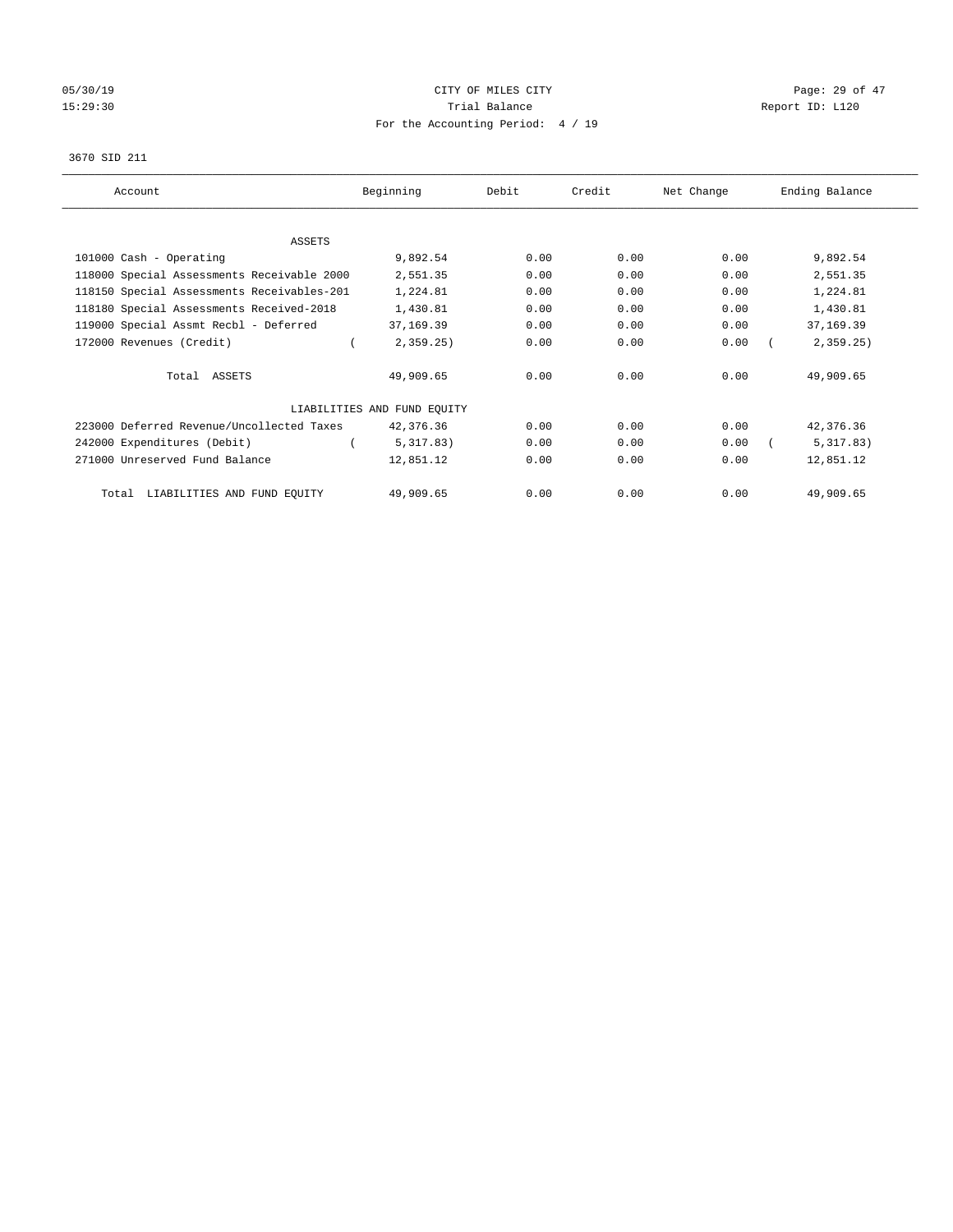05/30/19 CITY OF MILES CITY
15:29:30 Trial Balance Report ID: L120
For the Accounting Period: 4 / 19

3670 SID 211

| Account | Beginning | Debit | Credit | Net Change | Ending Balance |
|---|---|---|---|---|---|
| ASSETS | | | | | |
| 101000 Cash - Operating | 9,892.54 | 0.00 | 0.00 | 0.00 | 9,892.54 |
| 118000 Special Assessments Receivable 2000 | 2,551.35 | 0.00 | 0.00 | 0.00 | 2,551.35 |
| 118150 Special Assessments Receivables-201 | 1,224.81 | 0.00 | 0.00 | 0.00 | 1,224.81 |
| 118180 Special Assessments Received-2018 | 1,430.81 | 0.00 | 0.00 | 0.00 | 1,430.81 |
| 119000 Special Assmt Recbl - Deferred | 37,169.39 | 0.00 | 0.00 | 0.00 | 37,169.39 |
| 172000 Revenues (Credit) | ( 2,359.25) | 0.00 | 0.00 | 0.00 | ( 2,359.25) |
| Total ASSETS | 49,909.65 | 0.00 | 0.00 | 0.00 | 49,909.65 |
| LIABILITIES AND FUND EQUITY | | | | | |
| 223000 Deferred Revenue/Uncollected Taxes | 42,376.36 | 0.00 | 0.00 | 0.00 | 42,376.36 |
| 242000 Expenditures (Debit) | ( 5,317.83) | 0.00 | 0.00 | 0.00 | ( 5,317.83) |
| 271000 Unreserved Fund Balance | 12,851.12 | 0.00 | 0.00 | 0.00 | 12,851.12 |
| Total LIABILITIES AND FUND EQUITY | 49,909.65 | 0.00 | 0.00 | 0.00 | 49,909.65 |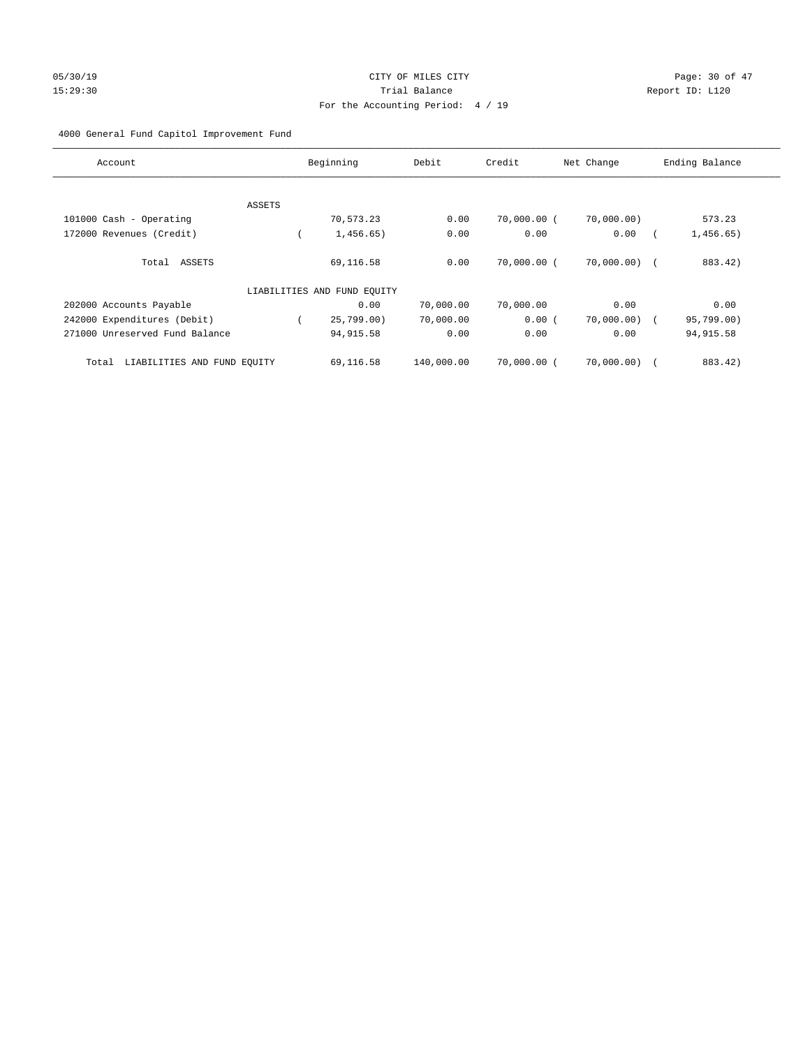CITY OF MILES CITY
Trial Balance
For the Accounting Period: 4 / 19

05/30/19
15:29:30

Report ID: L120

4000 General Fund Capitol Improvement Fund

| Account | Beginning | Debit | Credit | Net Change | Ending Balance |
|---|---|---|---|---|---|
| ASSETS | | | | | |
| 101000 Cash - Operating | 70,573.23 | 0.00 | 70,000.00 | (70,000.00) | 573.23 |
| 172000 Revenues (Credit) | (1,456.65) | 0.00 | 0.00 | 0.00 | (1,456.65) |
| Total ASSETS | 69,116.58 | 0.00 | 70,000.00 | (70,000.00) | (883.42) |
| LIABILITIES AND FUND EQUITY | | | | | |
| 202000 Accounts Payable | 0.00 | 70,000.00 | 70,000.00 | 0.00 | 0.00 |
| 242000 Expenditures (Debit) | (25,799.00) | 70,000.00 | 0.00 | (70,000.00) | (95,799.00) |
| 271000 Unreserved Fund Balance | 94,915.58 | 0.00 | 0.00 | 0.00 | 94,915.58 |
| Total LIABILITIES AND FUND EQUITY | 69,116.58 | 140,000.00 | 70,000.00 | (70,000.00) | (883.42) |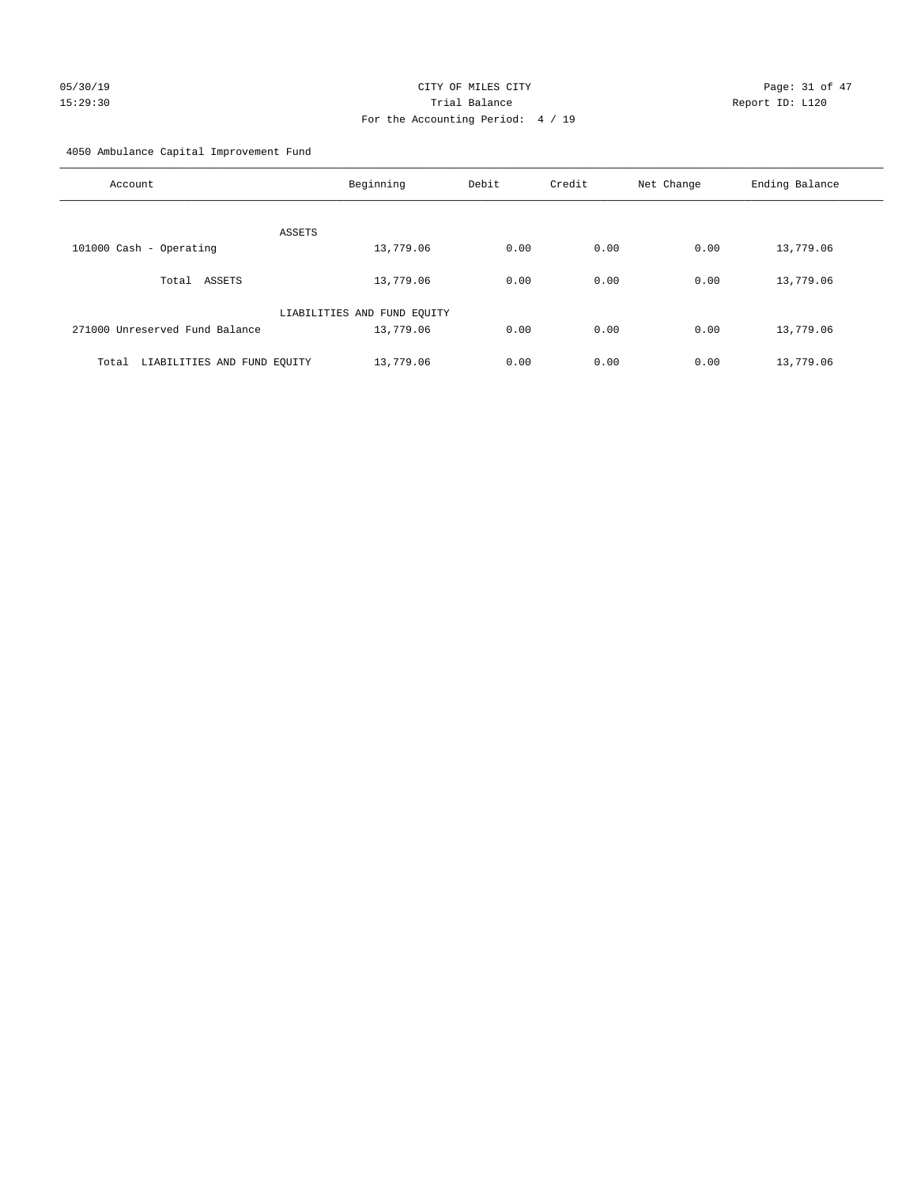CITY OF MILES CITY
Trial Balance
For the Accounting Period: 4 / 19

05/30/19
15:29:30

Report ID: L120

4050 Ambulance Capital Improvement Fund

| Account | Beginning | Debit | Credit | Net Change | Ending Balance |
|---|---|---|---|---|---|
| ASSETS | | | | | |
| 101000 Cash - Operating | 13,779.06 | 0.00 | 0.00 | 0.00 | 13,779.06 |
| Total ASSETS | 13,779.06 | 0.00 | 0.00 | 0.00 | 13,779.06 |
| LIABILITIES AND FUND EQUITY | | | | | |
| 271000 Unreserved Fund Balance | 13,779.06 | 0.00 | 0.00 | 0.00 | 13,779.06 |
| Total LIABILITIES AND FUND EQUITY | 13,779.06 | 0.00 | 0.00 | 0.00 | 13,779.06 |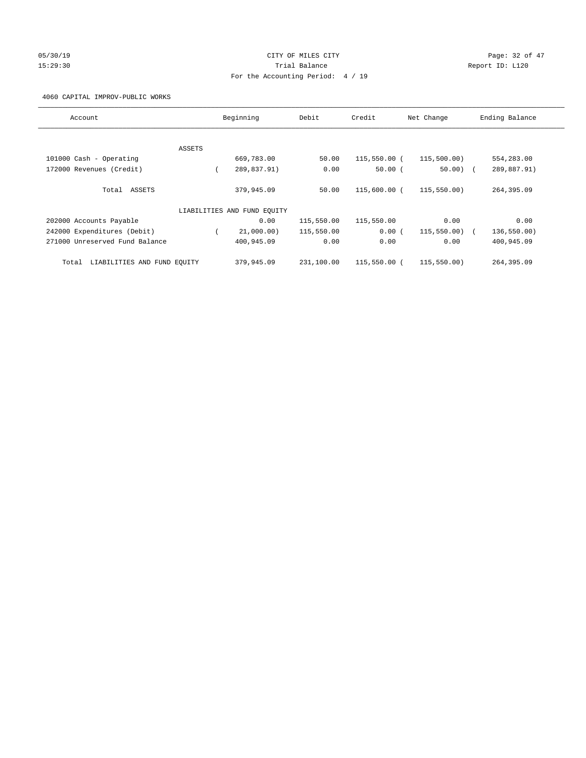CITY OF MILES CITY

Trial Balance

For the Accounting Period: 4 / 19

05/30/19 15:29:30 — Report ID: L120

4060 CAPITAL IMPROV-PUBLIC WORKS

| Account | Beginning | Debit | Credit | Net Change | Ending Balance |
|---|---|---|---|---|---|
| **ASSETS** | | | | | |
| 101000 Cash - Operating | 669,783.00 | 50.00 | 115,550.00 | (115,500.00) | 554,283.00 |
| 172000 Revenues (Credit) | (289,837.91) | 0.00 | 50.00 | (50.00) | (289,887.91) |
| Total ASSETS | 379,945.09 | 50.00 | 115,600.00 | (115,550.00) | 264,395.09 |
| **LIABILITIES AND FUND EQUITY** | | | | | |
| 202000 Accounts Payable | 0.00 | 115,550.00 | 115,550.00 | 0.00 | 0.00 |
| 242000 Expenditures (Debit) | (21,000.00) | 115,550.00 | 0.00 | (115,550.00) | (136,550.00) |
| 271000 Unreserved Fund Balance | 400,945.09 | 0.00 | 0.00 | 0.00 | 400,945.09 |
| Total LIABILITIES AND FUND EQUITY | 379,945.09 | 231,100.00 | 115,550.00 | (115,550.00) | 264,395.09 |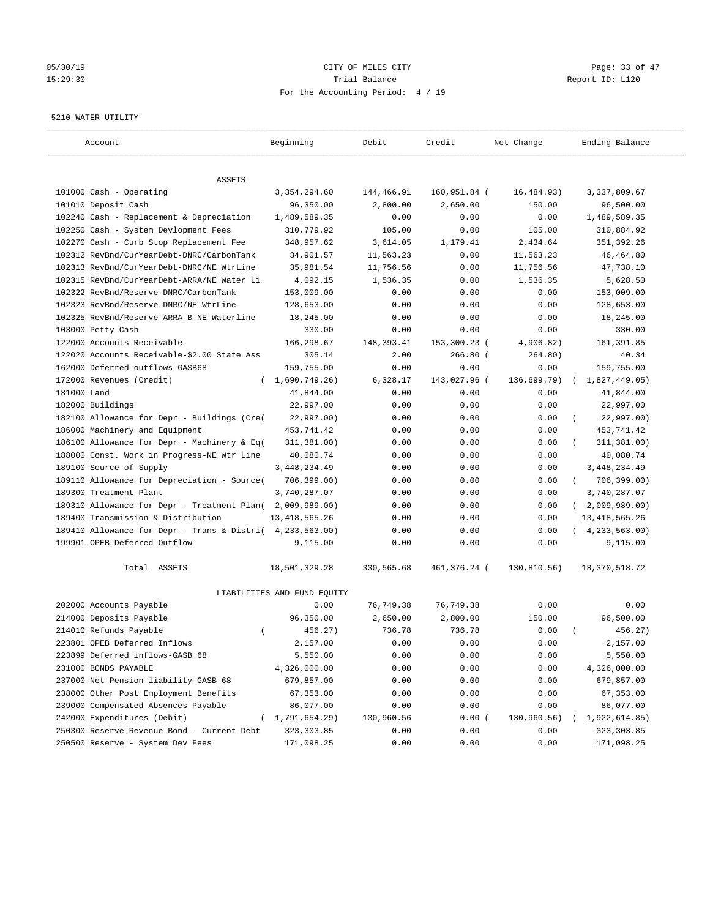CITY OF MILES CITY
Trial Balance
For the Accounting Period: 4 / 19

05/30/19
15:29:30

Report ID: L120

5210 WATER UTILITY

| Account | Beginning | Debit | Credit | Net Change | Ending Balance |
|---|---|---|---|---|---|
| **ASSETS** | | | | | |
| 101000 Cash - Operating | 3,354,294.60 | 144,466.91 | 160,951.84 | (16,484.93) | 3,337,809.67 |
| 101010 Deposit Cash | 96,350.00 | 2,800.00 | 2,650.00 | 150.00 | 96,500.00 |
| 102240 Cash - Replacement & Depreciation | 1,489,589.35 | 0.00 | 0.00 | 0.00 | 1,489,589.35 |
| 102250 Cash - System Devlopment Fees | 310,779.92 | 105.00 | 0.00 | 105.00 | 310,884.92 |
| 102270 Cash - Curb Stop Replacement Fee | 348,957.62 | 3,614.05 | 1,179.41 | 2,434.64 | 351,392.26 |
| 102312 RevBnd/CurYearDebt-DNRC/CarbonTank | 34,901.57 | 11,563.23 | 0.00 | 11,563.23 | 46,464.80 |
| 102313 RevBnd/CurYearDebt-DNRC/NE WtrLine | 35,981.54 | 11,756.56 | 0.00 | 11,756.56 | 47,738.10 |
| 102315 RevBnd/CurYearDebt-ARRA/NE Water Li | 4,092.15 | 1,536.35 | 0.00 | 1,536.35 | 5,628.50 |
| 102322 RevBnd/Reserve-DNRC/CarbonTank | 153,009.00 | 0.00 | 0.00 | 0.00 | 153,009.00 |
| 102323 RevBnd/Reserve-DNRC/NE WtrLine | 128,653.00 | 0.00 | 0.00 | 0.00 | 128,653.00 |
| 102325 RevBnd/Reserve-ARRA B-NE Waterline | 18,245.00 | 0.00 | 0.00 | 0.00 | 18,245.00 |
| 103000 Petty Cash | 330.00 | 0.00 | 0.00 | 0.00 | 330.00 |
| 122000 Accounts Receivable | 166,298.67 | 148,393.41 | 153,300.23 | (4,906.82) | 161,391.85 |
| 122020 Accounts Receivable-$2.00 State Ass | 305.14 | 2.00 | 266.80 | (264.80) | 40.34 |
| 162000 Deferred outflows-GASB68 | 159,755.00 | 0.00 | 0.00 | 0.00 | 159,755.00 |
| 172000 Revenues (Credit) | (1,690,749.26) | 6,328.17 | 143,027.96 | (136,699.79) | (1,827,449.05) |
| 181000 Land | 41,844.00 | 0.00 | 0.00 | 0.00 | 41,844.00 |
| 182000 Buildings | 22,997.00 | 0.00 | 0.00 | 0.00 | 22,997.00 |
| 182100 Allowance for Depr - Buildings (Cre( | 22,997.00) | 0.00 | 0.00 | 0.00 | (22,997.00) |
| 186000 Machinery and Equipment | 453,741.42 | 0.00 | 0.00 | 0.00 | 453,741.42 |
| 186100 Allowance for Depr - Machinery & Eq( | 311,381.00) | 0.00 | 0.00 | 0.00 | (311,381.00) |
| 188000 Const. Work in Progress-NE Wtr Line | 40,080.74 | 0.00 | 0.00 | 0.00 | 40,080.74 |
| 189100 Source of Supply | 3,448,234.49 | 0.00 | 0.00 | 0.00 | 3,448,234.49 |
| 189110 Allowance for Depreciation - Source( | 706,399.00) | 0.00 | 0.00 | 0.00 | (706,399.00) |
| 189300 Treatment Plant | 3,740,287.07 | 0.00 | 0.00 | 0.00 | 3,740,287.07 |
| 189310 Allowance for Depr - Treatment Plan( | 2,009,989.00) | 0.00 | 0.00 | 0.00 | (2,009,989.00) |
| 189400 Transmission & Distribution | 13,418,565.26 | 0.00 | 0.00 | 0.00 | 13,418,565.26 |
| 189410 Allowance for Depr - Trans & Distri( | 4,233,563.00) | 0.00 | 0.00 | 0.00 | (4,233,563.00) |
| 199901 OPEB Deferred Outflow | 9,115.00 | 0.00 | 0.00 | 0.00 | 9,115.00 |
| Total ASSETS | 18,501,329.28 | 330,565.68 | 461,376.24 | (130,810.56) | 18,370,518.72 |
| **LIABILITIES AND FUND EQUITY** | | | | | |
| 202000 Accounts Payable | 0.00 | 76,749.38 | 76,749.38 | 0.00 | 0.00 |
| 214000 Deposits Payable | 96,350.00 | 2,650.00 | 2,800.00 | 150.00 | 96,500.00 |
| 214010 Refunds Payable | (456.27) | 736.78 | 736.78 | 0.00 | (456.27) |
| 223801 OPEB Deferred Inflows | 2,157.00 | 0.00 | 0.00 | 0.00 | 2,157.00 |
| 223899 Deferred inflows-GASB 68 | 5,550.00 | 0.00 | 0.00 | 0.00 | 5,550.00 |
| 231000 BONDS PAYABLE | 4,326,000.00 | 0.00 | 0.00 | 0.00 | 4,326,000.00 |
| 237000 Net Pension liability-GASB 68 | 679,857.00 | 0.00 | 0.00 | 0.00 | 679,857.00 |
| 238000 Other Post Employment Benefits | 67,353.00 | 0.00 | 0.00 | 0.00 | 67,353.00 |
| 239000 Compensated Absences Payable | 86,077.00 | 0.00 | 0.00 | 0.00 | 86,077.00 |
| 242000 Expenditures (Debit) | (1,791,654.29) | 130,960.56 | 0.00 | (130,960.56) | (1,922,614.85) |
| 250300 Reserve Revenue Bond - Current Debt | 323,303.85 | 0.00 | 0.00 | 0.00 | 323,303.85 |
| 250500 Reserve - System Dev Fees | 171,098.25 | 0.00 | 0.00 | 0.00 | 171,098.25 |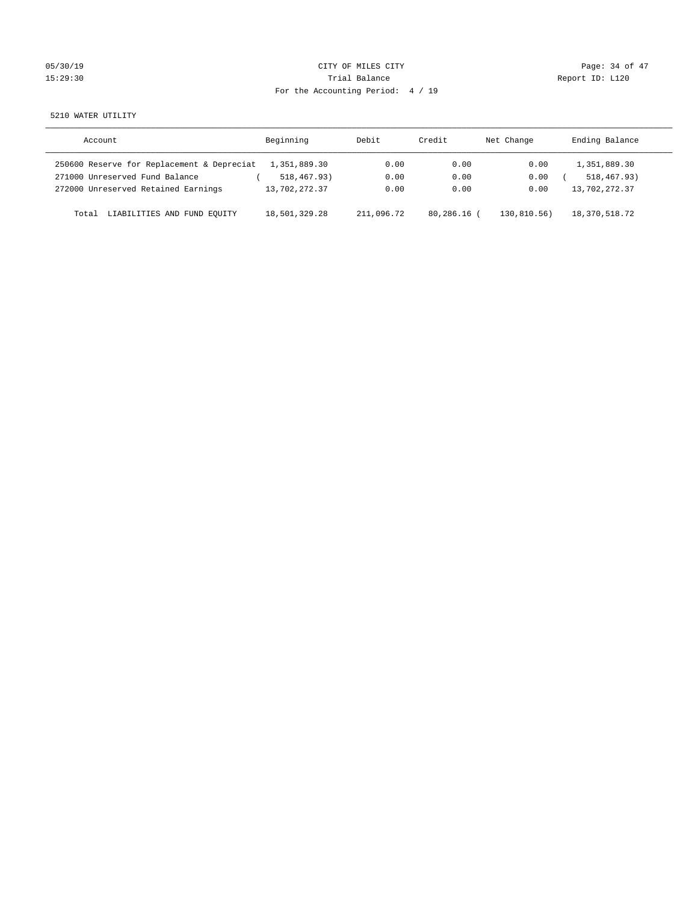CITY OF MILES CITY

Trial Balance

For the Accounting Period: 4 / 19

05/30/19 15:29:30 — Report ID: L120

5210 WATER UTILITY

| Account | Beginning | Debit | Credit | Net Change | Ending Balance |
|---|---|---|---|---|---|
| 250600 Reserve for Replacement & Depreciat | 1,351,889.30 | 0.00 | 0.00 | 0.00 | 1,351,889.30 |
| 271000 Unreserved Fund Balance | ( 518,467.93) | 0.00 | 0.00 | 0.00 | ( 518,467.93) |
| 272000 Unreserved Retained Earnings | 13,702,272.37 | 0.00 | 0.00 | 0.00 | 13,702,272.37 |
| Total LIABILITIES AND FUND EQUITY | 18,501,329.28 | 211,096.72 | 80,286.16 | ( 130,810.56) | 18,370,518.72 |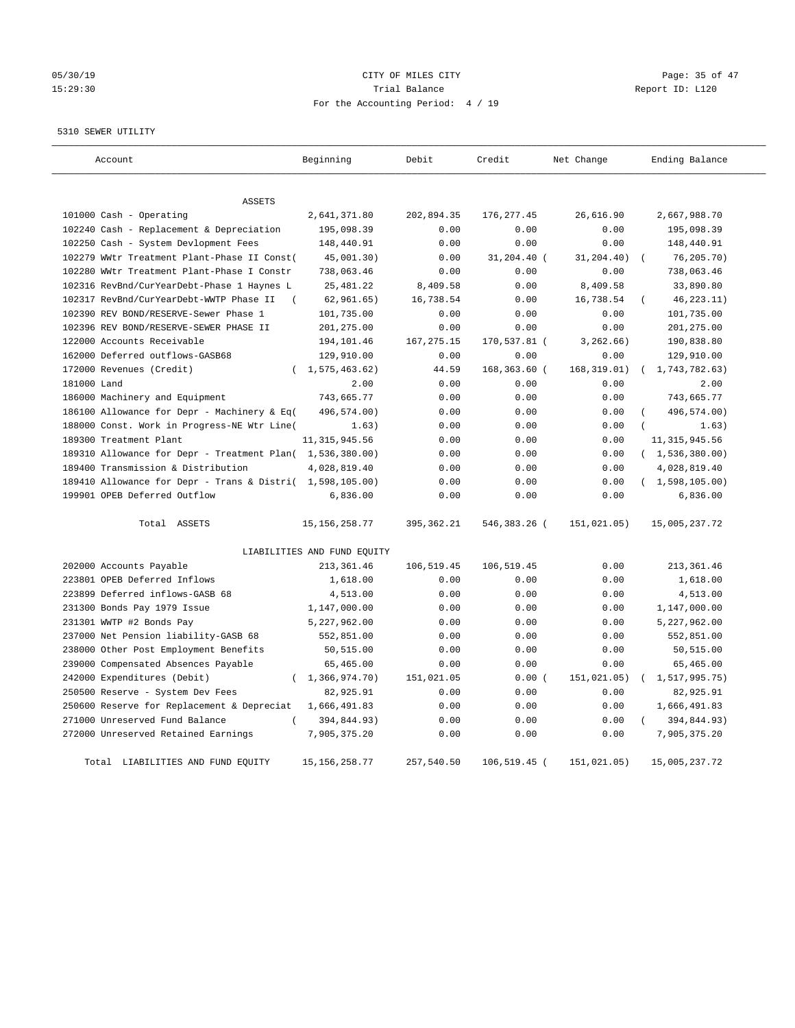CITY OF MILES CITY
Trial Balance
For the Accounting Period: 4 / 19

05/30/19
15:29:30

Report ID: L120

5310 SEWER UTILITY

| Account | Beginning | Debit | Credit | Net Change | Ending Balance |
|---|---|---|---|---|---|
| ASSETS | | | | | |
| 101000 Cash - Operating | 2,641,371.80 | 202,894.35 | 176,277.45 | 26,616.90 | 2,667,988.70 |
| 102240 Cash - Replacement & Depreciation | 195,098.39 | 0.00 | 0.00 | 0.00 | 195,098.39 |
| 102250 Cash - System Devlopment Fees | 148,440.91 | 0.00 | 0.00 | 0.00 | 148,440.91 |
| 102279 WWtr Treatment Plant-Phase II Const( | 45,001.30) | 0.00 | 31,204.40 ( | 31,204.40) | ( 76,205.70) |
| 102280 WWtr Treatment Plant-Phase I Constr | 738,063.46 | 0.00 | 0.00 | 0.00 | 738,063.46 |
| 102316 RevBnd/CurYearDebt-Phase 1 Haynes L | 25,481.22 | 8,409.58 | 0.00 | 8,409.58 | 33,890.80 |
| 102317 RevBnd/CurYearDebt-WWTP Phase II ( | 62,961.65) | 16,738.54 | 0.00 | 16,738.54 | ( 46,223.11) |
| 102390 REV BOND/RESERVE-Sewer Phase 1 | 101,735.00 | 0.00 | 0.00 | 0.00 | 101,735.00 |
| 102396 REV BOND/RESERVE-SEWER PHASE II | 201,275.00 | 0.00 | 0.00 | 0.00 | 201,275.00 |
| 122000 Accounts Receivable | 194,101.46 | 167,275.15 | 170,537.81 ( | 3,262.66) | 190,838.80 |
| 162000 Deferred outflows-GASB68 | 129,910.00 | 0.00 | 0.00 | 0.00 | 129,910.00 |
| 172000 Revenues (Credit) | ( 1,575,463.62) | 44.59 | 168,363.60 ( | 168,319.01) | ( 1,743,782.63) |
| 181000 Land | 2.00 | 0.00 | 0.00 | 0.00 | 2.00 |
| 186000 Machinery and Equipment | 743,665.77 | 0.00 | 0.00 | 0.00 | 743,665.77 |
| 186100 Allowance for Depr - Machinery & Eq( | 496,574.00) | 0.00 | 0.00 | 0.00 | ( 496,574.00) |
| 188000 Const. Work in Progress-NE Wtr Line( | 1.63) | 0.00 | 0.00 | 0.00 | ( 1.63) |
| 189300 Treatment Plant | 11,315,945.56 | 0.00 | 0.00 | 0.00 | 11,315,945.56 |
| 189310 Allowance for Depr - Treatment Plan( | 1,536,380.00) | 0.00 | 0.00 | 0.00 | ( 1,536,380.00) |
| 189400 Transmission & Distribution | 4,028,819.40 | 0.00 | 0.00 | 0.00 | 4,028,819.40 |
| 189410 Allowance for Depr - Trans & Distri( | 1,598,105.00) | 0.00 | 0.00 | 0.00 | ( 1,598,105.00) |
| 199901 OPEB Deferred Outflow | 6,836.00 | 0.00 | 0.00 | 0.00 | 6,836.00 |
| Total ASSETS | 15,156,258.77 | 395,362.21 | 546,383.26 ( | 151,021.05) | 15,005,237.72 |
| LIABILITIES AND FUND EQUITY | | | | | |
| 202000 Accounts Payable | 213,361.46 | 106,519.45 | 106,519.45 | 0.00 | 213,361.46 |
| 223801 OPEB Deferred Inflows | 1,618.00 | 0.00 | 0.00 | 0.00 | 1,618.00 |
| 223899 Deferred inflows-GASB 68 | 4,513.00 | 0.00 | 0.00 | 0.00 | 4,513.00 |
| 231300 Bonds Pay 1979 Issue | 1,147,000.00 | 0.00 | 0.00 | 0.00 | 1,147,000.00 |
| 231301 WWTP #2 Bonds Pay | 5,227,962.00 | 0.00 | 0.00 | 0.00 | 5,227,962.00 |
| 237000 Net Pension liability-GASB 68 | 552,851.00 | 0.00 | 0.00 | 0.00 | 552,851.00 |
| 238000 Other Post Employment Benefits | 50,515.00 | 0.00 | 0.00 | 0.00 | 50,515.00 |
| 239000 Compensated Absences Payable | 65,465.00 | 0.00 | 0.00 | 0.00 | 65,465.00 |
| 242000 Expenditures (Debit) | ( 1,366,974.70) | 151,021.05 | 0.00 ( | 151,021.05) | ( 1,517,995.75) |
| 250500 Reserve - System Dev Fees | 82,925.91 | 0.00 | 0.00 | 0.00 | 82,925.91 |
| 250600 Reserve for Replacement & Depreciat | 1,666,491.83 | 0.00 | 0.00 | 0.00 | 1,666,491.83 |
| 271000 Unreserved Fund Balance | ( 394,844.93) | 0.00 | 0.00 | 0.00 | ( 394,844.93) |
| 272000 Unreserved Retained Earnings | 7,905,375.20 | 0.00 | 0.00 | 0.00 | 7,905,375.20 |
| Total LIABILITIES AND FUND EQUITY | 15,156,258.77 | 257,540.50 | 106,519.45 ( | 151,021.05) | 15,005,237.72 |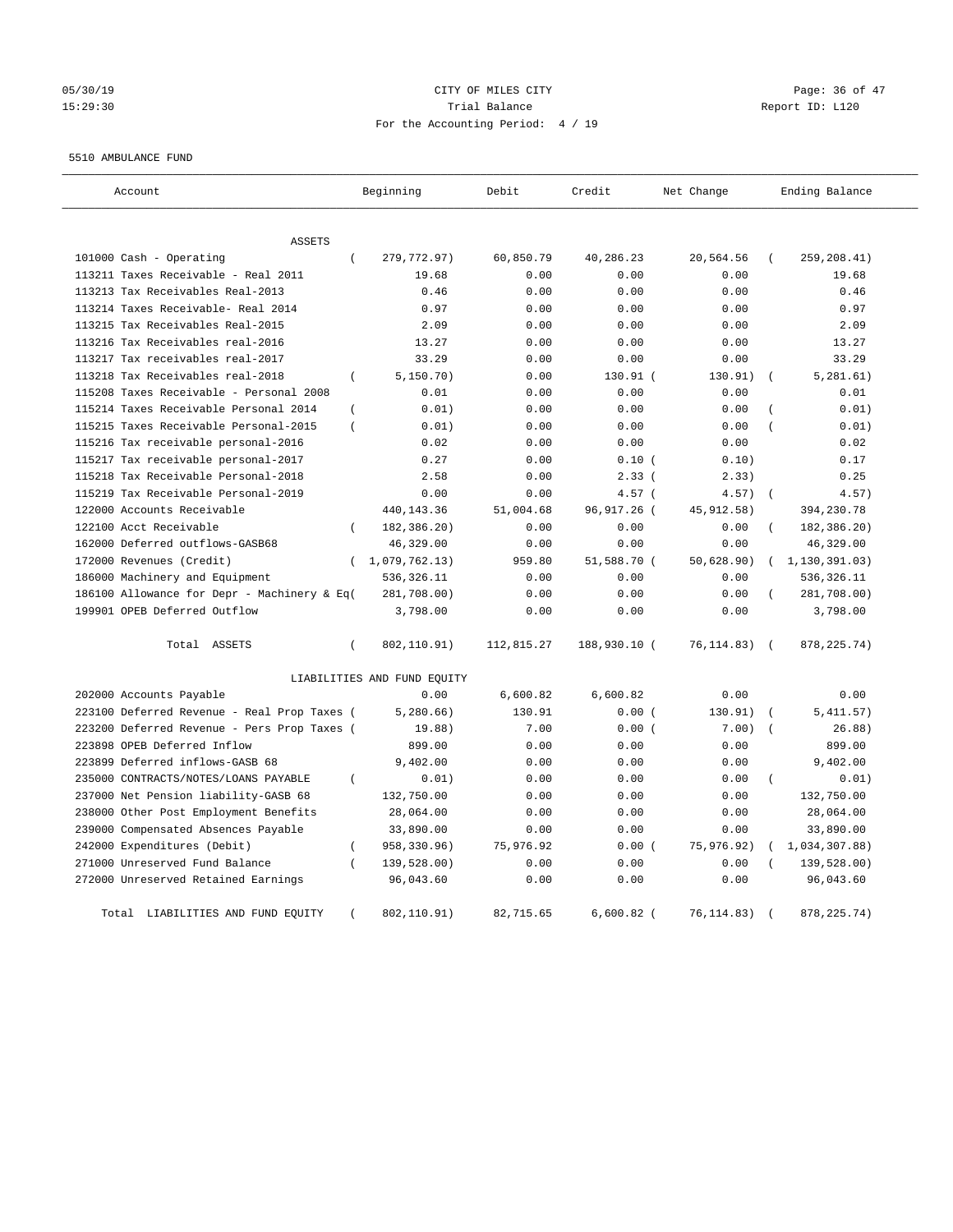CITY OF MILES CITY

Trial Balance

For the Accounting Period: 4 / 19

05/30/19 15:29:30

Report ID: L120

5510 AMBULANCE FUND

| Account | Beginning | Debit | Credit | Net Change | Ending Balance |
|---|---|---|---|---|---|
| ASSETS | | | | | |
| 101000 Cash - Operating | ( 279,772.97) | 60,850.79 | 40,286.23 | 20,564.56 | ( 259,208.41) |
| 113211 Taxes Receivable - Real 2011 | 19.68 | 0.00 | 0.00 | 0.00 | 19.68 |
| 113213 Tax Receivables Real-2013 | 0.46 | 0.00 | 0.00 | 0.00 | 0.46 |
| 113214 Taxes Receivable- Real 2014 | 0.97 | 0.00 | 0.00 | 0.00 | 0.97 |
| 113215 Tax Receivables Real-2015 | 2.09 | 0.00 | 0.00 | 0.00 | 2.09 |
| 113216 Tax Receivables real-2016 | 13.27 | 0.00 | 0.00 | 0.00 | 13.27 |
| 113217 Tax receivables real-2017 | 33.29 | 0.00 | 0.00 | 0.00 | 33.29 |
| 113218 Tax Receivables real-2018 | ( 5,150.70) | 0.00 | 130.91 | ( 130.91) | ( 5,281.61) |
| 115208 Taxes Receivable - Personal 2008 | 0.01 | 0.00 | 0.00 | 0.00 | 0.01 |
| 115214 Taxes Receivable Personal 2014 | ( 0.01) | 0.00 | 0.00 | 0.00 | ( 0.01) |
| 115215 Taxes Receivable Personal-2015 | ( 0.01) | 0.00 | 0.00 | 0.00 | ( 0.01) |
| 115216 Tax receivable personal-2016 | 0.02 | 0.00 | 0.00 | 0.00 | 0.02 |
| 115217 Tax receivable personal-2017 | 0.27 | 0.00 | 0.10 | ( 0.10) | 0.17 |
| 115218 Tax Receivable Personal-2018 | 2.58 | 0.00 | 2.33 | ( 2.33) | 0.25 |
| 115219 Tax Receivable Personal-2019 | 0.00 | 0.00 | 4.57 | ( 4.57) | ( 4.57) |
| 122000 Accounts Receivable | 440,143.36 | 51,004.68 | 96,917.26 | ( 45,912.58) | 394,230.78 |
| 122100 Acct Receivable | ( 182,386.20) | 0.00 | 0.00 | 0.00 | ( 182,386.20) |
| 162000 Deferred outflows-GASB68 | 46,329.00 | 0.00 | 0.00 | 0.00 | 46,329.00 |
| 172000 Revenues (Credit) | ( 1,079,762.13) | 959.80 | 51,588.70 | ( 50,628.90) | ( 1,130,391.03) |
| 186000 Machinery and Equipment | 536,326.11 | 0.00 | 0.00 | 0.00 | 536,326.11 |
| 186100 Allowance for Depr - Machinery & Eq( | 281,708.00) | 0.00 | 0.00 | 0.00 | ( 281,708.00) |
| 199901 OPEB Deferred Outflow | 3,798.00 | 0.00 | 0.00 | 0.00 | 3,798.00 |
| Total ASSETS | ( 802,110.91) | 112,815.27 | 188,930.10 | ( 76,114.83) | ( 878,225.74) |
| LIABILITIES AND FUND EQUITY | | | | | |
| 202000 Accounts Payable | 0.00 | 6,600.82 | 6,600.82 | 0.00 | 0.00 |
| 223100 Deferred Revenue - Real Prop Taxes ( | 5,280.66) | 130.91 | 0.00 | ( 130.91) | ( 5,411.57) |
| 223200 Deferred Revenue - Pers Prop Taxes ( | 19.88) | 7.00 | 0.00 | ( 7.00) | ( 26.88) |
| 223898 OPEB Deferred Inflow | 899.00 | 0.00 | 0.00 | 0.00 | 899.00 |
| 223899 Deferred inflows-GASB 68 | 9,402.00 | 0.00 | 0.00 | 0.00 | 9,402.00 |
| 235000 CONTRACTS/NOTES/LOANS PAYABLE | ( 0.01) | 0.00 | 0.00 | 0.00 | ( 0.01) |
| 237000 Net Pension liability-GASB 68 | 132,750.00 | 0.00 | 0.00 | 0.00 | 132,750.00 |
| 238000 Other Post Employment Benefits | 28,064.00 | 0.00 | 0.00 | 0.00 | 28,064.00 |
| 239000 Compensated Absences Payable | 33,890.00 | 0.00 | 0.00 | 0.00 | 33,890.00 |
| 242000 Expenditures (Debit) | ( 958,330.96) | 75,976.92 | 0.00 | ( 75,976.92) | ( 1,034,307.88) |
| 271000 Unreserved Fund Balance | ( 139,528.00) | 0.00 | 0.00 | 0.00 | ( 139,528.00) |
| 272000 Unreserved Retained Earnings | 96,043.60 | 0.00 | 0.00 | 0.00 | 96,043.60 |
| Total LIABILITIES AND FUND EQUITY | ( 802,110.91) | 82,715.65 | 6,600.82 | ( 76,114.83) | ( 878,225.74) |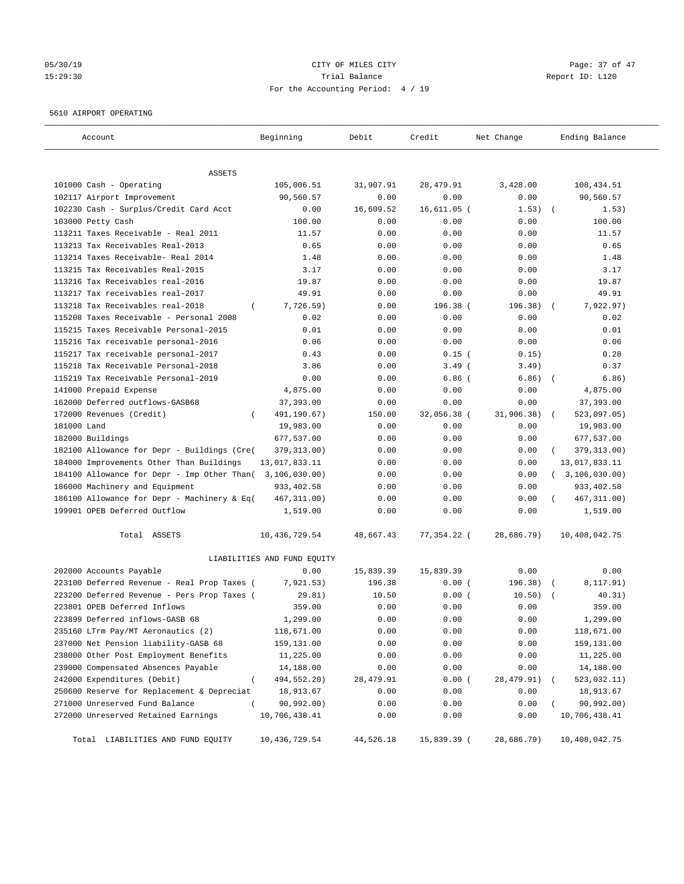05/30/19 CITY OF MILES CITY
15:29:30 Trial Balance Report ID: L120
For the Accounting Period: 4 / 19

5610 AIRPORT OPERATING

| Account | Beginning | Debit | Credit | Net Change | Ending Balance |
|---|---|---|---|---|---|
| ASSETS | | | | | |
| 101000 Cash - Operating | 105,006.51 | 31,907.91 | 28,479.91 | 3,428.00 | 108,434.51 |
| 102117 Airport Improvement | 90,560.57 | 0.00 | 0.00 | 0.00 | 90,560.57 |
| 102230 Cash - Surplus/Credit Card Acct | 0.00 | 16,609.52 | 16,611.05 | (1.53) | (1.53) |
| 103000 Petty Cash | 100.00 | 0.00 | 0.00 | 0.00 | 100.00 |
| 113211 Taxes Receivable - Real 2011 | 11.57 | 0.00 | 0.00 | 0.00 | 11.57 |
| 113213 Tax Receivables Real-2013 | 0.65 | 0.00 | 0.00 | 0.00 | 0.65 |
| 113214 Taxes Receivable- Real 2014 | 1.48 | 0.00 | 0.00 | 0.00 | 1.48 |
| 113215 Tax Receivables Real-2015 | 3.17 | 0.00 | 0.00 | 0.00 | 3.17 |
| 113216 Tax Receivables real-2016 | 19.87 | 0.00 | 0.00 | 0.00 | 19.87 |
| 113217 Tax receivables real-2017 | 49.91 | 0.00 | 0.00 | 0.00 | 49.91 |
| 113218 Tax Receivables real-2018 | (7,726.59) | 0.00 | 196.38 | (196.38) | (7,922.97) |
| 115208 Taxes Receivable - Personal 2008 | 0.02 | 0.00 | 0.00 | 0.00 | 0.02 |
| 115215 Taxes Receivable Personal-2015 | 0.01 | 0.00 | 0.00 | 0.00 | 0.01 |
| 115216 Tax receivable personal-2016 | 0.06 | 0.00 | 0.00 | 0.00 | 0.06 |
| 115217 Tax receivable personal-2017 | 0.43 | 0.00 | 0.15 | (0.15) | 0.28 |
| 115218 Tax Receivable Personal-2018 | 3.86 | 0.00 | 3.49 | (3.49) | 0.37 |
| 115219 Tax Receivable Personal-2019 | 0.00 | 0.00 | 6.86 | (6.86) | (6.86) |
| 141000 Prepaid Expense | 4,875.00 | 0.00 | 0.00 | 0.00 | 4,875.00 |
| 162000 Deferred outflows-GASB68 | 37,393.00 | 0.00 | 0.00 | 0.00 | 37,393.00 |
| 172000 Revenues (Credit) | (491,190.67) | 150.00 | 32,056.38 | (31,906.38) | (523,097.05) |
| 181000 Land | 19,983.00 | 0.00 | 0.00 | 0.00 | 19,983.00 |
| 182000 Buildings | 677,537.00 | 0.00 | 0.00 | 0.00 | 677,537.00 |
| 182100 Allowance for Depr - Buildings (Cre( | 379,313.00) | 0.00 | 0.00 | 0.00 | (379,313.00) |
| 184000 Improvements Other Than Buildings | 13,017,833.11 | 0.00 | 0.00 | 0.00 | 13,017,833.11 |
| 184100 Allowance for Depr - Imp Other Than( | 3,106,030.00) | 0.00 | 0.00 | 0.00 | (3,106,030.00) |
| 186000 Machinery and Equipment | 933,402.58 | 0.00 | 0.00 | 0.00 | 933,402.58 |
| 186100 Allowance for Depr - Machinery & Eq( | 467,311.00) | 0.00 | 0.00 | 0.00 | (467,311.00) |
| 199901 OPEB Deferred Outflow | 1,519.00 | 0.00 | 0.00 | 0.00 | 1,519.00 |
| Total ASSETS | 10,436,729.54 | 48,667.43 | 77,354.22 | (28,686.79) | 10,408,042.75 |
| LIABILITIES AND FUND EQUITY | | | | | |
| 202000 Accounts Payable | 0.00 | 15,839.39 | 15,839.39 | 0.00 | 0.00 |
| 223100 Deferred Revenue - Real Prop Taxes ( | 7,921.53) | 196.38 | 0.00 | (196.38) | (8,117.91) |
| 223200 Deferred Revenue - Pers Prop Taxes ( | 29.81) | 10.50 | 0.00 | (10.50) | (40.31) |
| 223801 OPEB Deferred Inflows | 359.00 | 0.00 | 0.00 | 0.00 | 359.00 |
| 223899 Deferred inflows-GASB 68 | 1,299.00 | 0.00 | 0.00 | 0.00 | 1,299.00 |
| 235160 LTrm Pay/MT Aeronautics (2) | 118,671.00 | 0.00 | 0.00 | 0.00 | 118,671.00 |
| 237000 Net Pension liability-GASB 68 | 159,131.00 | 0.00 | 0.00 | 0.00 | 159,131.00 |
| 238000 Other Post Employment Benefits | 11,225.00 | 0.00 | 0.00 | 0.00 | 11,225.00 |
| 239000 Compensated Absences Payable | 14,188.00 | 0.00 | 0.00 | 0.00 | 14,188.00 |
| 242000 Expenditures (Debit) | (494,552.20) | 28,479.91 | 0.00 | (28,479.91) | (523,032.11) |
| 250600 Reserve for Replacement & Depreciat | 18,913.67 | 0.00 | 0.00 | 0.00 | 18,913.67 |
| 271000 Unreserved Fund Balance | (90,992.00) | 0.00 | 0.00 | 0.00 | (90,992.00) |
| 272000 Unreserved Retained Earnings | 10,706,438.41 | 0.00 | 0.00 | 0.00 | 10,706,438.41 |
| Total LIABILITIES AND FUND EQUITY | 10,436,729.54 | 44,526.18 | 15,839.39 | (28,686.79) | 10,408,042.75 |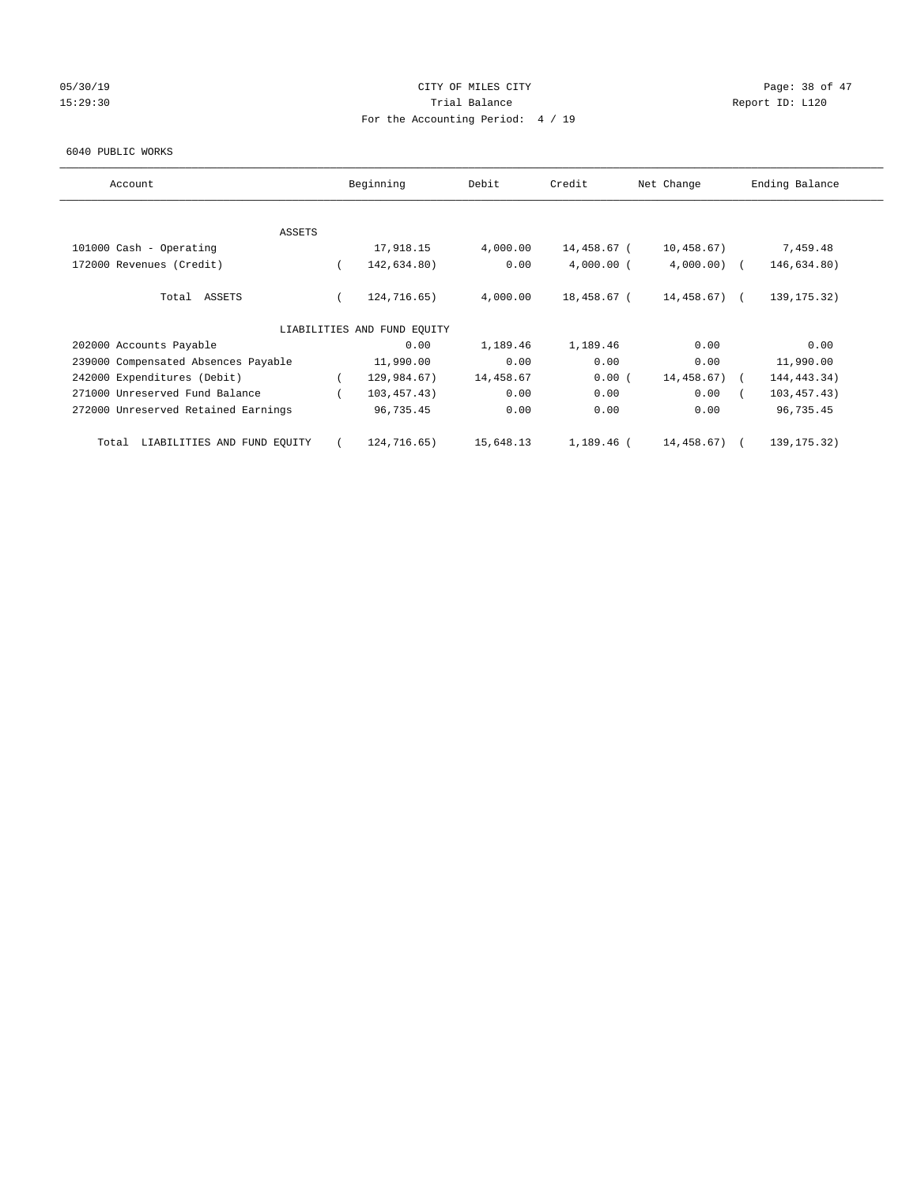CITY OF MILES CITY

Trial Balance

For the Accounting Period: 4 / 19

05/30/19
15:29:30

Report ID: L120

6040 PUBLIC WORKS

| Account | Beginning | Debit | Credit | Net Change | Ending Balance |
|---|---|---|---|---|---|
| ASSETS | | | | | |
| 101000 Cash - Operating | 17,918.15 | 4,000.00 | 14,458.67 | ( 10,458.67) | 7,459.48 |
| 172000 Revenues (Credit) | ( 142,634.80) | 0.00 | 4,000.00 | ( 4,000.00) | ( 146,634.80) |
| Total ASSETS | ( 124,716.65) | 4,000.00 | 18,458.67 | ( 14,458.67) | ( 139,175.32) |
| LIABILITIES AND FUND EQUITY | | | | | |
| 202000 Accounts Payable | 0.00 | 1,189.46 | 1,189.46 | 0.00 | 0.00 |
| 239000 Compensated Absences Payable | 11,990.00 | 0.00 | 0.00 | 0.00 | 11,990.00 |
| 242000 Expenditures (Debit) | ( 129,984.67) | 14,458.67 | 0.00 | ( 14,458.67) | ( 144,443.34) |
| 271000 Unreserved Fund Balance | ( 103,457.43) | 0.00 | 0.00 | 0.00 | ( 103,457.43) |
| 272000 Unreserved Retained Earnings | 96,735.45 | 0.00 | 0.00 | 0.00 | 96,735.45 |
| Total LIABILITIES AND FUND EQUITY | ( 124,716.65) | 15,648.13 | 1,189.46 | ( 14,458.67) | ( 139,175.32) |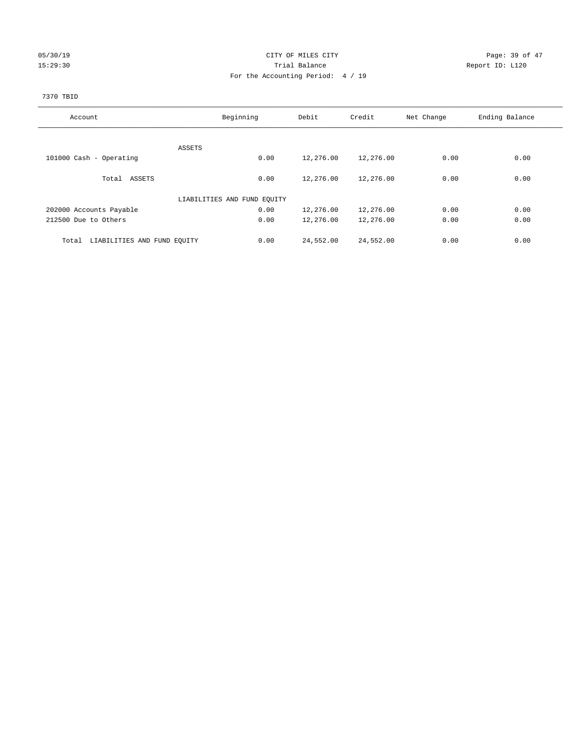CITY OF MILES CITY
Trial Balance
For the Accounting Period: 4 / 19

05/30/19
15:29:30

Report ID: L120

7370 TBID

| Account | Beginning | Debit | Credit | Net Change | Ending Balance |
|---|---|---|---|---|---|
| ASSETS | | | | | |
| 101000 Cash - Operating | 0.00 | 12,276.00 | 12,276.00 | 0.00 | 0.00 |
| Total ASSETS | 0.00 | 12,276.00 | 12,276.00 | 0.00 | 0.00 |
| LIABILITIES AND FUND EQUITY | | | | | |
| 202000 Accounts Payable | 0.00 | 12,276.00 | 12,276.00 | 0.00 | 0.00 |
| 212500 Due to Others | 0.00 | 12,276.00 | 12,276.00 | 0.00 | 0.00 |
| Total LIABILITIES AND FUND EQUITY | 0.00 | 24,552.00 | 24,552.00 | 0.00 | 0.00 |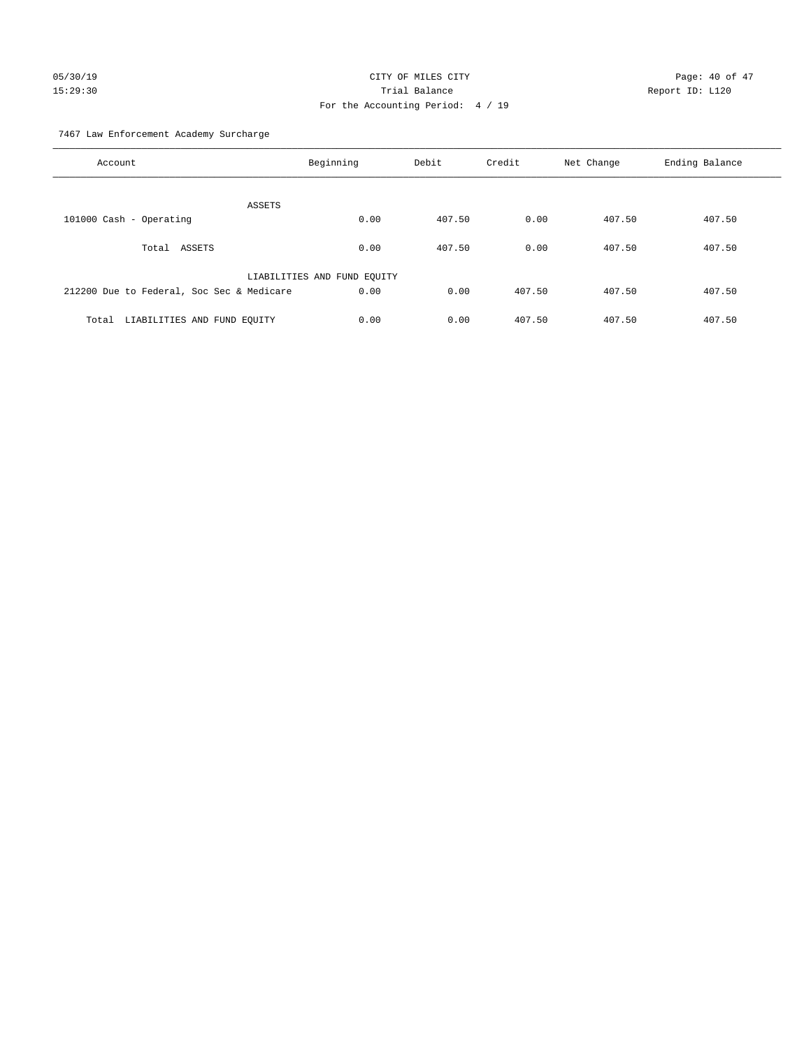CITY OF MILES CITY
Trial Balance
For the Accounting Period: 4 / 19

05/30/19
15:29:30

Report ID: L120

7467 Law Enforcement Academy Surcharge

| Account | Beginning | Debit | Credit | Net Change | Ending Balance |
|---|---|---|---|---|---|
| ASSETS | | | | | |
| 101000 Cash - Operating | 0.00 | 407.50 | 0.00 | 407.50 | 407.50 |
| Total ASSETS | 0.00 | 407.50 | 0.00 | 407.50 | 407.50 |
| LIABILITIES AND FUND EQUITY | | | | | |
| 212200 Due to Federal, Soc Sec & Medicare | 0.00 | 0.00 | 407.50 | 407.50 | 407.50 |
| Total LIABILITIES AND FUND EQUITY | 0.00 | 0.00 | 407.50 | 407.50 | 407.50 |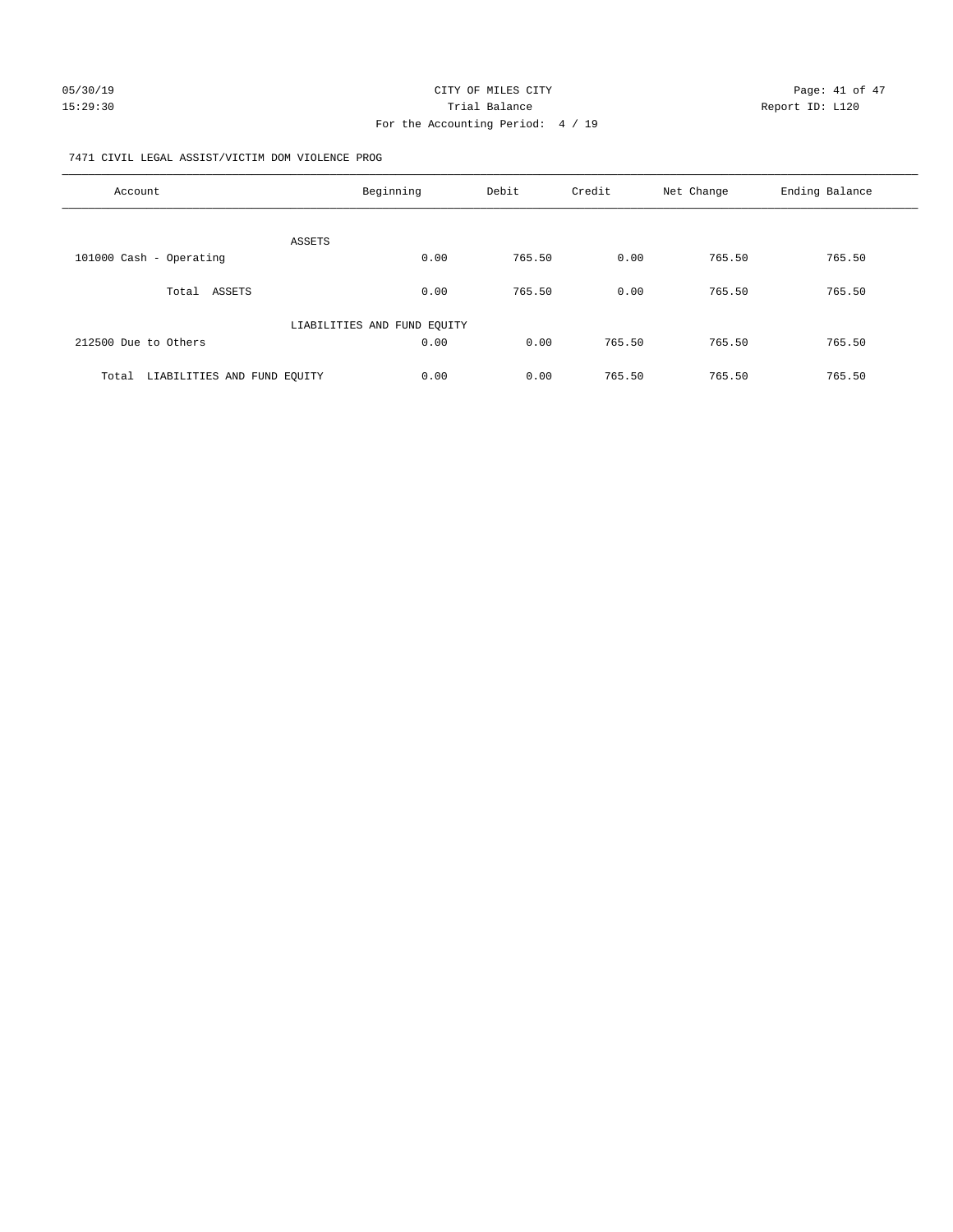CITY OF MILES CITY
Trial Balance
For the Accounting Period: 4 / 19

05/30/19
15:29:30

Report ID: L120

7471 CIVIL LEGAL ASSIST/VICTIM DOM VIOLENCE PROG

| Account | Beginning | Debit | Credit | Net Change | Ending Balance |
|---|---|---|---|---|---|
| ASSETS | | | | | |
| 101000 Cash - Operating | 0.00 | 765.50 | 0.00 | 765.50 | 765.50 |
| Total ASSETS | 0.00 | 765.50 | 0.00 | 765.50 | 765.50 |
| LIABILITIES AND FUND EQUITY | | | | | |
| 212500 Due to Others | 0.00 | 0.00 | 765.50 | 765.50 | 765.50 |
| Total LIABILITIES AND FUND EQUITY | 0.00 | 0.00 | 765.50 | 765.50 | 765.50 |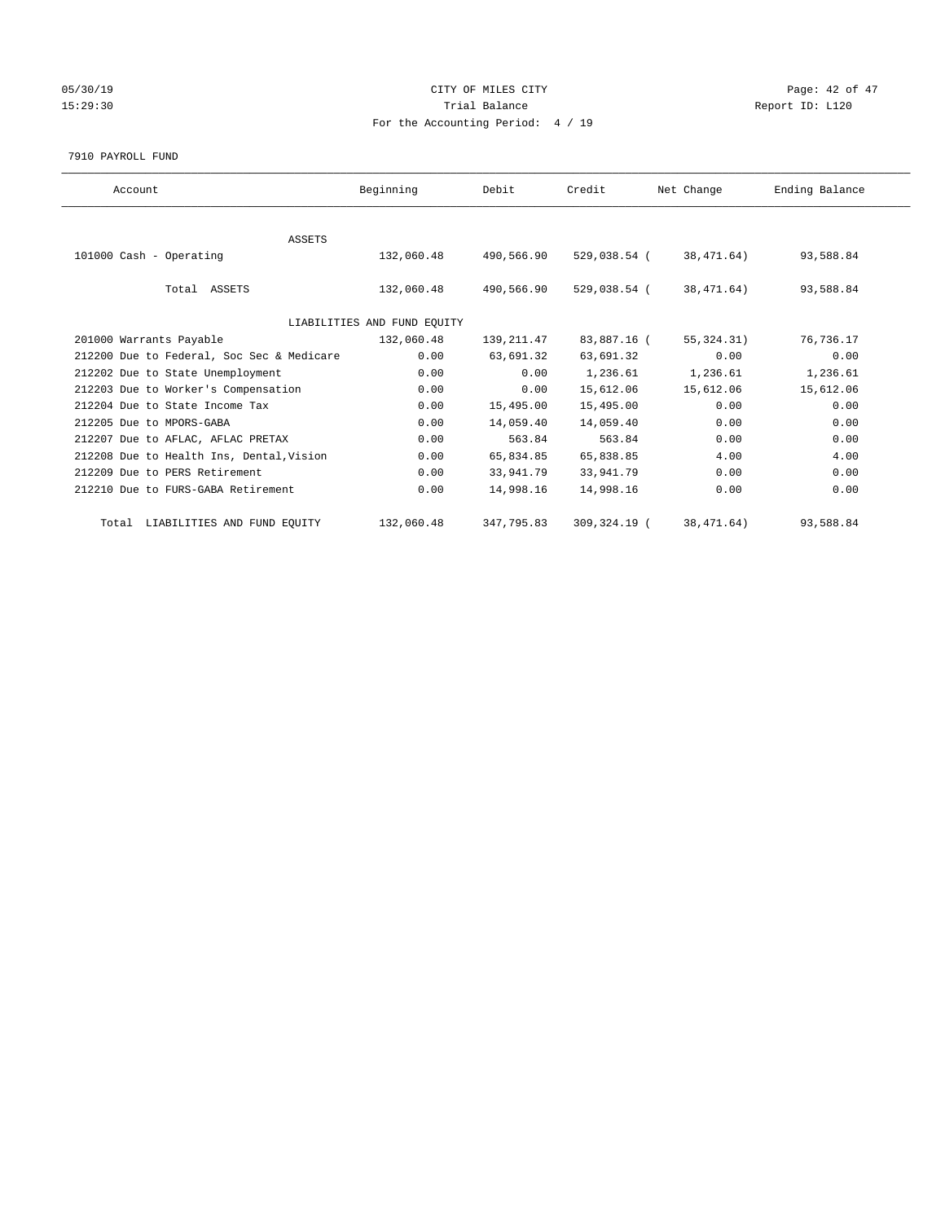CITY OF MILES CITY

Trial Balance

For the Accounting Period: 4 / 19

05/30/19
15:29:30

Report ID: L120

7910 PAYROLL FUND

| Account | Beginning | Debit | Credit | Net Change | Ending Balance |
|---|---|---|---|---|---|
| ASSETS | | | | | |
| 101000 Cash - Operating | 132,060.48 | 490,566.90 | 529,038.54 | ( 38,471.64) | 93,588.84 |
| Total ASSETS | 132,060.48 | 490,566.90 | 529,038.54 | ( 38,471.64) | 93,588.84 |
| LIABILITIES AND FUND EQUITY | | | | | |
| 201000 Warrants Payable | 132,060.48 | 139,211.47 | 83,887.16 | ( 55,324.31) | 76,736.17 |
| 212200 Due to Federal, Soc Sec & Medicare | 0.00 | 63,691.32 | 63,691.32 | 0.00 | 0.00 |
| 212202 Due to State Unemployment | 0.00 | 0.00 | 1,236.61 | 1,236.61 | 1,236.61 |
| 212203 Due to Worker's Compensation | 0.00 | 0.00 | 15,612.06 | 15,612.06 | 15,612.06 |
| 212204 Due to State Income Tax | 0.00 | 15,495.00 | 15,495.00 | 0.00 | 0.00 |
| 212205 Due to MPORS-GABA | 0.00 | 14,059.40 | 14,059.40 | 0.00 | 0.00 |
| 212207 Due to AFLAC, AFLAC PRETAX | 0.00 | 563.84 | 563.84 | 0.00 | 0.00 |
| 212208 Due to Health Ins, Dental,Vision | 0.00 | 65,834.85 | 65,838.85 | 4.00 | 4.00 |
| 212209 Due to PERS Retirement | 0.00 | 33,941.79 | 33,941.79 | 0.00 | 0.00 |
| 212210 Due to FURS-GABA Retirement | 0.00 | 14,998.16 | 14,998.16 | 0.00 | 0.00 |
| Total LIABILITIES AND FUND EQUITY | 132,060.48 | 347,795.83 | 309,324.19 | ( 38,471.64) | 93,588.84 |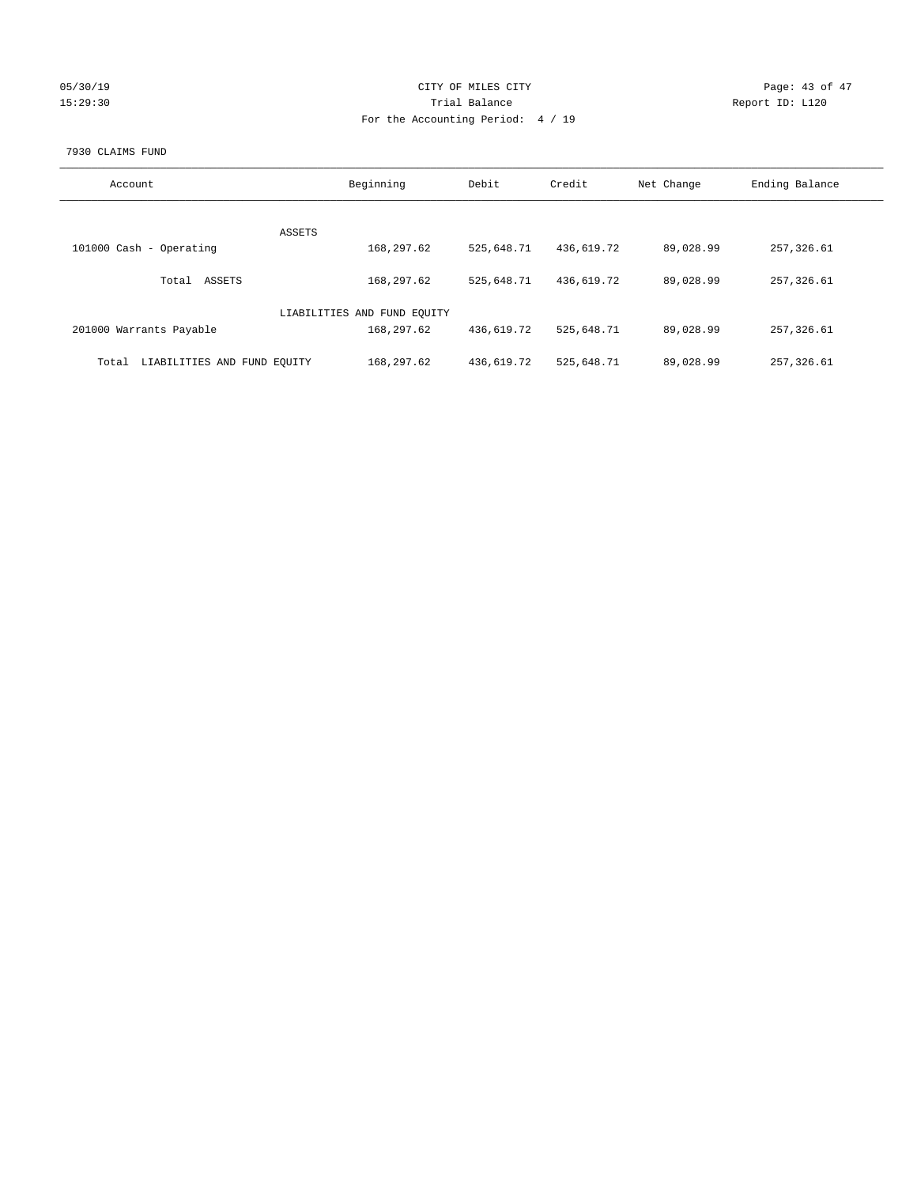05/30/19 CITY OF MILES CITY
15:29:30 Trial Balance Report ID: L120
For the Accounting Period: 4 / 19

7930 CLAIMS FUND

| Account | Beginning | Debit | Credit | Net Change | Ending Balance |
|---|---|---|---|---|---|
| ASSETS | | | | | |
| 101000 Cash - Operating | 168,297.62 | 525,648.71 | 436,619.72 | 89,028.99 | 257,326.61 |
| Total ASSETS | 168,297.62 | 525,648.71 | 436,619.72 | 89,028.99 | 257,326.61 |
| LIABILITIES AND FUND EQUITY | | | | | |
| 201000 Warrants Payable | 168,297.62 | 436,619.72 | 525,648.71 | 89,028.99 | 257,326.61 |
| Total LIABILITIES AND FUND EQUITY | 168,297.62 | 436,619.72 | 525,648.71 | 89,028.99 | 257,326.61 |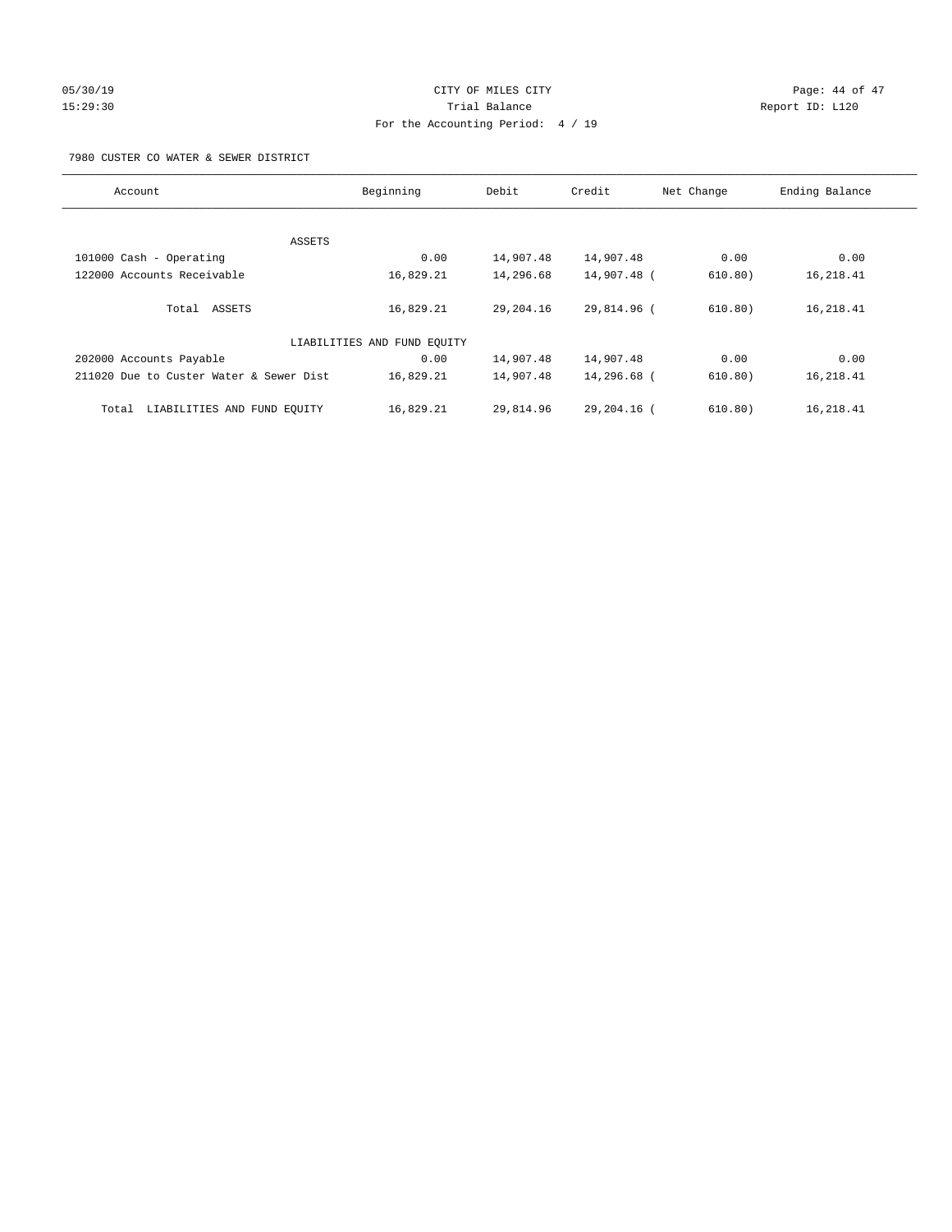CITY OF MILES CITY

Trial Balance

For the Accounting Period: 4 / 19

05/30/19 15:29:30 Report ID: L120

7980 CUSTER CO WATER & SEWER DISTRICT

| Account | Beginning | Debit | Credit | Net Change | Ending Balance |
|---|---|---|---|---|---|
| ASSETS | | | | | |
| 101000 Cash - Operating | 0.00 | 14,907.48 | 14,907.48 | 0.00 | 0.00 |
| 122000 Accounts Receivable | 16,829.21 | 14,296.68 | 14,907.48 | ( 610.80) | 16,218.41 |
| Total ASSETS | 16,829.21 | 29,204.16 | 29,814.96 | ( 610.80) | 16,218.41 |
| LIABILITIES AND FUND EQUITY | | | | | |
| 202000 Accounts Payable | 0.00 | 14,907.48 | 14,907.48 | 0.00 | 0.00 |
| 211020 Due to Custer Water & Sewer Dist | 16,829.21 | 14,907.48 | 14,296.68 | ( 610.80) | 16,218.41 |
| Total LIABILITIES AND FUND EQUITY | 16,829.21 | 29,814.96 | 29,204.16 | ( 610.80) | 16,218.41 |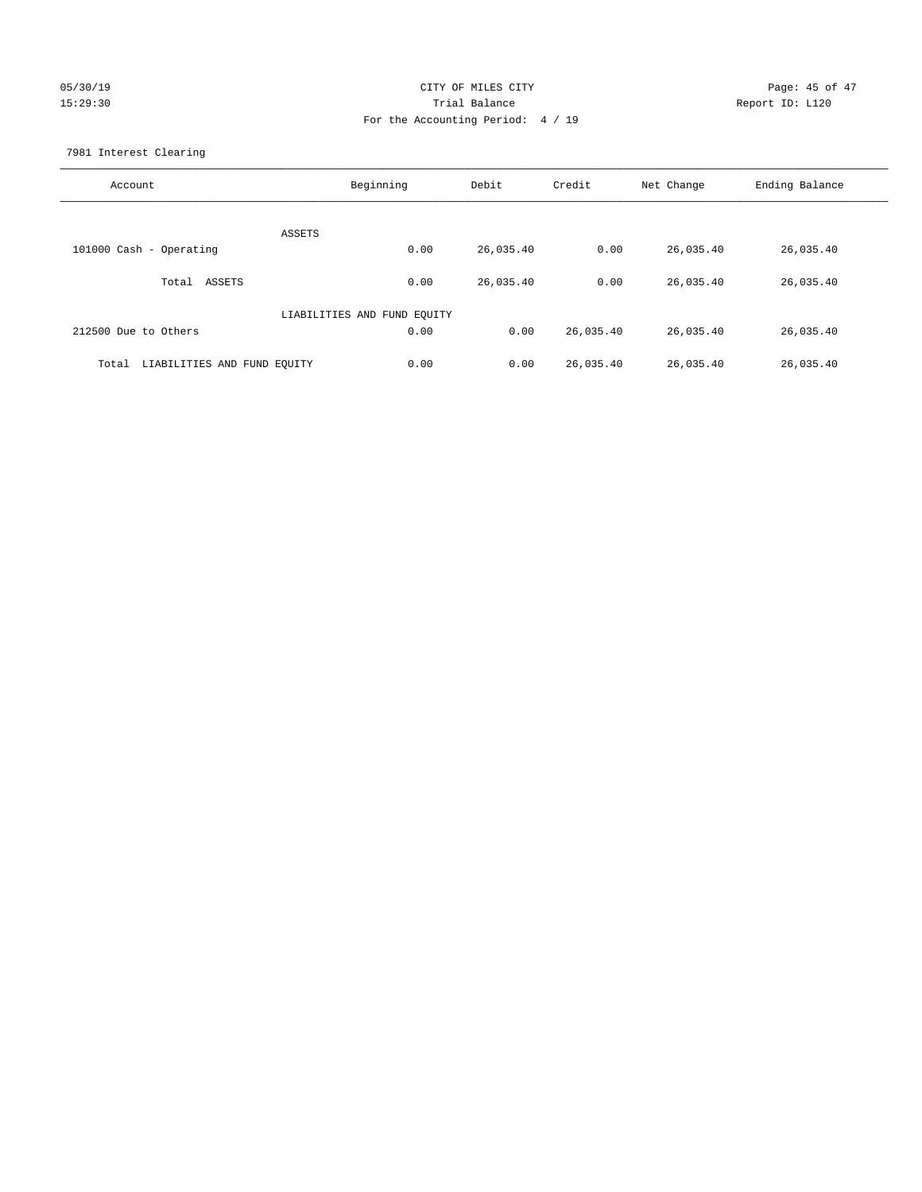CITY OF MILES CITY
Trial Balance
For the Accounting Period: 4 / 19

05/30/19
15:29:30

Report ID: L120

7981 Interest Clearing

| Account | Beginning | Debit | Credit | Net Change | Ending Balance |
|---|---|---|---|---|---|
| ASSETS | | | | | |
| 101000 Cash - Operating | 0.00 | 26,035.40 | 0.00 | 26,035.40 | 26,035.40 |
| Total ASSETS | 0.00 | 26,035.40 | 0.00 | 26,035.40 | 26,035.40 |
| LIABILITIES AND FUND EQUITY | | | | | |
| 212500 Due to Others | 0.00 | 0.00 | 26,035.40 | 26,035.40 | 26,035.40 |
| Total LIABILITIES AND FUND EQUITY | 0.00 | 0.00 | 26,035.40 | 26,035.40 | 26,035.40 |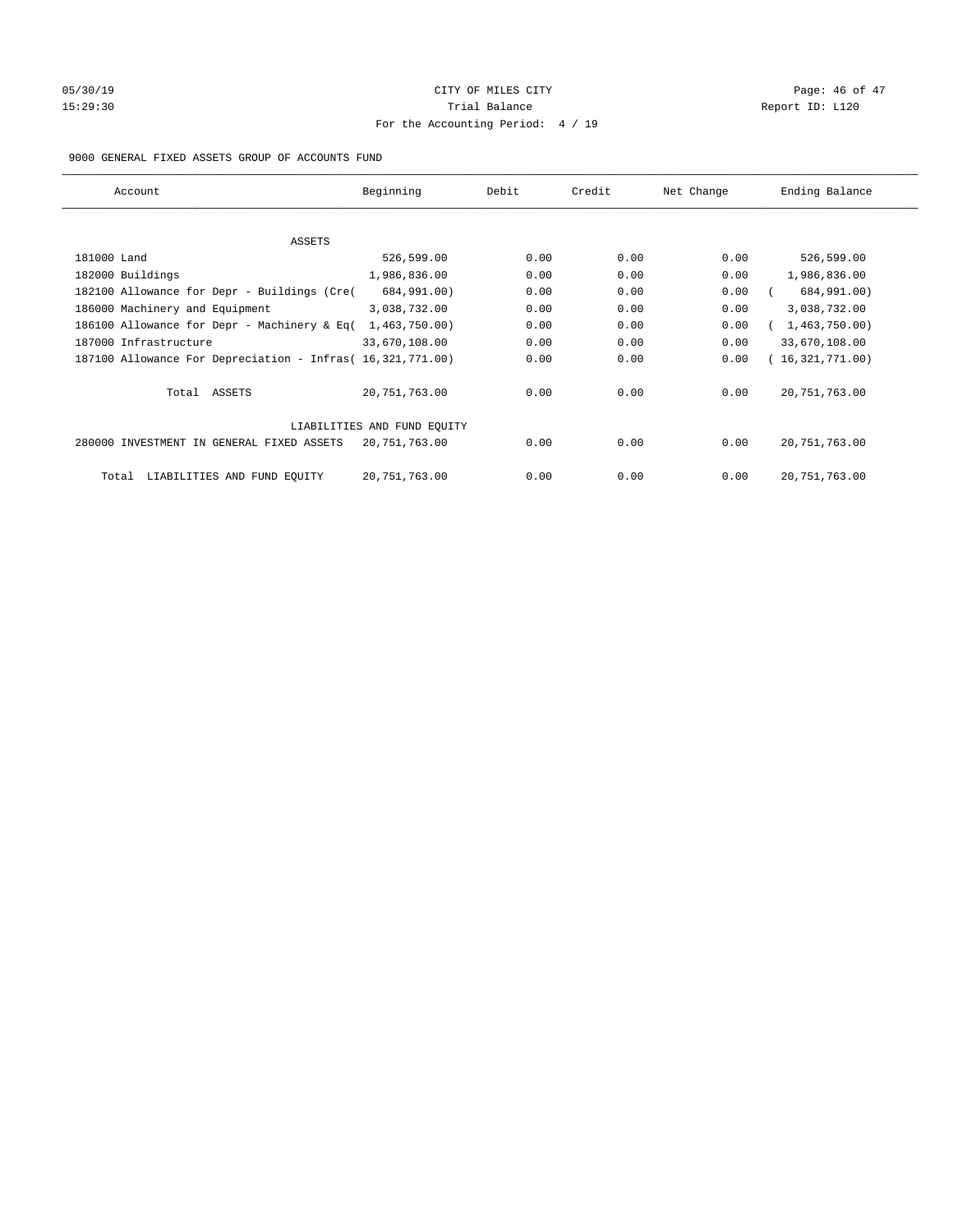CITY OF MILES CITY

Trial Balance

For the Accounting Period: 4 / 19

05/30/19 15:29:30 Report ID: L120

9000 GENERAL FIXED ASSETS GROUP OF ACCOUNTS FUND

| Account | Beginning | Debit | Credit | Net Change | Ending Balance |
|---|---|---|---|---|---|
| ASSETS | | | | | |
| 181000 Land | 526,599.00 | 0.00 | 0.00 | 0.00 | 526,599.00 |
| 182000 Buildings | 1,986,836.00 | 0.00 | 0.00 | 0.00 | 1,986,836.00 |
| 182100 Allowance for Depr - Buildings (Cre( | 684,991.00) | 0.00 | 0.00 | 0.00 | ( 684,991.00) |
| 186000 Machinery and Equipment | 3,038,732.00 | 0.00 | 0.00 | 0.00 | 3,038,732.00 |
| 186100 Allowance for Depr - Machinery & Eq( | 1,463,750.00) | 0.00 | 0.00 | 0.00 | ( 1,463,750.00) |
| 187000 Infrastructure | 33,670,108.00 | 0.00 | 0.00 | 0.00 | 33,670,108.00 |
| 187100 Allowance For Depreciation - Infras( | 16,321,771.00) | 0.00 | 0.00 | 0.00 | ( 16,321,771.00) |
| Total ASSETS | 20,751,763.00 | 0.00 | 0.00 | 0.00 | 20,751,763.00 |
| LIABILITIES AND FUND EQUITY | | | | | |
| 280000 INVESTMENT IN GENERAL FIXED ASSETS | 20,751,763.00 | 0.00 | 0.00 | 0.00 | 20,751,763.00 |
| Total LIABILITIES AND FUND EQUITY | 20,751,763.00 | 0.00 | 0.00 | 0.00 | 20,751,763.00 |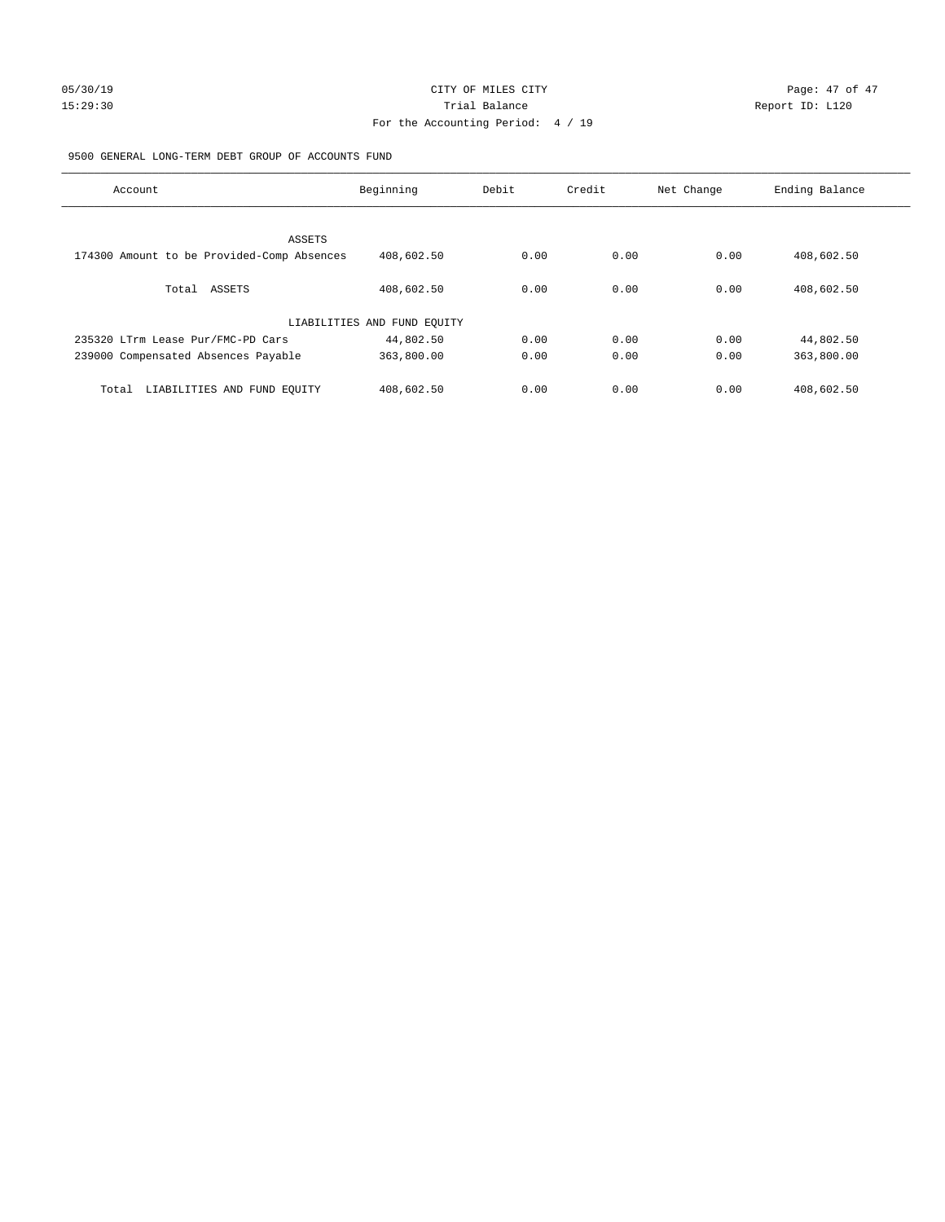CITY OF MILES CITY

Trial Balance

For the Accounting Period: 4 / 19

9500 GENERAL LONG-TERM DEBT GROUP OF ACCOUNTS FUND

| Account | Beginning | Debit | Credit | Net Change | Ending Balance |
|---|---|---|---|---|---|
| ASSETS | | | | | |
| 174300 Amount to be Provided-Comp Absences | 408,602.50 | 0.00 | 0.00 | 0.00 | 408,602.50 |
| Total ASSETS | 408,602.50 | 0.00 | 0.00 | 0.00 | 408,602.50 |
| LIABILITIES AND FUND EQUITY | | | | | |
| 235320 LTrm Lease Pur/FMC-PD Cars | 44,802.50 | 0.00 | 0.00 | 0.00 | 44,802.50 |
| 239000 Compensated Absences Payable | 363,800.00 | 0.00 | 0.00 | 0.00 | 363,800.00 |
| Total LIABILITIES AND FUND EQUITY | 408,602.50 | 0.00 | 0.00 | 0.00 | 408,602.50 |